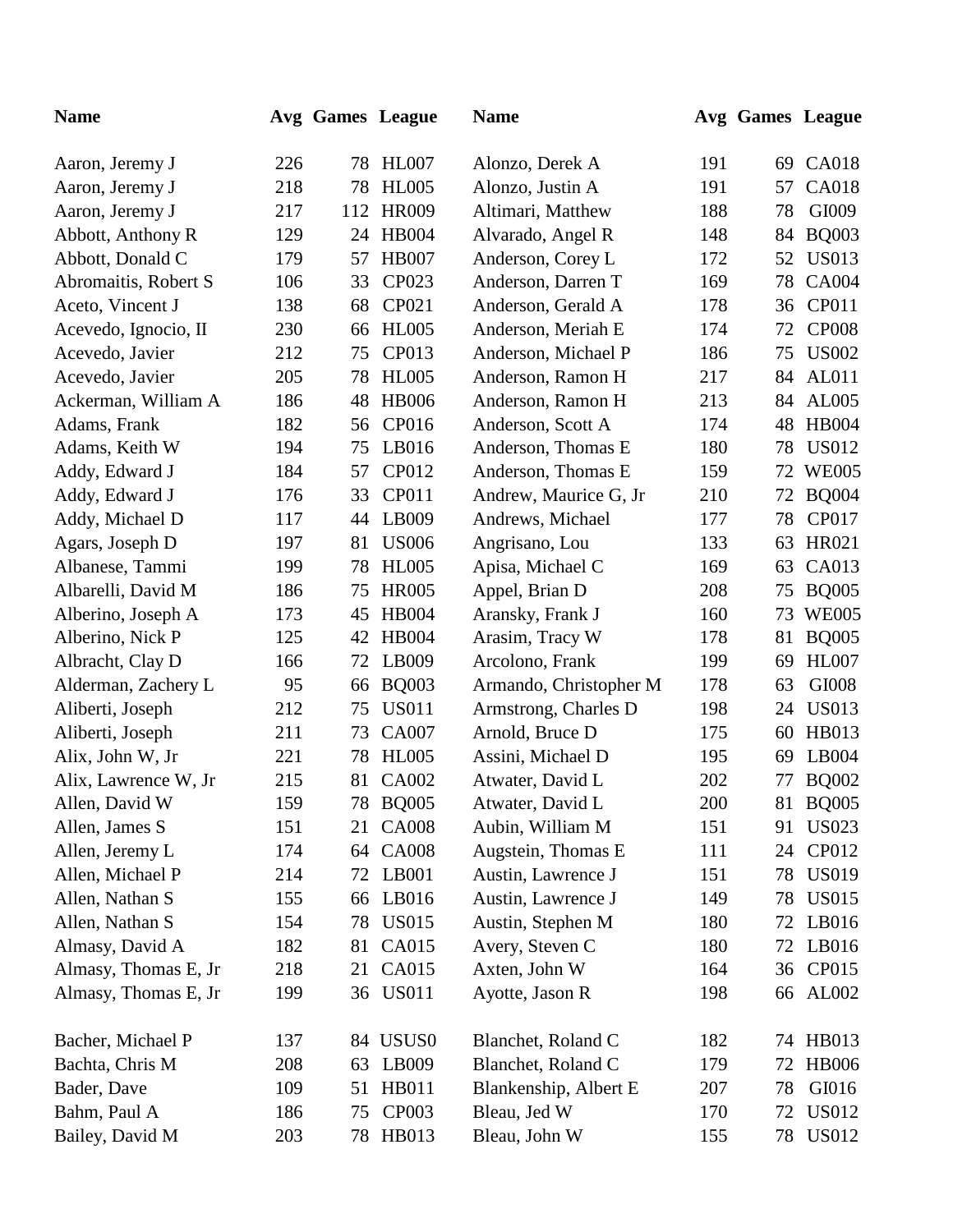| Name | Avg | Games | League |
|---|---|---|---|
| Aaron, Jeremy J | 226 | 78 | HL007 |
| Aaron, Jeremy J | 218 | 78 | HL005 |
| Aaron, Jeremy J | 217 | 112 | HR009 |
| Abbott, Anthony R | 129 | 24 | HB004 |
| Abbott, Donald C | 179 | 57 | HB007 |
| Abromaitis, Robert S | 106 | 33 | CP023 |
| Aceto, Vincent J | 138 | 68 | CP021 |
| Acevedo, Ignocio, II | 230 | 66 | HL005 |
| Acevedo, Javier | 212 | 75 | CP013 |
| Acevedo, Javier | 205 | 78 | HL005 |
| Ackerman, William A | 186 | 48 | HB006 |
| Adams, Frank | 182 | 56 | CP016 |
| Adams, Keith W | 194 | 75 | LB016 |
| Addy, Edward J | 184 | 57 | CP012 |
| Addy, Edward J | 176 | 33 | CP011 |
| Addy, Michael D | 117 | 44 | LB009 |
| Agars, Joseph D | 197 | 81 | US006 |
| Albanese, Tammi | 199 | 78 | HL005 |
| Albarelli, David M | 186 | 75 | HR005 |
| Alberino, Joseph A | 173 | 45 | HB004 |
| Alberino, Nick P | 125 | 42 | HB004 |
| Albracht, Clay D | 166 | 72 | LB009 |
| Alderman, Zachery L | 95 | 66 | BQ003 |
| Aliberti, Joseph | 212 | 75 | US011 |
| Aliberti, Joseph | 211 | 73 | CA007 |
| Alix, John W, Jr | 221 | 78 | HL005 |
| Alix, Lawrence W, Jr | 215 | 81 | CA002 |
| Allen, David W | 159 | 78 | BQ005 |
| Allen, James S | 151 | 21 | CA008 |
| Allen, Jeremy L | 174 | 64 | CA008 |
| Allen, Michael P | 214 | 72 | LB001 |
| Allen, Nathan S | 155 | 66 | LB016 |
| Allen, Nathan S | 154 | 78 | US015 |
| Almasy, David A | 182 | 81 | CA015 |
| Almasy, Thomas E, Jr | 218 | 21 | CA015 |
| Almasy, Thomas E, Jr | 199 | 36 | US011 |
| Alonzo, Derek A | 191 | 69 | CA018 |
| Alonzo, Justin A | 191 | 57 | CA018 |
| Altimari, Matthew | 188 | 78 | GI009 |
| Alvarado, Angel R | 148 | 84 | BQ003 |
| Anderson, Corey L | 172 | 52 | US013 |
| Anderson, Darren T | 169 | 78 | CA004 |
| Anderson, Gerald A | 178 | 36 | CP011 |
| Anderson, Meriah E | 174 | 72 | CP008 |
| Anderson, Michael P | 186 | 75 | US002 |
| Anderson, Ramon H | 217 | 84 | AL011 |
| Anderson, Ramon H | 213 | 84 | AL005 |
| Anderson, Scott A | 174 | 48 | HB004 |
| Anderson, Thomas E | 180 | 78 | US012 |
| Anderson, Thomas E | 159 | 72 | WE005 |
| Andrew, Maurice G, Jr | 210 | 72 | BQ004 |
| Andrews, Michael | 177 | 78 | CP017 |
| Angrisano, Lou | 133 | 63 | HR021 |
| Apisa, Michael C | 169 | 63 | CA013 |
| Appel, Brian D | 208 | 75 | BQ005 |
| Aransky, Frank J | 160 | 73 | WE005 |
| Arasim, Tracy W | 178 | 81 | BQ005 |
| Arcolono, Frank | 199 | 69 | HL007 |
| Armando, Christopher M | 178 | 63 | GI008 |
| Armstrong, Charles D | 198 | 24 | US013 |
| Arnold, Bruce D | 175 | 60 | HB013 |
| Assini, Michael D | 195 | 69 | LB004 |
| Atwater, David L | 202 | 77 | BQ002 |
| Atwater, David L | 200 | 81 | BQ005 |
| Aubin, William M | 151 | 91 | US023 |
| Augstein, Thomas E | 111 | 24 | CP012 |
| Austin, Lawrence J | 151 | 78 | US019 |
| Austin, Lawrence J | 149 | 78 | US015 |
| Austin, Stephen M | 180 | 72 | LB016 |
| Avery, Steven C | 180 | 72 | LB016 |
| Axten, John W | 164 | 36 | CP015 |
| Ayotte, Jason R | 198 | 66 | AL002 |
| Bacher, Michael P | 137 | 84 | USUS0 |
| Bachta, Chris M | 208 | 63 | LB009 |
| Bader, Dave | 109 | 51 | HB011 |
| Bahm, Paul A | 186 | 75 | CP003 |
| Bailey, David M | 203 | 78 | HB013 |
| Blanchet, Roland C | 182 | 74 | HB013 |
| Blanchet, Roland C | 179 | 72 | HB006 |
| Blankenship, Albert E | 207 | 78 | GI016 |
| Bleau, Jed W | 170 | 72 | US012 |
| Bleau, John W | 155 | 78 | US012 |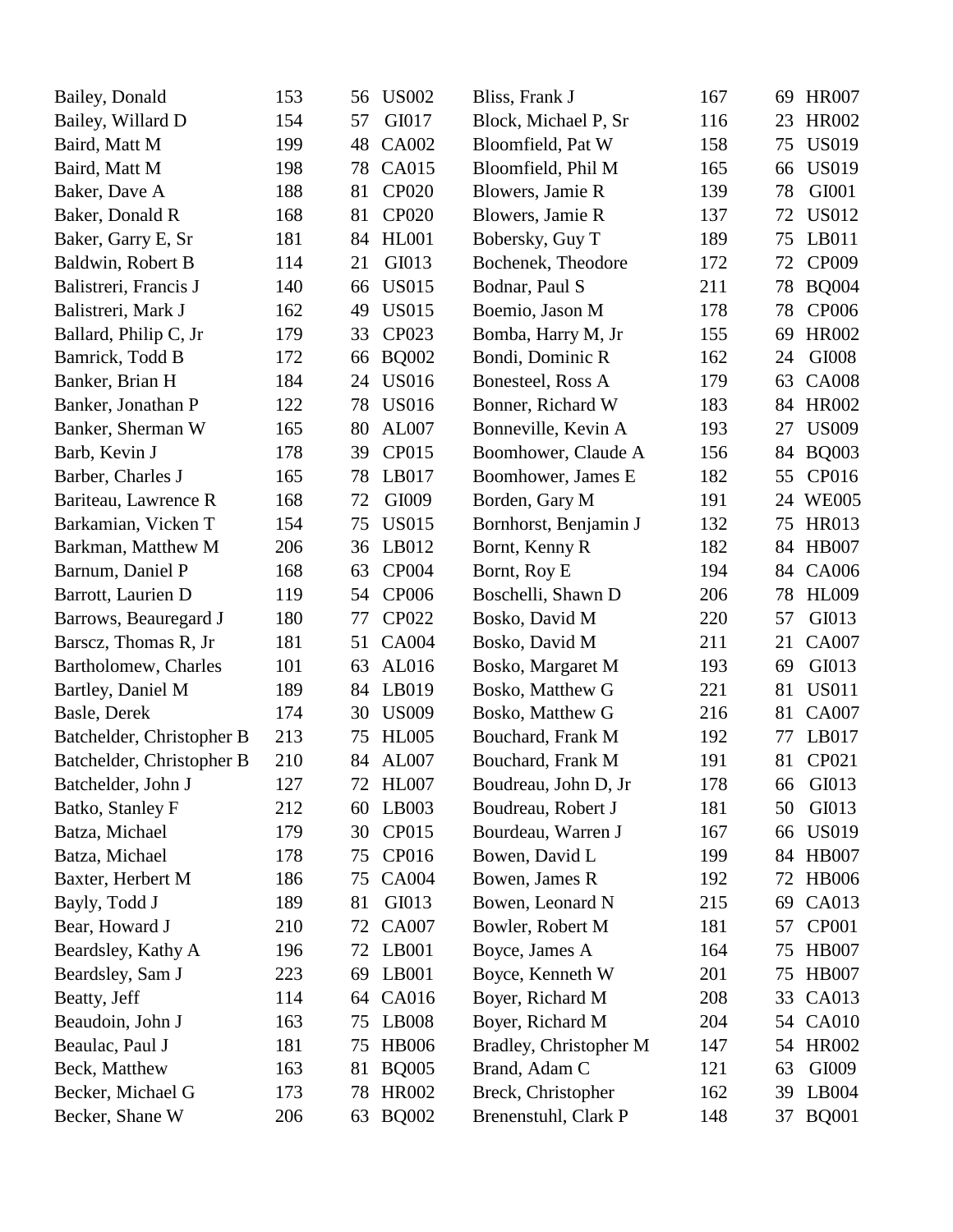| | | | |
|---|---|---|---|
| Bailey, Donald | 153 | 56 | US002 |
| Bailey, Willard D | 154 | 57 | GI017 |
| Baird, Matt M | 199 | 48 | CA002 |
| Baird, Matt M | 198 | 78 | CA015 |
| Baker, Dave A | 188 | 81 | CP020 |
| Baker, Donald R | 168 | 81 | CP020 |
| Baker, Garry E, Sr | 181 | 84 | HL001 |
| Baldwin, Robert B | 114 | 21 | GI013 |
| Balistreri, Francis J | 140 | 66 | US015 |
| Balistreri, Mark J | 162 | 49 | US015 |
| Ballard, Philip C, Jr | 179 | 33 | CP023 |
| Bamrick, Todd B | 172 | 66 | BQ002 |
| Banker, Brian H | 184 | 24 | US016 |
| Banker, Jonathan P | 122 | 78 | US016 |
| Banker, Sherman W | 165 | 80 | AL007 |
| Barb, Kevin J | 178 | 39 | CP015 |
| Barber, Charles J | 165 | 78 | LB017 |
| Bariteau, Lawrence R | 168 | 72 | GI009 |
| Barkamian, Vicken T | 154 | 75 | US015 |
| Barkman, Matthew M | 206 | 36 | LB012 |
| Barnum, Daniel P | 168 | 63 | CP004 |
| Barrott, Laurien D | 119 | 54 | CP006 |
| Barrows, Beauregard J | 180 | 77 | CP022 |
| Barscz, Thomas R, Jr | 181 | 51 | CA004 |
| Bartholomew, Charles | 101 | 63 | AL016 |
| Bartley, Daniel M | 189 | 84 | LB019 |
| Basle, Derek | 174 | 30 | US009 |
| Batchelder, Christopher B | 213 | 75 | HL005 |
| Batchelder, Christopher B | 210 | 84 | AL007 |
| Batchelder, John J | 127 | 72 | HL007 |
| Batko, Stanley F | 212 | 60 | LB003 |
| Batza, Michael | 179 | 30 | CP015 |
| Batza, Michael | 178 | 75 | CP016 |
| Baxter, Herbert M | 186 | 75 | CA004 |
| Bayly, Todd J | 189 | 81 | GI013 |
| Bear, Howard J | 210 | 72 | CA007 |
| Beardsley, Kathy A | 196 | 72 | LB001 |
| Beardsley, Sam J | 223 | 69 | LB001 |
| Beatty, Jeff | 114 | 64 | CA016 |
| Beaudoin, John J | 163 | 75 | LB008 |
| Beaulac, Paul J | 181 | 75 | HB006 |
| Beck, Matthew | 163 | 81 | BQ005 |
| Becker, Michael G | 173 | 78 | HR002 |
| Becker, Shane W | 206 | 63 | BQ002 |
| Bliss, Frank J | 167 | 69 | HR007 |
| Block, Michael P, Sr | 116 | 23 | HR002 |
| Bloomfield, Pat W | 158 | 75 | US019 |
| Bloomfield, Phil M | 165 | 66 | US019 |
| Blowers, Jamie R | 139 | 78 | GI001 |
| Blowers, Jamie R | 137 | 72 | US012 |
| Bobersky, Guy T | 189 | 75 | LB011 |
| Bochenek, Theodore | 172 | 72 | CP009 |
| Bodnar, Paul S | 211 | 78 | BQ004 |
| Boemio, Jason M | 178 | 78 | CP006 |
| Bomba, Harry M, Jr | 155 | 69 | HR002 |
| Bondi, Dominic R | 162 | 24 | GI008 |
| Bonesteel, Ross A | 179 | 63 | CA008 |
| Bonner, Richard W | 183 | 84 | HR002 |
| Bonneville, Kevin A | 193 | 27 | US009 |
| Boomhower, Claude A | 156 | 84 | BQ003 |
| Boomhower, James E | 182 | 55 | CP016 |
| Borden, Gary M | 191 | 24 | WE005 |
| Bornhorst, Benjamin J | 132 | 75 | HR013 |
| Bornt, Kenny R | 182 | 84 | HB007 |
| Bornt, Roy E | 194 | 84 | CA006 |
| Boschelli, Shawn D | 206 | 78 | HL009 |
| Bosko, David M | 220 | 57 | GI013 |
| Bosko, David M | 211 | 21 | CA007 |
| Bosko, Margaret M | 193 | 69 | GI013 |
| Bosko, Matthew G | 221 | 81 | US011 |
| Bosko, Matthew G | 216 | 81 | CA007 |
| Bouchard, Frank M | 192 | 77 | LB017 |
| Bouchard, Frank M | 191 | 81 | CP021 |
| Boudreau, John D, Jr | 178 | 66 | GI013 |
| Boudreau, Robert J | 181 | 50 | GI013 |
| Bourdeau, Warren J | 167 | 66 | US019 |
| Bowen, David L | 199 | 84 | HB007 |
| Bowen, James R | 192 | 72 | HB006 |
| Bowen, Leonard N | 215 | 69 | CA013 |
| Bowler, Robert M | 181 | 57 | CP001 |
| Boyce, James A | 164 | 75 | HB007 |
| Boyce, Kenneth W | 201 | 75 | HB007 |
| Boyer, Richard M | 208 | 33 | CA013 |
| Boyer, Richard M | 204 | 54 | CA010 |
| Bradley, Christopher M | 147 | 54 | HR002 |
| Brand, Adam C | 121 | 63 | GI009 |
| Breck, Christopher | 162 | 39 | LB004 |
| Brenenstuhl, Clark P | 148 | 37 | BQ001 |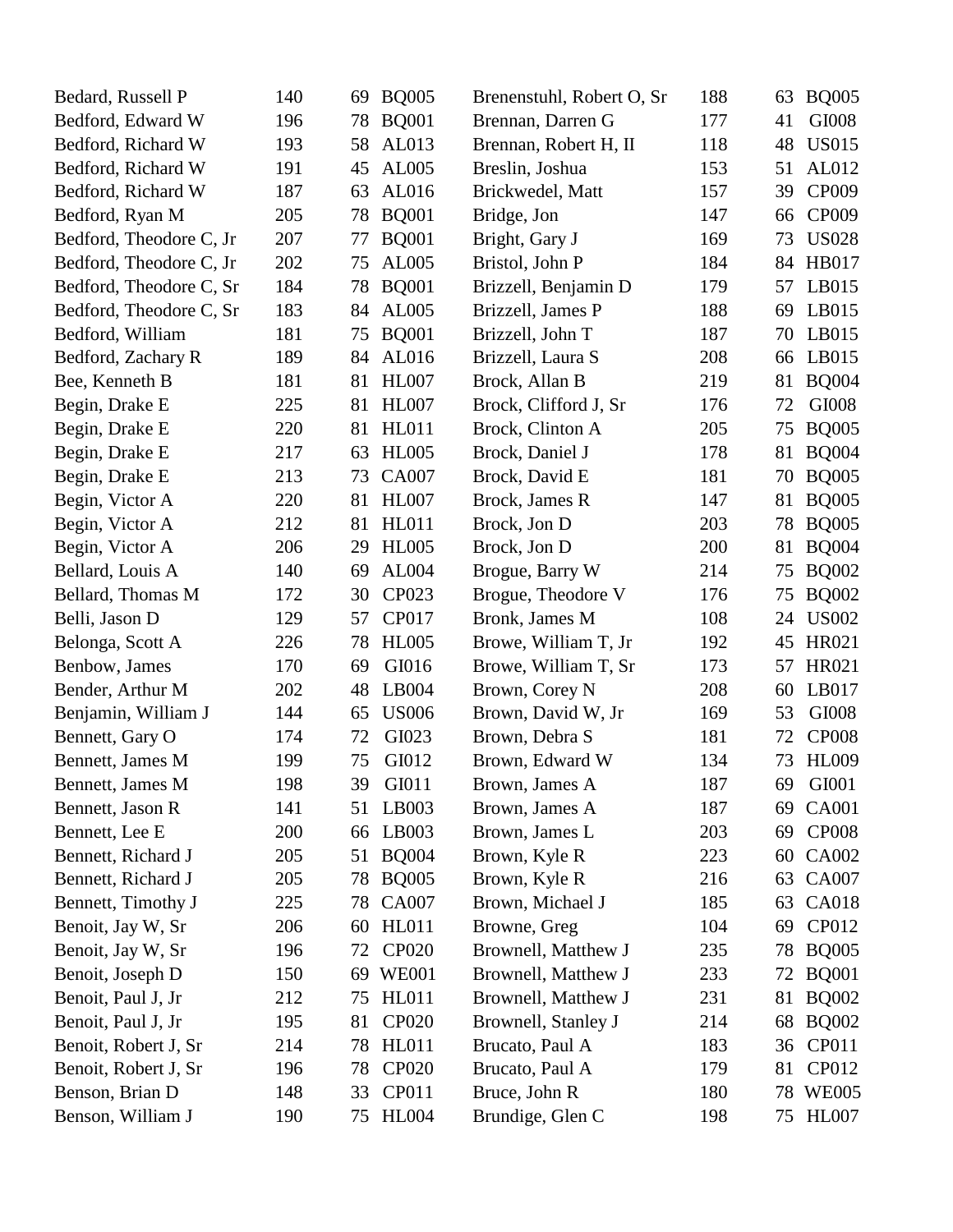| Name | | | |
|---|---|---|---|
| Bedard, Russell P | 140 | 69 | BQ005 |
| Bedford, Edward W | 196 | 78 | BQ001 |
| Bedford, Richard W | 193 | 58 | AL013 |
| Bedford, Richard W | 191 | 45 | AL005 |
| Bedford, Richard W | 187 | 63 | AL016 |
| Bedford, Ryan M | 205 | 78 | BQ001 |
| Bedford, Theodore C, Jr | 207 | 77 | BQ001 |
| Bedford, Theodore C, Jr | 202 | 75 | AL005 |
| Bedford, Theodore C, Sr | 184 | 78 | BQ001 |
| Bedford, Theodore C, Sr | 183 | 84 | AL005 |
| Bedford, William | 181 | 75 | BQ001 |
| Bedford, Zachary R | 189 | 84 | AL016 |
| Bee, Kenneth B | 181 | 81 | HL007 |
| Begin, Drake E | 225 | 81 | HL007 |
| Begin, Drake E | 220 | 81 | HL011 |
| Begin, Drake E | 217 | 63 | HL005 |
| Begin, Drake E | 213 | 73 | CA007 |
| Begin, Victor A | 220 | 81 | HL007 |
| Begin, Victor A | 212 | 81 | HL011 |
| Begin, Victor A | 206 | 29 | HL005 |
| Bellard, Louis A | 140 | 69 | AL004 |
| Bellard, Thomas M | 172 | 30 | CP023 |
| Belli, Jason D | 129 | 57 | CP017 |
| Belonga, Scott A | 226 | 78 | HL005 |
| Benbow, James | 170 | 69 | GI016 |
| Bender, Arthur M | 202 | 48 | LB004 |
| Benjamin, William J | 144 | 65 | US006 |
| Bennett, Gary O | 174 | 72 | GI023 |
| Bennett, James M | 199 | 75 | GI012 |
| Bennett, James M | 198 | 39 | GI011 |
| Bennett, Jason R | 141 | 51 | LB003 |
| Bennett, Lee E | 200 | 66 | LB003 |
| Bennett, Richard J | 205 | 51 | BQ004 |
| Bennett, Richard J | 205 | 78 | BQ005 |
| Bennett, Timothy J | 225 | 78 | CA007 |
| Benoit, Jay W, Sr | 206 | 60 | HL011 |
| Benoit, Jay W, Sr | 196 | 72 | CP020 |
| Benoit, Joseph D | 150 | 69 | WE001 |
| Benoit, Paul J, Jr | 212 | 75 | HL011 |
| Benoit, Paul J, Jr | 195 | 81 | CP020 |
| Benoit, Robert J, Sr | 214 | 78 | HL011 |
| Benoit, Robert J, Sr | 196 | 78 | CP020 |
| Benson, Brian D | 148 | 33 | CP011 |
| Benson, William J | 190 | 75 | HL004 |
| Brenenstuhl, Robert O, Sr | 188 | 63 | BQ005 |
| Brennan, Darren G | 177 | 41 | GI008 |
| Brennan, Robert H, II | 118 | 48 | US015 |
| Breslin, Joshua | 153 | 51 | AL012 |
| Brickwedel, Matt | 157 | 39 | CP009 |
| Bridge, Jon | 147 | 66 | CP009 |
| Bright, Gary J | 169 | 73 | US028 |
| Bristol, John P | 184 | 84 | HB017 |
| Brizzell, Benjamin D | 179 | 57 | LB015 |
| Brizzell, James P | 188 | 69 | LB015 |
| Brizzell, John T | 187 | 70 | LB015 |
| Brizzell, Laura S | 208 | 66 | LB015 |
| Brock, Allan B | 219 | 81 | BQ004 |
| Brock, Clifford J, Sr | 176 | 72 | GI008 |
| Brock, Clinton A | 205 | 75 | BQ005 |
| Brock, Daniel J | 178 | 81 | BQ004 |
| Brock, David E | 181 | 70 | BQ005 |
| Brock, James R | 147 | 81 | BQ005 |
| Brock, Jon D | 203 | 78 | BQ005 |
| Brock, Jon D | 200 | 81 | BQ004 |
| Brogue, Barry W | 214 | 75 | BQ002 |
| Brogue, Theodore V | 176 | 75 | BQ002 |
| Bronk, James M | 108 | 24 | US002 |
| Browe, William T, Jr | 192 | 45 | HR021 |
| Browe, William T, Sr | 173 | 57 | HR021 |
| Brown, Corey N | 208 | 60 | LB017 |
| Brown, David W, Jr | 169 | 53 | GI008 |
| Brown, Debra S | 181 | 72 | CP008 |
| Brown, Edward W | 134 | 73 | HL009 |
| Brown, James A | 187 | 69 | GI001 |
| Brown, James A | 187 | 69 | CA001 |
| Brown, James L | 203 | 69 | CP008 |
| Brown, Kyle R | 223 | 60 | CA002 |
| Brown, Kyle R | 216 | 63 | CA007 |
| Brown, Michael J | 185 | 63 | CA018 |
| Browne, Greg | 104 | 69 | CP012 |
| Brownell, Matthew J | 235 | 78 | BQ005 |
| Brownell, Matthew J | 233 | 72 | BQ001 |
| Brownell, Matthew J | 231 | 81 | BQ002 |
| Brownell, Stanley J | 214 | 68 | BQ002 |
| Brucato, Paul A | 183 | 36 | CP011 |
| Brucato, Paul A | 179 | 81 | CP012 |
| Bruce, John R | 180 | 78 | WE005 |
| Brundige, Glen C | 198 | 75 | HL007 |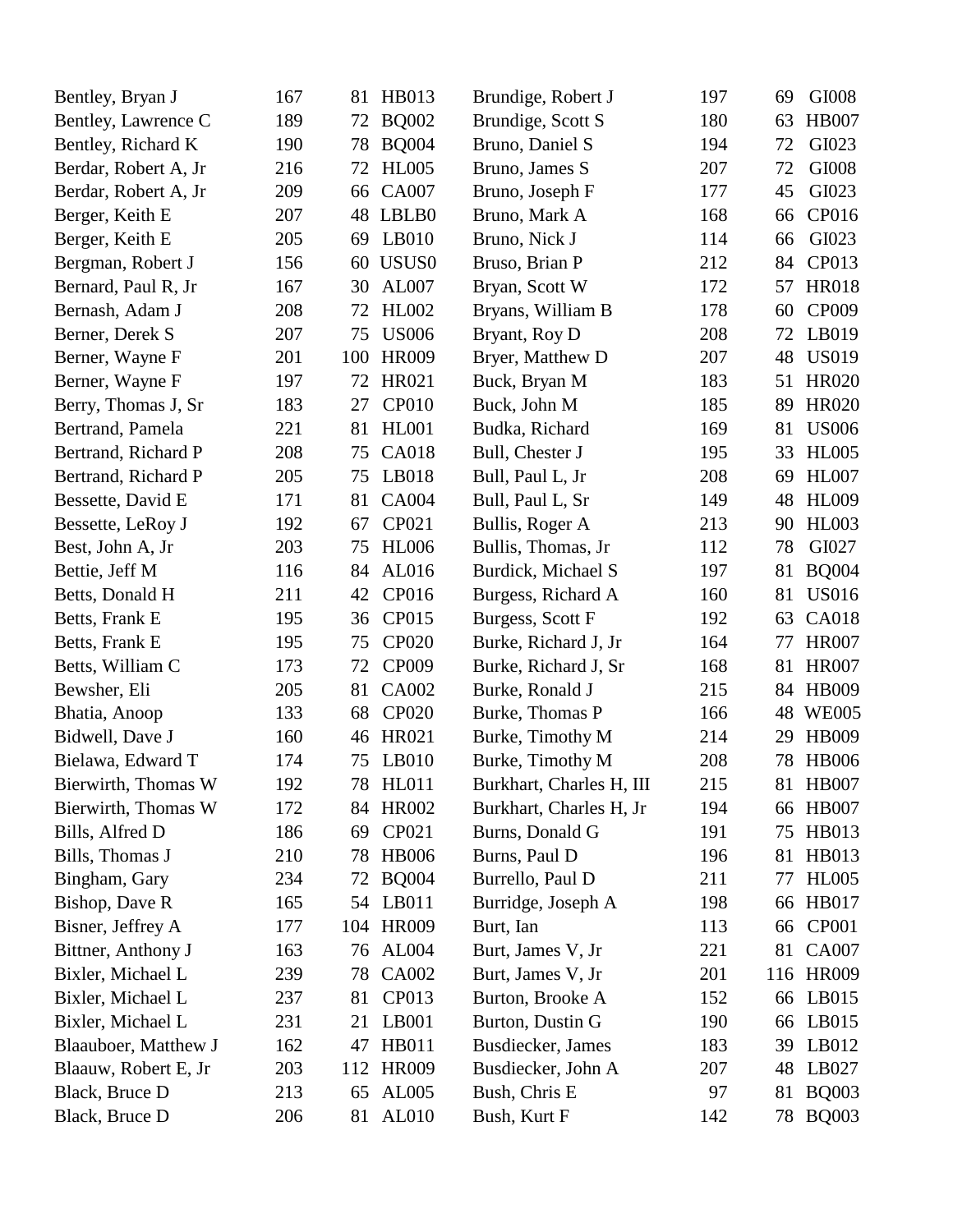| | | | |
|---|---|---|---|
| Bentley, Bryan J | 167 | 81 | HB013 |
| Bentley, Lawrence C | 189 | 72 | BQ002 |
| Bentley, Richard K | 190 | 78 | BQ004 |
| Berdar, Robert A, Jr | 216 | 72 | HL005 |
| Berdar, Robert A, Jr | 209 | 66 | CA007 |
| Berger, Keith E | 207 | 48 | LBLB0 |
| Berger, Keith E | 205 | 69 | LB010 |
| Bergman, Robert J | 156 | 60 | USUS0 |
| Bernard, Paul R, Jr | 167 | 30 | AL007 |
| Bernash, Adam J | 208 | 72 | HL002 |
| Berner, Derek S | 207 | 75 | US006 |
| Berner, Wayne F | 201 | 100 | HR009 |
| Berner, Wayne F | 197 | 72 | HR021 |
| Berry, Thomas J, Sr | 183 | 27 | CP010 |
| Bertrand, Pamela | 221 | 81 | HL001 |
| Bertrand, Richard P | 208 | 75 | CA018 |
| Bertrand, Richard P | 205 | 75 | LB018 |
| Bessette, David E | 171 | 81 | CA004 |
| Bessette, LeRoy J | 192 | 67 | CP021 |
| Best, John A, Jr | 203 | 75 | HL006 |
| Bettie, Jeff M | 116 | 84 | AL016 |
| Betts, Donald H | 211 | 42 | CP016 |
| Betts, Frank E | 195 | 36 | CP015 |
| Betts, Frank E | 195 | 75 | CP020 |
| Betts, William C | 173 | 72 | CP009 |
| Bewsher, Eli | 205 | 81 | CA002 |
| Bhatia, Anoop | 133 | 68 | CP020 |
| Bidwell, Dave J | 160 | 46 | HR021 |
| Bielawa, Edward T | 174 | 75 | LB010 |
| Bierwirth, Thomas W | 192 | 78 | HL011 |
| Bierwirth, Thomas W | 172 | 84 | HR002 |
| Bills, Alfred D | 186 | 69 | CP021 |
| Bills, Thomas J | 210 | 78 | HB006 |
| Bingham, Gary | 234 | 72 | BQ004 |
| Bishop, Dave R | 165 | 54 | LB011 |
| Bisner, Jeffrey A | 177 | 104 | HR009 |
| Bittner, Anthony J | 163 | 76 | AL004 |
| Bixler, Michael L | 239 | 78 | CA002 |
| Bixler, Michael L | 237 | 81 | CP013 |
| Bixler, Michael L | 231 | 21 | LB001 |
| Blaauboer, Matthew J | 162 | 47 | HB011 |
| Blaauw, Robert E, Jr | 203 | 112 | HR009 |
| Black, Bruce D | 213 | 65 | AL005 |
| Black, Bruce D | 206 | 81 | AL010 |
| Brundige, Robert J | 197 | 69 | GI008 |
| Brundige, Scott S | 180 | 63 | HB007 |
| Bruno, Daniel S | 194 | 72 | GI023 |
| Bruno, James S | 207 | 72 | GI008 |
| Bruno, Joseph F | 177 | 45 | GI023 |
| Bruno, Mark A | 168 | 66 | CP016 |
| Bruno, Nick J | 114 | 66 | GI023 |
| Bruso, Brian P | 212 | 84 | CP013 |
| Bryan, Scott W | 172 | 57 | HR018 |
| Bryans, William B | 178 | 60 | CP009 |
| Bryant, Roy D | 208 | 72 | LB019 |
| Bryer, Matthew D | 207 | 48 | US019 |
| Buck, Bryan M | 183 | 51 | HR020 |
| Buck, John M | 185 | 89 | HR020 |
| Budka, Richard | 169 | 81 | US006 |
| Bull, Chester J | 195 | 33 | HL005 |
| Bull, Paul L, Jr | 208 | 69 | HL007 |
| Bull, Paul L, Sr | 149 | 48 | HL009 |
| Bullis, Roger A | 213 | 90 | HL003 |
| Bullis, Thomas, Jr | 112 | 78 | GI027 |
| Burdick, Michael S | 197 | 81 | BQ004 |
| Burgess, Richard A | 160 | 81 | US016 |
| Burgess, Scott F | 192 | 63 | CA018 |
| Burke, Richard J, Jr | 164 | 77 | HR007 |
| Burke, Richard J, Sr | 168 | 81 | HR007 |
| Burke, Ronald J | 215 | 84 | HB009 |
| Burke, Thomas P | 166 | 48 | WE005 |
| Burke, Timothy M | 214 | 29 | HB009 |
| Burke, Timothy M | 208 | 78 | HB006 |
| Burkhart, Charles H, III | 215 | 81 | HB007 |
| Burkhart, Charles H, Jr | 194 | 66 | HB007 |
| Burns, Donald G | 191 | 75 | HB013 |
| Burns, Paul D | 196 | 81 | HB013 |
| Burrello, Paul D | 211 | 77 | HL005 |
| Burridge, Joseph A | 198 | 66 | HB017 |
| Burt, Ian | 113 | 66 | CP001 |
| Burt, James V, Jr | 221 | 81 | CA007 |
| Burt, James V, Jr | 201 | 116 | HR009 |
| Burton, Brooke A | 152 | 66 | LB015 |
| Burton, Dustin G | 190 | 66 | LB015 |
| Busdiecker, James | 183 | 39 | LB012 |
| Busdiecker, John A | 207 | 48 | LB027 |
| Bush, Chris E | 97 | 81 | BQ003 |
| Bush, Kurt F | 142 | 78 | BQ003 |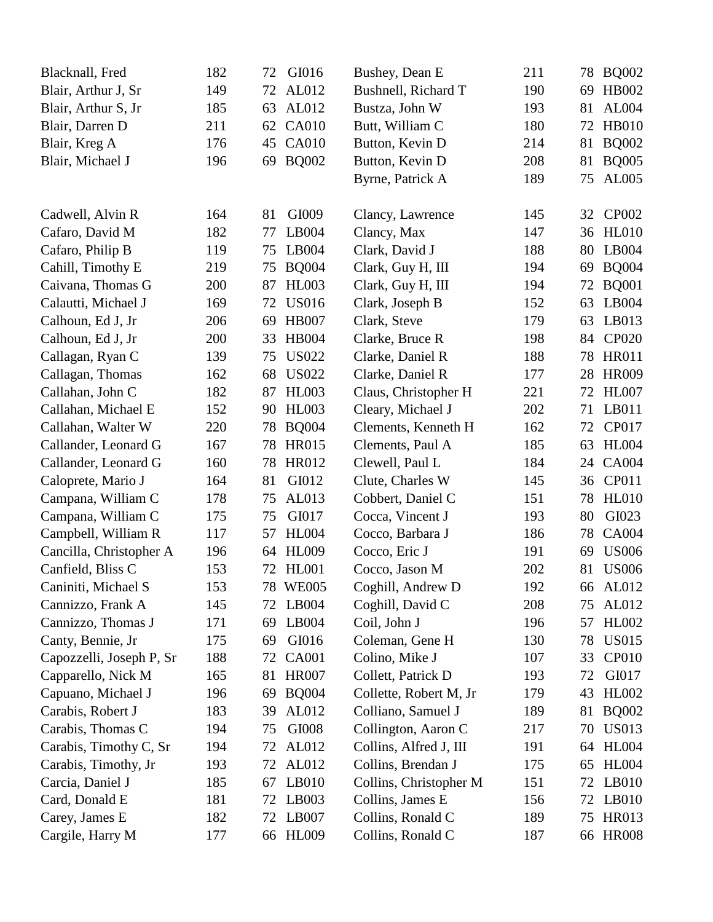| Name | | | |
|---|---|---|---|
| Blacknall, Fred | 182 | 72 | GI016 |
| Blair, Arthur J, Sr | 149 | 72 | AL012 |
| Blair, Arthur S, Jr | 185 | 63 | AL012 |
| Blair, Darren D | 211 | 62 | CA010 |
| Blair, Kreg A | 176 | 45 | CA010 |
| Blair, Michael J | 196 | 69 | BQ002 |
| Cadwell, Alvin R | 164 | 81 | GI009 |
| Cafaro, David M | 182 | 77 | LB004 |
| Cafaro, Philip B | 119 | 75 | LB004 |
| Cahill, Timothy E | 219 | 75 | BQ004 |
| Caivana, Thomas G | 200 | 87 | HL003 |
| Calautti, Michael J | 169 | 72 | US016 |
| Calhoun, Ed J, Jr | 206 | 69 | HB007 |
| Calhoun, Ed J, Jr | 200 | 33 | HB004 |
| Callagan, Ryan C | 139 | 75 | US022 |
| Callagan, Thomas | 162 | 68 | US022 |
| Callahan, John C | 182 | 87 | HL003 |
| Callahan, Michael E | 152 | 90 | HL003 |
| Callahan, Walter W | 220 | 78 | BQ004 |
| Callander, Leonard G | 167 | 78 | HR015 |
| Callander, Leonard G | 160 | 78 | HR012 |
| Caloprete, Mario J | 164 | 81 | GI012 |
| Campana, William C | 178 | 75 | AL013 |
| Campana, William C | 175 | 75 | GI017 |
| Campbell, William R | 117 | 57 | HL004 |
| Cancilla, Christopher A | 196 | 64 | HL009 |
| Canfield, Bliss C | 153 | 72 | HL001 |
| Caniniti, Michael S | 153 | 78 | WE005 |
| Cannizzo, Frank A | 145 | 72 | LB004 |
| Cannizzo, Thomas J | 171 | 69 | LB004 |
| Canty, Bennie, Jr | 175 | 69 | GI016 |
| Capozzelli, Joseph P, Sr | 188 | 72 | CA001 |
| Capparello, Nick M | 165 | 81 | HR007 |
| Capuano, Michael J | 196 | 69 | BQ004 |
| Carabis, Robert J | 183 | 39 | AL012 |
| Carabis, Thomas C | 194 | 75 | GI008 |
| Carabis, Timothy C, Sr | 194 | 72 | AL012 |
| Carabis, Timothy, Jr | 193 | 72 | AL012 |
| Carcia, Daniel J | 185 | 67 | LB010 |
| Card, Donald E | 181 | 72 | LB003 |
| Carey, James E | 182 | 72 | LB007 |
| Cargile, Harry M | 177 | 66 | HL009 |
| Bushey, Dean E | 211 | 78 | BQ002 |
| Bushnell, Richard T | 190 | 69 | HB002 |
| Bustza, John W | 193 | 81 | AL004 |
| Butt, William C | 180 | 72 | HB010 |
| Button, Kevin D | 214 | 81 | BQ002 |
| Button, Kevin D | 208 | 81 | BQ005 |
| Byrne, Patrick A | 189 | 75 | AL005 |
| Clancy, Lawrence | 145 | 32 | CP002 |
| Clancy, Max | 147 | 36 | HL010 |
| Clark, David J | 188 | 80 | LB004 |
| Clark, Guy H, III | 194 | 69 | BQ004 |
| Clark, Guy H, III | 194 | 72 | BQ001 |
| Clark, Joseph B | 152 | 63 | LB004 |
| Clark, Steve | 179 | 63 | LB013 |
| Clarke, Bruce R | 198 | 84 | CP020 |
| Clarke, Daniel R | 188 | 78 | HR011 |
| Clarke, Daniel R | 177 | 28 | HR009 |
| Claus, Christopher H | 221 | 72 | HL007 |
| Cleary, Michael J | 202 | 71 | LB011 |
| Clements, Kenneth H | 162 | 72 | CP017 |
| Clements, Paul A | 185 | 63 | HL004 |
| Clewell, Paul L | 184 | 24 | CA004 |
| Clute, Charles W | 145 | 36 | CP011 |
| Cobbert, Daniel C | 151 | 78 | HL010 |
| Cocca, Vincent J | 193 | 80 | GI023 |
| Cocco, Barbara J | 186 | 78 | CA004 |
| Cocco, Eric J | 191 | 69 | US006 |
| Cocco, Jason M | 202 | 81 | US006 |
| Coghill, Andrew D | 192 | 66 | AL012 |
| Coghill, David C | 208 | 75 | AL012 |
| Coil, John J | 196 | 57 | HL002 |
| Coleman, Gene H | 130 | 78 | US015 |
| Colino, Mike J | 107 | 33 | CP010 |
| Collett, Patrick D | 193 | 72 | GI017 |
| Collette, Robert M, Jr | 179 | 43 | HL002 |
| Colliano, Samuel J | 189 | 81 | BQ002 |
| Collington, Aaron C | 217 | 70 | US013 |
| Collins, Alfred J, III | 191 | 64 | HL004 |
| Collins, Brendan J | 175 | 65 | HL004 |
| Collins, Christopher M | 151 | 72 | LB010 |
| Collins, James E | 156 | 72 | LB010 |
| Collins, Ronald C | 189 | 75 | HR013 |
| Collins, Ronald C | 187 | 66 | HR008 |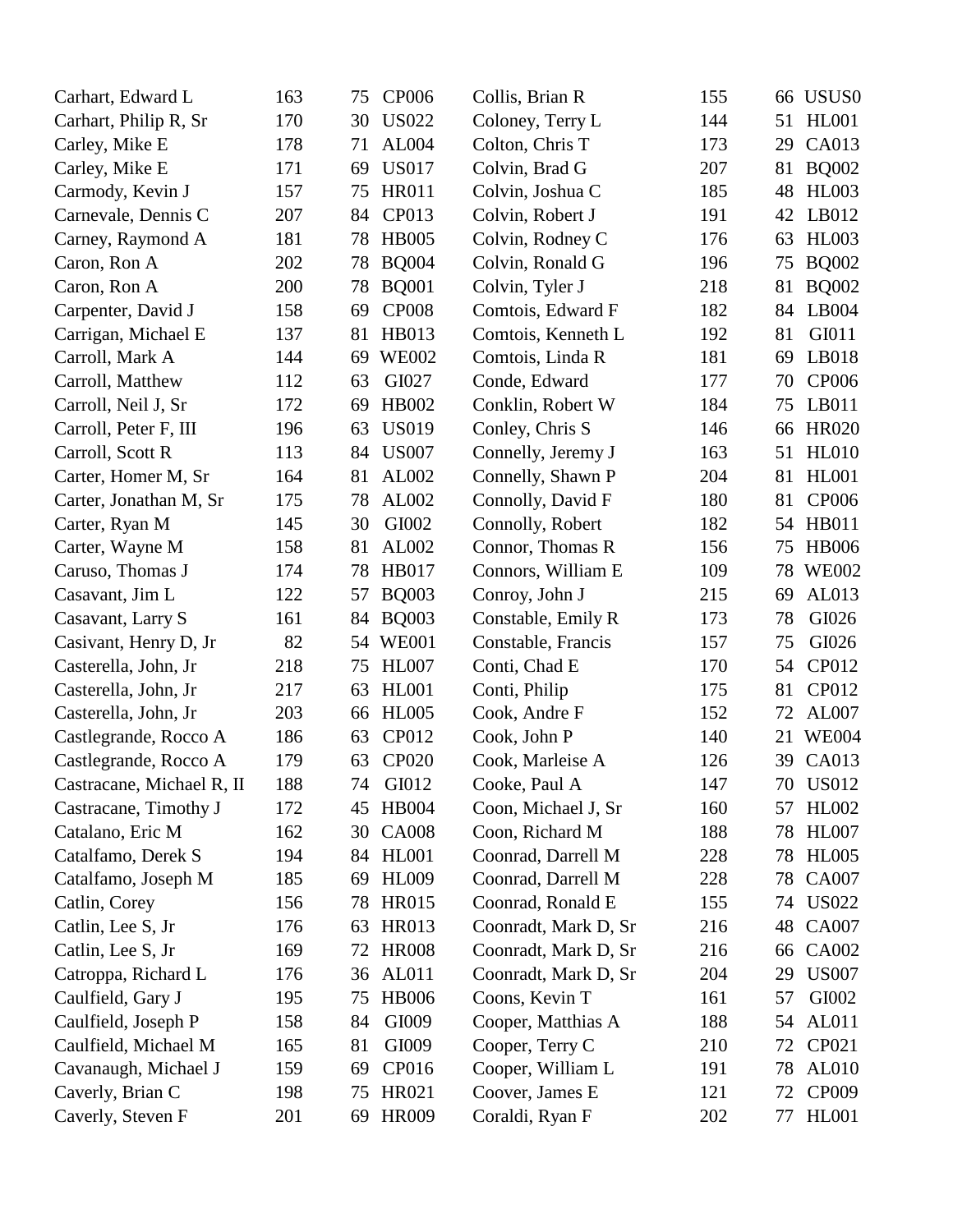| | | | |
|---|---|---|---|
| Carhart, Edward L | 163 | 75 | CP006 |
| Carhart, Philip R, Sr | 170 | 30 | US022 |
| Carley, Mike E | 178 | 71 | AL004 |
| Carley, Mike E | 171 | 69 | US017 |
| Carmody, Kevin J | 157 | 75 | HR011 |
| Carnevale, Dennis C | 207 | 84 | CP013 |
| Carney, Raymond A | 181 | 78 | HB005 |
| Caron, Ron A | 202 | 78 | BQ004 |
| Caron, Ron A | 200 | 78 | BQ001 |
| Carpenter, David J | 158 | 69 | CP008 |
| Carrigan, Michael E | 137 | 81 | HB013 |
| Carroll, Mark A | 144 | 69 | WE002 |
| Carroll, Matthew | 112 | 63 | GI027 |
| Carroll, Neil J, Sr | 172 | 69 | HB002 |
| Carroll, Peter F, III | 196 | 63 | US019 |
| Carroll, Scott R | 113 | 84 | US007 |
| Carter, Homer M, Sr | 164 | 81 | AL002 |
| Carter, Jonathan M, Sr | 175 | 78 | AL002 |
| Carter, Ryan M | 145 | 30 | GI002 |
| Carter, Wayne M | 158 | 81 | AL002 |
| Caruso, Thomas J | 174 | 78 | HB017 |
| Casavant, Jim L | 122 | 57 | BQ003 |
| Casavant, Larry S | 161 | 84 | BQ003 |
| Casivant, Henry D, Jr | 82 | 54 | WE001 |
| Casterella, John, Jr | 218 | 75 | HL007 |
| Casterella, John, Jr | 217 | 63 | HL001 |
| Casterella, John, Jr | 203 | 66 | HL005 |
| Castlegrande, Rocco A | 186 | 63 | CP012 |
| Castlegrande, Rocco A | 179 | 63 | CP020 |
| Castracane, Michael R, II | 188 | 74 | GI012 |
| Castracane, Timothy J | 172 | 45 | HB004 |
| Catalano, Eric M | 162 | 30 | CA008 |
| Catalfamo, Derek S | 194 | 84 | HL001 |
| Catalfamo, Joseph M | 185 | 69 | HL009 |
| Catlin, Corey | 156 | 78 | HR015 |
| Catlin, Lee S, Jr | 176 | 63 | HR013 |
| Catlin, Lee S, Jr | 169 | 72 | HR008 |
| Catroppa, Richard L | 176 | 36 | AL011 |
| Caulfield, Gary J | 195 | 75 | HB006 |
| Caulfield, Joseph P | 158 | 84 | GI009 |
| Caulfield, Michael M | 165 | 81 | GI009 |
| Cavanaugh, Michael J | 159 | 69 | CP016 |
| Caverly, Brian C | 198 | 75 | HR021 |
| Caverly, Steven F | 201 | 69 | HR009 |
| Collis, Brian R | 155 | 66 | USUS0 |
| Coloney, Terry L | 144 | 51 | HL001 |
| Colton, Chris T | 173 | 29 | CA013 |
| Colvin, Brad G | 207 | 81 | BQ002 |
| Colvin, Joshua C | 185 | 48 | HL003 |
| Colvin, Robert J | 191 | 42 | LB012 |
| Colvin, Rodney C | 176 | 63 | HL003 |
| Colvin, Ronald G | 196 | 75 | BQ002 |
| Colvin, Tyler J | 218 | 81 | BQ002 |
| Comtois, Edward F | 182 | 84 | LB004 |
| Comtois, Kenneth L | 192 | 81 | GI011 |
| Comtois, Linda R | 181 | 69 | LB018 |
| Conde, Edward | 177 | 70 | CP006 |
| Conklin, Robert W | 184 | 75 | LB011 |
| Conley, Chris S | 146 | 66 | HR020 |
| Connelly, Jeremy J | 163 | 51 | HL010 |
| Connelly, Shawn P | 204 | 81 | HL001 |
| Connolly, David F | 180 | 81 | CP006 |
| Connolly, Robert | 182 | 54 | HB011 |
| Connor, Thomas R | 156 | 75 | HB006 |
| Connors, William E | 109 | 78 | WE002 |
| Conroy, John J | 215 | 69 | AL013 |
| Constable, Emily R | 173 | 78 | GI026 |
| Constable, Francis | 157 | 75 | GI026 |
| Conti, Chad E | 170 | 54 | CP012 |
| Conti, Philip | 175 | 81 | CP012 |
| Cook, Andre F | 152 | 72 | AL007 |
| Cook, John P | 140 | 21 | WE004 |
| Cook, Marleise A | 126 | 39 | CA013 |
| Cooke, Paul A | 147 | 70 | US012 |
| Coon, Michael J, Sr | 160 | 57 | HL002 |
| Coon, Richard M | 188 | 78 | HL007 |
| Coonrad, Darrell M | 228 | 78 | HL005 |
| Coonrad, Darrell M | 228 | 78 | CA007 |
| Coonrad, Ronald E | 155 | 74 | US022 |
| Coonradt, Mark D, Sr | 216 | 48 | CA007 |
| Coonradt, Mark D, Sr | 216 | 66 | CA002 |
| Coonradt, Mark D, Sr | 204 | 29 | US007 |
| Coons, Kevin T | 161 | 57 | GI002 |
| Cooper, Matthias A | 188 | 54 | AL011 |
| Cooper, Terry C | 210 | 72 | CP021 |
| Cooper, William L | 191 | 78 | AL010 |
| Coover, James E | 121 | 72 | CP009 |
| Coraldi, Ryan F | 202 | 77 | HL001 |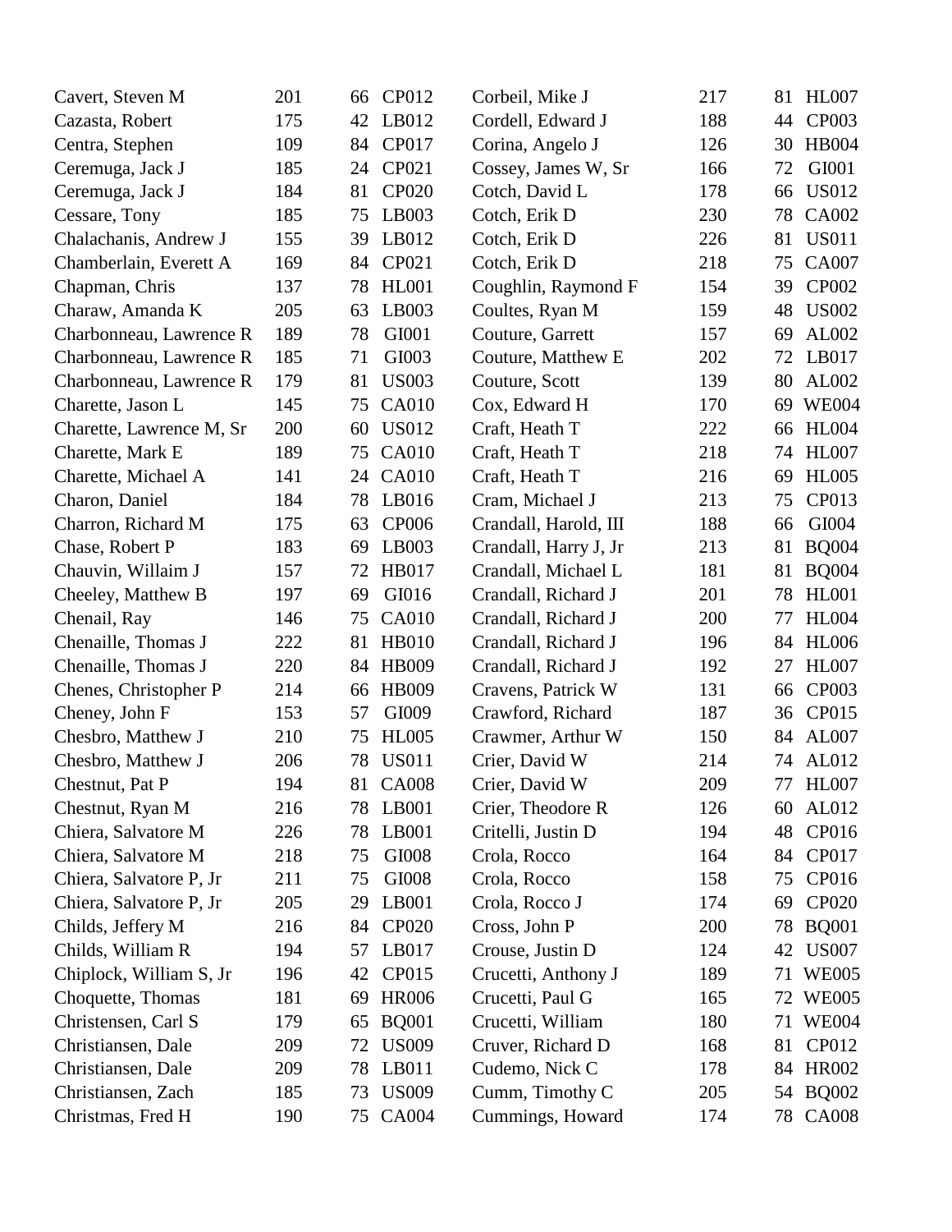| | | | |
|---|---|---|---|
| Cavert, Steven M | 201 | 66 | CP012 |
| Cazasta, Robert | 175 | 42 | LB012 |
| Centra, Stephen | 109 | 84 | CP017 |
| Ceremuga, Jack J | 185 | 24 | CP021 |
| Ceremuga, Jack J | 184 | 81 | CP020 |
| Cessare, Tony | 185 | 75 | LB003 |
| Chalachanis, Andrew J | 155 | 39 | LB012 |
| Chamberlain, Everett A | 169 | 84 | CP021 |
| Chapman, Chris | 137 | 78 | HL001 |
| Charaw, Amanda K | 205 | 63 | LB003 |
| Charbonneau, Lawrence R | 189 | 78 | GI001 |
| Charbonneau, Lawrence R | 185 | 71 | GI003 |
| Charbonneau, Lawrence R | 179 | 81 | US003 |
| Charette, Jason L | 145 | 75 | CA010 |
| Charette, Lawrence M, Sr | 200 | 60 | US012 |
| Charette, Mark E | 189 | 75 | CA010 |
| Charette, Michael A | 141 | 24 | CA010 |
| Charon, Daniel | 184 | 78 | LB016 |
| Charron, Richard M | 175 | 63 | CP006 |
| Chase, Robert P | 183 | 69 | LB003 |
| Chauvin, Willaim J | 157 | 72 | HB017 |
| Cheeley, Matthew B | 197 | 69 | GI016 |
| Chenail, Ray | 146 | 75 | CA010 |
| Chenaille, Thomas J | 222 | 81 | HB010 |
| Chenaille, Thomas J | 220 | 84 | HB009 |
| Chenes, Christopher P | 214 | 66 | HB009 |
| Cheney, John F | 153 | 57 | GI009 |
| Chesbro, Matthew J | 210 | 75 | HL005 |
| Chesbro, Matthew J | 206 | 78 | US011 |
| Chestnut, Pat P | 194 | 81 | CA008 |
| Chestnut, Ryan M | 216 | 78 | LB001 |
| Chiera, Salvatore M | 226 | 78 | LB001 |
| Chiera, Salvatore M | 218 | 75 | GI008 |
| Chiera, Salvatore P, Jr | 211 | 75 | GI008 |
| Chiera, Salvatore P, Jr | 205 | 29 | LB001 |
| Childs, Jeffery M | 216 | 84 | CP020 |
| Childs, William R | 194 | 57 | LB017 |
| Chiplock, William S, Jr | 196 | 42 | CP015 |
| Choquette, Thomas | 181 | 69 | HR006 |
| Christensen, Carl S | 179 | 65 | BQ001 |
| Christiansen, Dale | 209 | 72 | US009 |
| Christiansen, Dale | 209 | 78 | LB011 |
| Christiansen, Zach | 185 | 73 | US009 |
| Christmas, Fred H | 190 | 75 | CA004 |
| Corbeil, Mike J | 217 | 81 | HL007 |
| Cordell, Edward J | 188 | 44 | CP003 |
| Corina, Angelo J | 126 | 30 | HB004 |
| Cossey, James W, Sr | 166 | 72 | GI001 |
| Cotch, David L | 178 | 66 | US012 |
| Cotch, Erik D | 230 | 78 | CA002 |
| Cotch, Erik D | 226 | 81 | US011 |
| Cotch, Erik D | 218 | 75 | CA007 |
| Coughlin, Raymond F | 154 | 39 | CP002 |
| Coultes, Ryan M | 159 | 48 | US002 |
| Couture, Garrett | 157 | 69 | AL002 |
| Couture, Matthew E | 202 | 72 | LB017 |
| Couture, Scott | 139 | 80 | AL002 |
| Cox, Edward H | 170 | 69 | WE004 |
| Craft, Heath T | 222 | 66 | HL004 |
| Craft, Heath T | 218 | 74 | HL007 |
| Craft, Heath T | 216 | 69 | HL005 |
| Cram, Michael J | 213 | 75 | CP013 |
| Crandall, Harold, III | 188 | 66 | GI004 |
| Crandall, Harry J, Jr | 213 | 81 | BQ004 |
| Crandall, Michael L | 181 | 81 | BQ004 |
| Crandall, Richard J | 201 | 78 | HL001 |
| Crandall, Richard J | 200 | 77 | HL004 |
| Crandall, Richard J | 196 | 84 | HL006 |
| Crandall, Richard J | 192 | 27 | HL007 |
| Cravens, Patrick W | 131 | 66 | CP003 |
| Crawford, Richard | 187 | 36 | CP015 |
| Crawmer, Arthur W | 150 | 84 | AL007 |
| Crier, David W | 214 | 74 | AL012 |
| Crier, David W | 209 | 77 | HL007 |
| Crier, Theodore R | 126 | 60 | AL012 |
| Critelli, Justin D | 194 | 48 | CP016 |
| Crola, Rocco | 164 | 84 | CP017 |
| Crola, Rocco | 158 | 75 | CP016 |
| Crola, Rocco J | 174 | 69 | CP020 |
| Cross, John P | 200 | 78 | BQ001 |
| Crouse, Justin D | 124 | 42 | US007 |
| Crucetti, Anthony J | 189 | 71 | WE005 |
| Crucetti, Paul G | 165 | 72 | WE005 |
| Crucetti, William | 180 | 71 | WE004 |
| Cruver, Richard D | 168 | 81 | CP012 |
| Cudemo, Nick C | 178 | 84 | HR002 |
| Cumm, Timothy C | 205 | 54 | BQ002 |
| Cummings, Howard | 174 | 78 | CA008 |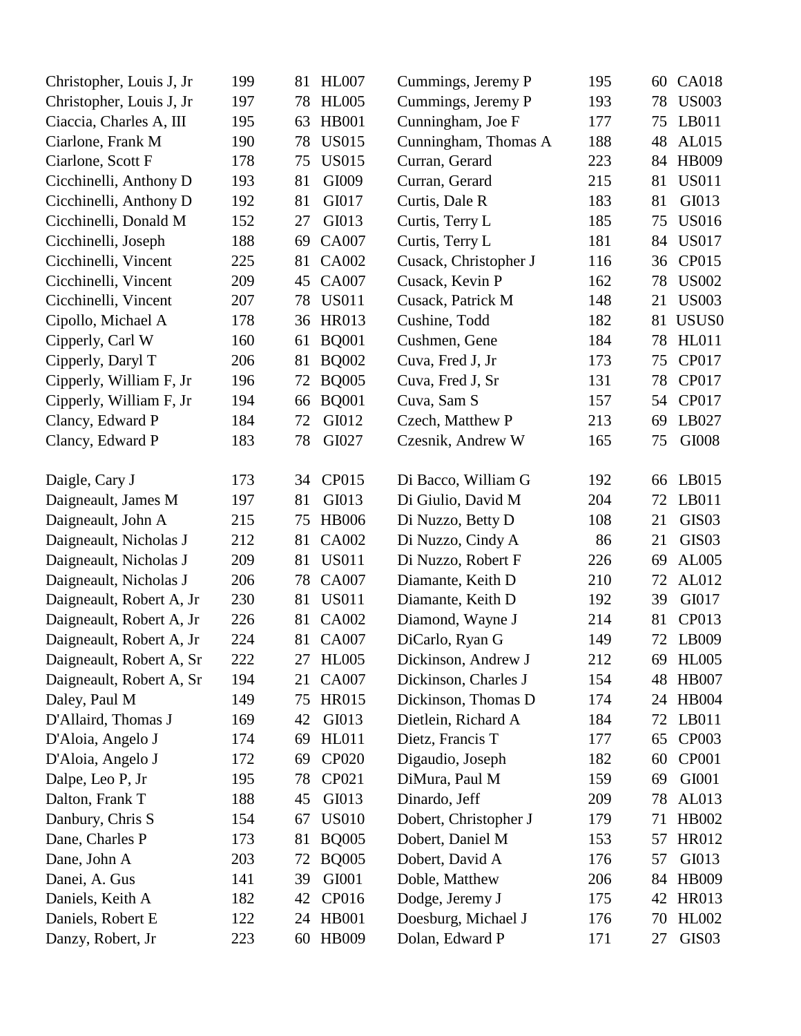| Name | | | | Name | | | |
|---|---|---|---|---|---|---|---|
| Christopher, Louis J, Jr | 199 | 81 | HL007 | Cummings, Jeremy P | 195 | 60 | CA018 |
| Christopher, Louis J, Jr | 197 | 78 | HL005 | Cummings, Jeremy P | 193 | 78 | US003 |
| Ciaccia, Charles A, III | 195 | 63 | HB001 | Cunningham, Joe F | 177 | 75 | LB011 |
| Ciarlone, Frank M | 190 | 78 | US015 | Cunningham, Thomas A | 188 | 48 | AL015 |
| Ciarlone, Scott F | 178 | 75 | US015 | Curran, Gerard | 223 | 84 | HB009 |
| Cicchinelli, Anthony D | 193 | 81 | GI009 | Curran, Gerard | 215 | 81 | US011 |
| Cicchinelli, Anthony D | 192 | 81 | GI017 | Curtis, Dale R | 183 | 81 | GI013 |
| Cicchinelli, Donald M | 152 | 27 | GI013 | Curtis, Terry L | 185 | 75 | US016 |
| Cicchinelli, Joseph | 188 | 69 | CA007 | Curtis, Terry L | 181 | 84 | US017 |
| Cicchinelli, Vincent | 225 | 81 | CA002 | Cusack, Christopher J | 116 | 36 | CP015 |
| Cicchinelli, Vincent | 209 | 45 | CA007 | Cusack, Kevin P | 162 | 78 | US002 |
| Cicchinelli, Vincent | 207 | 78 | US011 | Cusack, Patrick M | 148 | 21 | US003 |
| Cipollo, Michael A | 178 | 36 | HR013 | Cushine, Todd | 182 | 81 | USUS0 |
| Cipperly, Carl W | 160 | 61 | BQ001 | Cushmen, Gene | 184 | 78 | HL011 |
| Cipperly, Daryl T | 206 | 81 | BQ002 | Cuva, Fred J, Jr | 173 | 75 | CP017 |
| Cipperly, William F, Jr | 196 | 72 | BQ005 | Cuva, Fred J, Sr | 131 | 78 | CP017 |
| Cipperly, William F, Jr | 194 | 66 | BQ001 | Cuva, Sam S | 157 | 54 | CP017 |
| Clancy, Edward P | 184 | 72 | GI012 | Czech, Matthew P | 213 | 69 | LB027 |
| Clancy, Edward P | 183 | 78 | GI027 | Czesnik, Andrew W | 165 | 75 | GI008 |
| | | | | | | | |
| Daigle, Cary J | 173 | 34 | CP015 | Di Bacco, William G | 192 | 66 | LB015 |
| Daigneault, James M | 197 | 81 | GI013 | Di Giulio, David M | 204 | 72 | LB011 |
| Daigneault, John A | 215 | 75 | HB006 | Di Nuzzo, Betty D | 108 | 21 | GIS03 |
| Daigneault, Nicholas J | 212 | 81 | CA002 | Di Nuzzo, Cindy A | 86 | 21 | GIS03 |
| Daigneault, Nicholas J | 209 | 81 | US011 | Di Nuzzo, Robert F | 226 | 69 | AL005 |
| Daigneault, Nicholas J | 206 | 78 | CA007 | Diamante, Keith D | 210 | 72 | AL012 |
| Daigneault, Robert A, Jr | 230 | 81 | US011 | Diamante, Keith D | 192 | 39 | GI017 |
| Daigneault, Robert A, Jr | 226 | 81 | CA002 | Diamond, Wayne J | 214 | 81 | CP013 |
| Daigneault, Robert A, Jr | 224 | 81 | CA007 | DiCarlo, Ryan G | 149 | 72 | LB009 |
| Daigneault, Robert A, Sr | 222 | 27 | HL005 | Dickinson, Andrew J | 212 | 69 | HL005 |
| Daigneault, Robert A, Sr | 194 | 21 | CA007 | Dickinson, Charles J | 154 | 48 | HB007 |
| Daley, Paul M | 149 | 75 | HR015 | Dickinson, Thomas D | 174 | 24 | HB004 |
| D'Allaird, Thomas J | 169 | 42 | GI013 | Dietlein, Richard A | 184 | 72 | LB011 |
| D'Aloia, Angelo J | 174 | 69 | HL011 | Dietz, Francis T | 177 | 65 | CP003 |
| D'Aloia, Angelo J | 172 | 69 | CP020 | Digaudio, Joseph | 182 | 60 | CP001 |
| Dalpe, Leo P, Jr | 195 | 78 | CP021 | DiMura, Paul M | 159 | 69 | GI001 |
| Dalton, Frank T | 188 | 45 | GI013 | Dinardo, Jeff | 209 | 78 | AL013 |
| Danbury, Chris S | 154 | 67 | US010 | Dobert, Christopher J | 179 | 71 | HB002 |
| Dane, Charles P | 173 | 81 | BQ005 | Dobert, Daniel M | 153 | 57 | HR012 |
| Dane, John A | 203 | 72 | BQ005 | Dobert, David A | 176 | 57 | GI013 |
| Danei, A. Gus | 141 | 39 | GI001 | Doble, Matthew | 206 | 84 | HB009 |
| Daniels, Keith A | 182 | 42 | CP016 | Dodge, Jeremy J | 175 | 42 | HR013 |
| Daniels, Robert E | 122 | 24 | HB001 | Doesburg, Michael J | 176 | 70 | HL002 |
| Danzy, Robert, Jr | 223 | 60 | HB009 | Dolan, Edward P | 171 | 27 | GIS03 |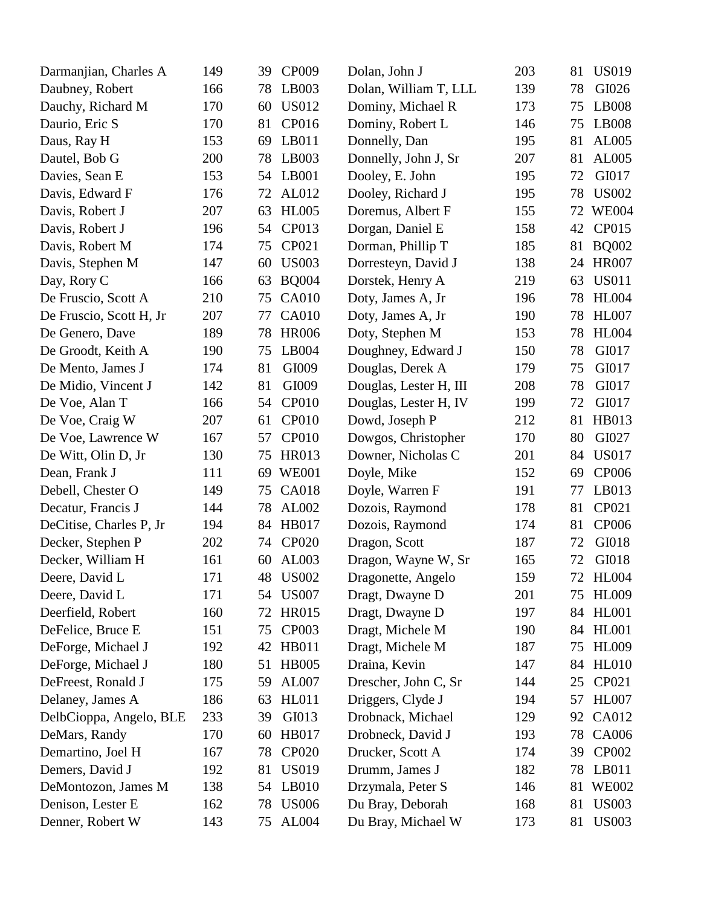| Name | | | | Name | | | |
|---|---|---|---|---|---|---|---|
| Darmanjian, Charles A | 149 | 39 | CP009 | Dolan, John J | 203 | 81 | US019 |
| Daubney, Robert | 166 | 78 | LB003 | Dolan, William T, LLL | 139 | 78 | GI026 |
| Dauchy, Richard M | 170 | 60 | US012 | Dominy, Michael R | 173 | 75 | LB008 |
| Daurio, Eric S | 170 | 81 | CP016 | Dominy, Robert L | 146 | 75 | LB008 |
| Daus, Ray H | 153 | 69 | LB011 | Donnelly, Dan | 195 | 81 | AL005 |
| Dautel, Bob G | 200 | 78 | LB003 | Donnelly, John J, Sr | 207 | 81 | AL005 |
| Davies, Sean E | 153 | 54 | LB001 | Dooley, E. John | 195 | 72 | GI017 |
| Davis, Edward F | 176 | 72 | AL012 | Dooley, Richard J | 195 | 78 | US002 |
| Davis, Robert J | 207 | 63 | HL005 | Doremus, Albert F | 155 | 72 | WE004 |
| Davis, Robert J | 196 | 54 | CP013 | Dorgan, Daniel E | 158 | 42 | CP015 |
| Davis, Robert M | 174 | 75 | CP021 | Dorman, Phillip T | 185 | 81 | BQ002 |
| Davis, Stephen M | 147 | 60 | US003 | Dorresteyn, David J | 138 | 24 | HR007 |
| Day, Rory C | 166 | 63 | BQ004 | Dorstek, Henry A | 219 | 63 | US011 |
| De Fruscio, Scott A | 210 | 75 | CA010 | Doty, James A, Jr | 196 | 78 | HL004 |
| De Fruscio, Scott H, Jr | 207 | 77 | CA010 | Doty, James A, Jr | 190 | 78 | HL007 |
| De Genero, Dave | 189 | 78 | HR006 | Doty, Stephen M | 153 | 78 | HL004 |
| De Groodt, Keith A | 190 | 75 | LB004 | Doughney, Edward J | 150 | 78 | GI017 |
| De Mento, James J | 174 | 81 | GI009 | Douglas, Derek A | 179 | 75 | GI017 |
| De Midio, Vincent J | 142 | 81 | GI009 | Douglas, Lester H, III | 208 | 78 | GI017 |
| De Voe, Alan T | 166 | 54 | CP010 | Douglas, Lester H, IV | 199 | 72 | GI017 |
| De Voe, Craig W | 207 | 61 | CP010 | Dowd, Joseph P | 212 | 81 | HB013 |
| De Voe, Lawrence W | 167 | 57 | CP010 | Dowgos, Christopher | 170 | 80 | GI027 |
| De Witt, Olin D, Jr | 130 | 75 | HR013 | Downer, Nicholas C | 201 | 84 | US017 |
| Dean, Frank J | 111 | 69 | WE001 | Doyle, Mike | 152 | 69 | CP006 |
| Debell, Chester O | 149 | 75 | CA018 | Doyle, Warren F | 191 | 77 | LB013 |
| Decatur, Francis J | 144 | 78 | AL002 | Dozois, Raymond | 178 | 81 | CP021 |
| DeCitise, Charles P, Jr | 194 | 84 | HB017 | Dozois, Raymond | 174 | 81 | CP006 |
| Decker, Stephen P | 202 | 74 | CP020 | Dragon, Scott | 187 | 72 | GI018 |
| Decker, William H | 161 | 60 | AL003 | Dragon, Wayne W, Sr | 165 | 72 | GI018 |
| Deere, David L | 171 | 48 | US002 | Dragonette, Angelo | 159 | 72 | HL004 |
| Deere, David L | 171 | 54 | US007 | Dragt, Dwayne D | 201 | 75 | HL009 |
| Deerfield, Robert | 160 | 72 | HR015 | Dragt, Dwayne D | 197 | 84 | HL001 |
| DeFelice, Bruce E | 151 | 75 | CP003 | Dragt, Michele M | 190 | 84 | HL001 |
| DeForge, Michael J | 192 | 42 | HB011 | Dragt, Michele M | 187 | 75 | HL009 |
| DeForge, Michael J | 180 | 51 | HB005 | Draina, Kevin | 147 | 84 | HL010 |
| DeFreest, Ronald J | 175 | 59 | AL007 | Drescher, John C, Sr | 144 | 25 | CP021 |
| Delaney, James A | 186 | 63 | HL011 | Driggers, Clyde J | 194 | 57 | HL007 |
| DelbCioppa, Angelo, BLE | 233 | 39 | GI013 | Drobnack, Michael | 129 | 92 | CA012 |
| DeMars, Randy | 170 | 60 | HB017 | Drobneck, David J | 193 | 78 | CA006 |
| Demartino, Joel H | 167 | 78 | CP020 | Drucker, Scott A | 174 | 39 | CP002 |
| Demers, David J | 192 | 81 | US019 | Drumm, James J | 182 | 78 | LB011 |
| DeMontozon, James M | 138 | 54 | LB010 | Drzymala, Peter S | 146 | 81 | WE002 |
| Denison, Lester E | 162 | 78 | US006 | Du Bray, Deborah | 168 | 81 | US003 |
| Denner, Robert W | 143 | 75 | AL004 | Du Bray, Michael W | 173 | 81 | US003 |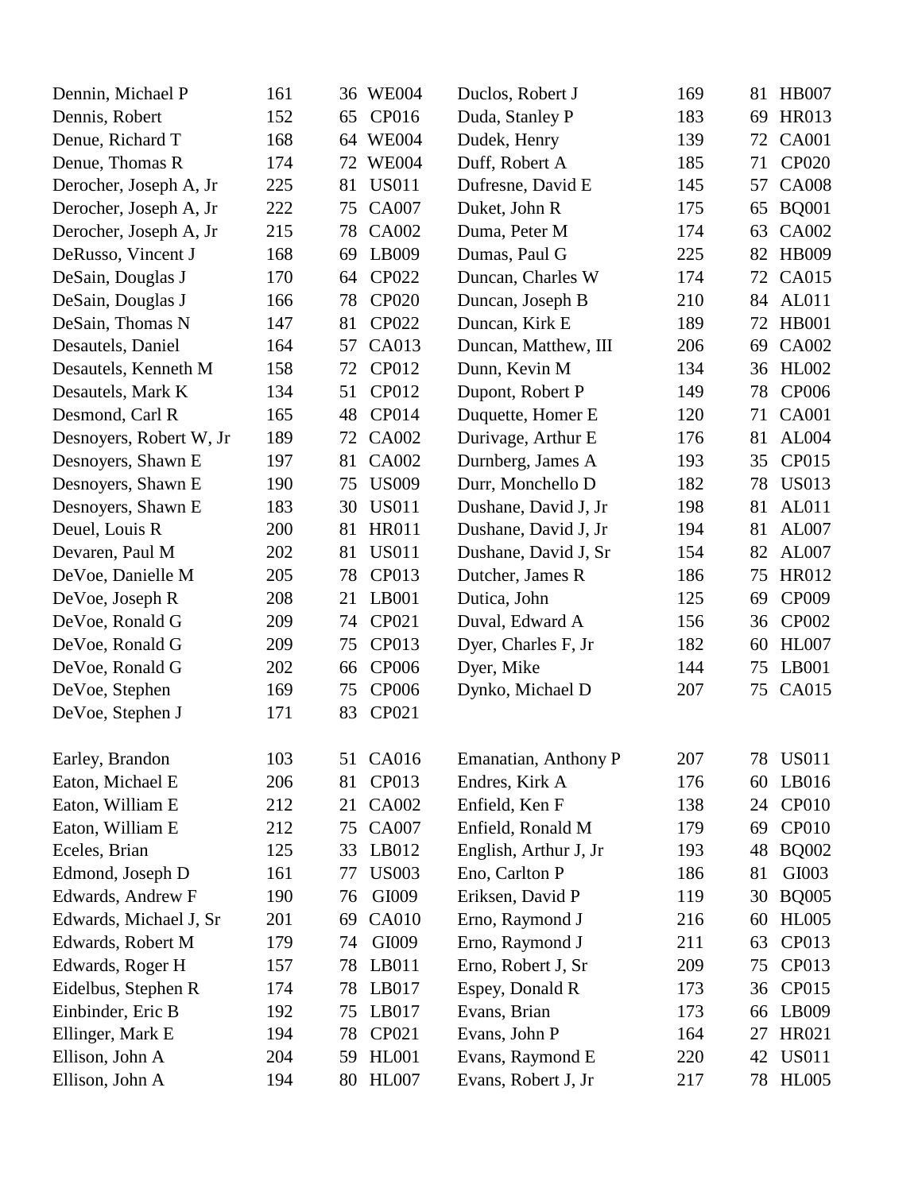| Name | | | |
|---|---|---|---|
| Dennin, Michael P | 161 | 36 | WE004 |
| Dennis, Robert | 152 | 65 | CP016 |
| Denue, Richard T | 168 | 64 | WE004 |
| Denue, Thomas R | 174 | 72 | WE004 |
| Derocher, Joseph A, Jr | 225 | 81 | US011 |
| Derocher, Joseph A, Jr | 222 | 75 | CA007 |
| Derocher, Joseph A, Jr | 215 | 78 | CA002 |
| DeRusso, Vincent J | 168 | 69 | LB009 |
| DeSain, Douglas J | 170 | 64 | CP022 |
| DeSain, Douglas J | 166 | 78 | CP020 |
| DeSain, Thomas N | 147 | 81 | CP022 |
| Desautels, Daniel | 164 | 57 | CA013 |
| Desautels, Kenneth M | 158 | 72 | CP012 |
| Desautels, Mark K | 134 | 51 | CP012 |
| Desmond, Carl R | 165 | 48 | CP014 |
| Desnoyers, Robert W, Jr | 189 | 72 | CA002 |
| Desnoyers, Shawn E | 197 | 81 | CA002 |
| Desnoyers, Shawn E | 190 | 75 | US009 |
| Desnoyers, Shawn E | 183 | 30 | US011 |
| Deuel, Louis R | 200 | 81 | HR011 |
| Devaren, Paul M | 202 | 81 | US011 |
| DeVoe, Danielle M | 205 | 78 | CP013 |
| DeVoe, Joseph R | 208 | 21 | LB001 |
| DeVoe, Ronald G | 209 | 74 | CP021 |
| DeVoe, Ronald G | 209 | 75 | CP013 |
| DeVoe, Ronald G | 202 | 66 | CP006 |
| DeVoe, Stephen | 169 | 75 | CP006 |
| DeVoe, Stephen J | 171 | 83 | CP021 |
| Duclos, Robert J | 169 | 81 | HB007 |
| Duda, Stanley P | 183 | 69 | HR013 |
| Dudek, Henry | 139 | 72 | CA001 |
| Duff, Robert A | 185 | 71 | CP020 |
| Dufresne, David E | 145 | 57 | CA008 |
| Duket, John R | 175 | 65 | BQ001 |
| Duma, Peter M | 174 | 63 | CA002 |
| Dumas, Paul G | 225 | 82 | HB009 |
| Duncan, Charles W | 174 | 72 | CA015 |
| Duncan, Joseph B | 210 | 84 | AL011 |
| Duncan, Kirk E | 189 | 72 | HB001 |
| Duncan, Matthew, III | 206 | 69 | CA002 |
| Dunn, Kevin M | 134 | 36 | HL002 |
| Dupont, Robert P | 149 | 78 | CP006 |
| Duquette, Homer E | 120 | 71 | CA001 |
| Durivage, Arthur E | 176 | 81 | AL004 |
| Durnberg, James A | 193 | 35 | CP015 |
| Durr, Monchello D | 182 | 78 | US013 |
| Dushane, David J, Jr | 198 | 81 | AL011 |
| Dushane, David J, Jr | 194 | 81 | AL007 |
| Dushane, David J, Sr | 154 | 82 | AL007 |
| Dutcher, James R | 186 | 75 | HR012 |
| Dutica, John | 125 | 69 | CP009 |
| Duval, Edward A | 156 | 36 | CP002 |
| Dyer, Charles F, Jr | 182 | 60 | HL007 |
| Dyer, Mike | 144 | 75 | LB001 |
| Dynko, Michael D | 207 | 75 | CA015 |
| Earley, Brandon | 103 | 51 | CA016 |
| Eaton, Michael E | 206 | 81 | CP013 |
| Eaton, William E | 212 | 21 | CA002 |
| Eaton, William E | 212 | 75 | CA007 |
| Eceles, Brian | 125 | 33 | LB012 |
| Edmond, Joseph D | 161 | 77 | US003 |
| Edwards, Andrew F | 190 | 76 | GI009 |
| Edwards, Michael J, Sr | 201 | 69 | CA010 |
| Edwards, Robert M | 179 | 74 | GI009 |
| Edwards, Roger H | 157 | 78 | LB011 |
| Eidelbus, Stephen R | 174 | 78 | LB017 |
| Einbinder, Eric B | 192 | 75 | LB017 |
| Ellinger, Mark E | 194 | 78 | CP021 |
| Ellison, John A | 204 | 59 | HL001 |
| Ellison, John A | 194 | 80 | HL007 |
| Emanatian, Anthony P | 207 | 78 | US011 |
| Endres, Kirk A | 176 | 60 | LB016 |
| Enfield, Ken F | 138 | 24 | CP010 |
| Enfield, Ronald M | 179 | 69 | CP010 |
| English, Arthur J, Jr | 193 | 48 | BQ002 |
| Eno, Carlton P | 186 | 81 | GI003 |
| Eriksen, David P | 119 | 30 | BQ005 |
| Erno, Raymond J | 216 | 60 | HL005 |
| Erno, Raymond J | 211 | 63 | CP013 |
| Erno, Robert J, Sr | 209 | 75 | CP013 |
| Espey, Donald R | 173 | 36 | CP015 |
| Evans, Brian | 173 | 66 | LB009 |
| Evans, John P | 164 | 27 | HR021 |
| Evans, Raymond E | 220 | 42 | US011 |
| Evans, Robert J, Jr | 217 | 78 | HL005 |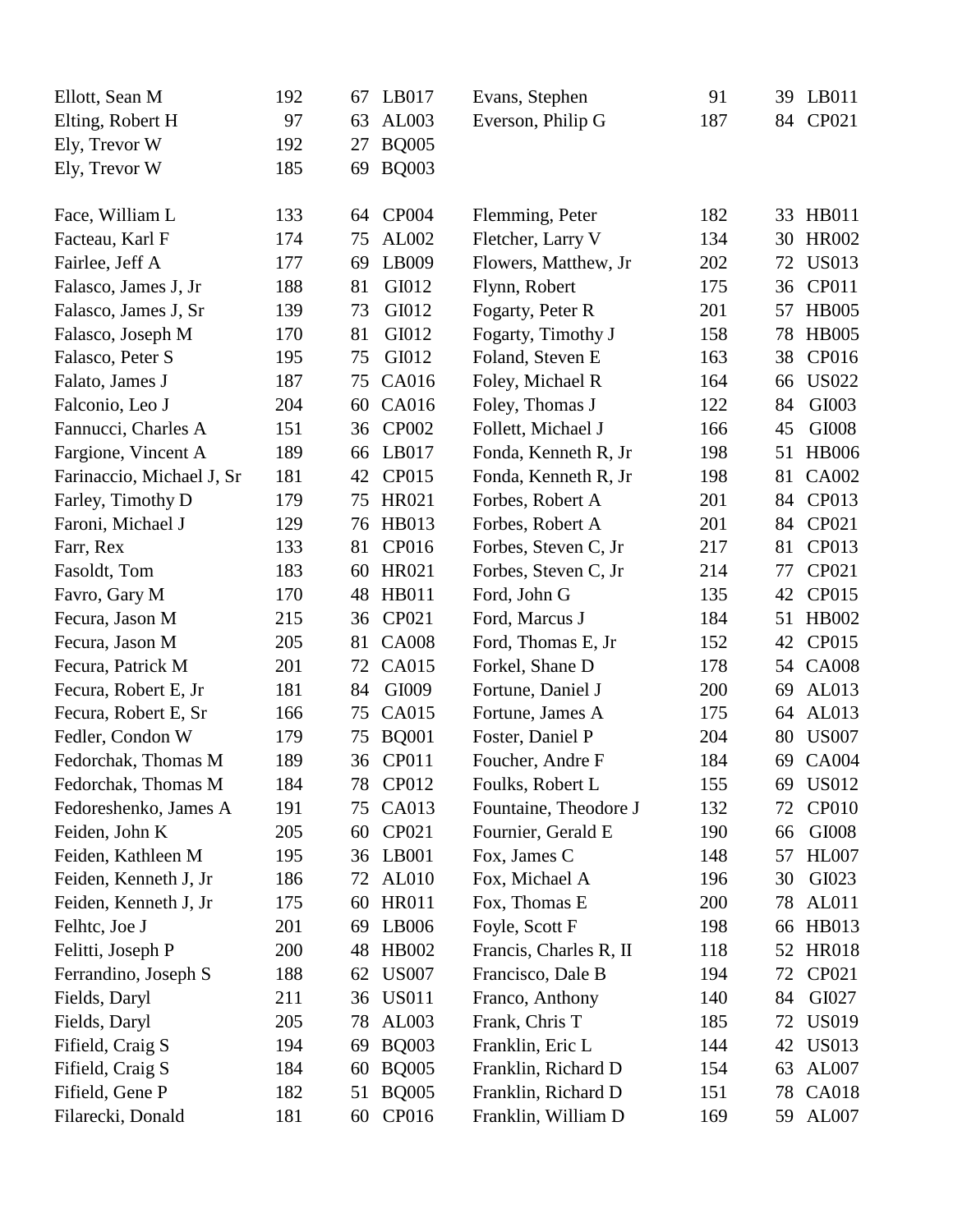| Name | | | | Name | | | |
|---|---|---|---|---|---|---|---|
| Ellott, Sean M | 192 | 67 | LB017 | Evans, Stephen | 91 | 39 | LB011 |
| Elting, Robert H | 97 | 63 | AL003 | Everson, Philip G | 187 | 84 | CP021 |
| Ely, Trevor W | 192 | 27 | BQ005 | | | | |
| Ely, Trevor W | 185 | 69 | BQ003 | | | | |
| Face, William L | 133 | 64 | CP004 | Flemming, Peter | 182 | 33 | HB011 |
| Facteau, Karl F | 174 | 75 | AL002 | Fletcher, Larry V | 134 | 30 | HR002 |
| Fairlee, Jeff A | 177 | 69 | LB009 | Flowers, Matthew, Jr | 202 | 72 | US013 |
| Falasco, James J, Jr | 188 | 81 | GI012 | Flynn, Robert | 175 | 36 | CP011 |
| Falasco, James J, Sr | 139 | 73 | GI012 | Fogarty, Peter R | 201 | 57 | HB005 |
| Falasco, Joseph M | 170 | 81 | GI012 | Fogarty, Timothy J | 158 | 78 | HB005 |
| Falasco, Peter S | 195 | 75 | GI012 | Foland, Steven E | 163 | 38 | CP016 |
| Falato, James J | 187 | 75 | CA016 | Foley, Michael R | 164 | 66 | US022 |
| Falconio, Leo J | 204 | 60 | CA016 | Foley, Thomas J | 122 | 84 | GI003 |
| Fannucci, Charles A | 151 | 36 | CP002 | Follett, Michael J | 166 | 45 | GI008 |
| Fargione, Vincent A | 189 | 66 | LB017 | Fonda, Kenneth R, Jr | 198 | 51 | HB006 |
| Farinaccio, Michael J, Sr | 181 | 42 | CP015 | Fonda, Kenneth R, Jr | 198 | 81 | CA002 |
| Farley, Timothy D | 179 | 75 | HR021 | Forbes, Robert A | 201 | 84 | CP013 |
| Faroni, Michael J | 129 | 76 | HB013 | Forbes, Robert A | 201 | 84 | CP021 |
| Farr, Rex | 133 | 81 | CP016 | Forbes, Steven C, Jr | 217 | 81 | CP013 |
| Fasoldt, Tom | 183 | 60 | HR021 | Forbes, Steven C, Jr | 214 | 77 | CP021 |
| Favro, Gary M | 170 | 48 | HB011 | Ford, John G | 135 | 42 | CP015 |
| Fecura, Jason M | 215 | 36 | CP021 | Ford, Marcus J | 184 | 51 | HB002 |
| Fecura, Jason M | 205 | 81 | CA008 | Ford, Thomas E, Jr | 152 | 42 | CP015 |
| Fecura, Patrick M | 201 | 72 | CA015 | Forkel, Shane D | 178 | 54 | CA008 |
| Fecura, Robert E, Jr | 181 | 84 | GI009 | Fortune, Daniel J | 200 | 69 | AL013 |
| Fecura, Robert E, Sr | 166 | 75 | CA015 | Fortune, James A | 175 | 64 | AL013 |
| Fedler, Condon W | 179 | 75 | BQ001 | Foster, Daniel P | 204 | 80 | US007 |
| Fedorchak, Thomas M | 189 | 36 | CP011 | Foucher, Andre F | 184 | 69 | CA004 |
| Fedorchak, Thomas M | 184 | 78 | CP012 | Foulks, Robert L | 155 | 69 | US012 |
| Fedoreshenko, James A | 191 | 75 | CA013 | Fountaine, Theodore J | 132 | 72 | CP010 |
| Feiden, John K | 205 | 60 | CP021 | Fournier, Gerald E | 190 | 66 | GI008 |
| Feiden, Kathleen M | 195 | 36 | LB001 | Fox, James C | 148 | 57 | HL007 |
| Feiden, Kenneth J, Jr | 186 | 72 | AL010 | Fox, Michael A | 196 | 30 | GI023 |
| Feiden, Kenneth J, Jr | 175 | 60 | HR011 | Fox, Thomas E | 200 | 78 | AL011 |
| Felhtc, Joe J | 201 | 69 | LB006 | Foyle, Scott F | 198 | 66 | HB013 |
| Felitti, Joseph P | 200 | 48 | HB002 | Francis, Charles R, II | 118 | 52 | HR018 |
| Ferrandino, Joseph S | 188 | 62 | US007 | Francisco, Dale B | 194 | 72 | CP021 |
| Fields, Daryl | 211 | 36 | US011 | Franco, Anthony | 140 | 84 | GI027 |
| Fields, Daryl | 205 | 78 | AL003 | Frank, Chris T | 185 | 72 | US019 |
| Fifield, Craig S | 194 | 69 | BQ003 | Franklin, Eric L | 144 | 42 | US013 |
| Fifield, Craig S | 184 | 60 | BQ005 | Franklin, Richard D | 154 | 63 | AL007 |
| Fifield, Gene P | 182 | 51 | BQ005 | Franklin, Richard D | 151 | 78 | CA018 |
| Filarecki, Donald | 181 | 60 | CP016 | Franklin, William D | 169 | 59 | AL007 |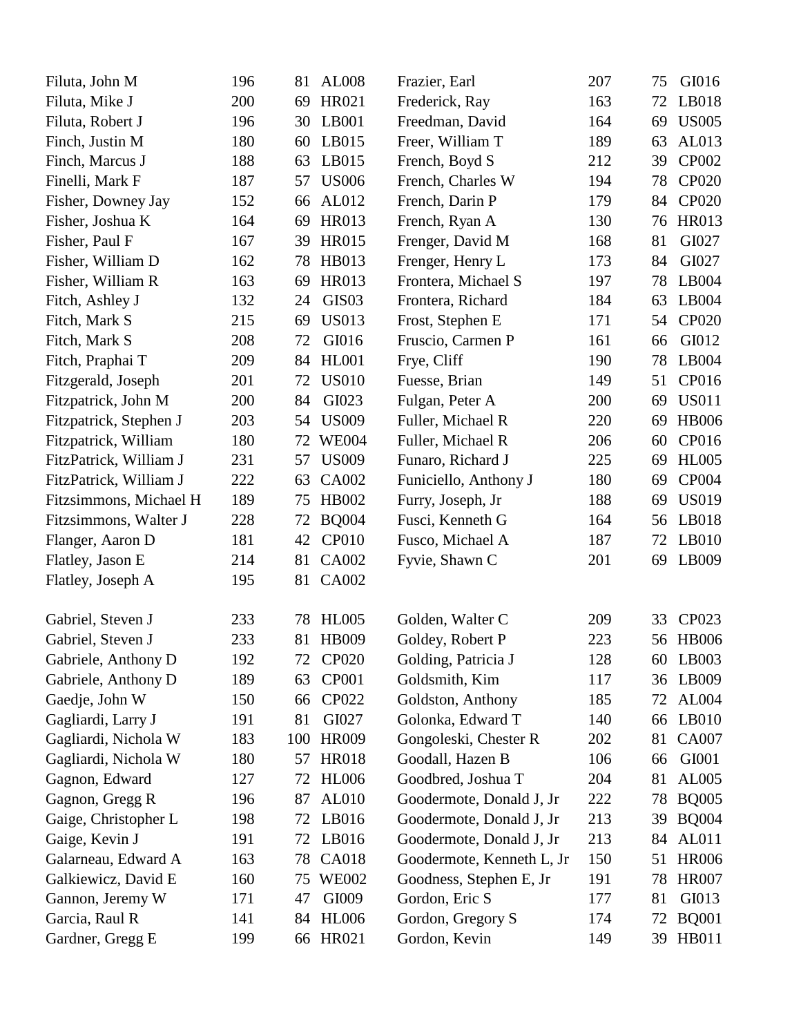| | | | |
|---|---|---|---|
| Filuta, John M | 196 | 81 | AL008 |
| Filuta, Mike J | 200 | 69 | HR021 |
| Filuta, Robert J | 196 | 30 | LB001 |
| Finch, Justin M | 180 | 60 | LB015 |
| Finch, Marcus J | 188 | 63 | LB015 |
| Finelli, Mark F | 187 | 57 | US006 |
| Fisher, Downey Jay | 152 | 66 | AL012 |
| Fisher, Joshua K | 164 | 69 | HR013 |
| Fisher, Paul F | 167 | 39 | HR015 |
| Fisher, William D | 162 | 78 | HB013 |
| Fisher, William R | 163 | 69 | HR013 |
| Fitch, Ashley J | 132 | 24 | GIS03 |
| Fitch, Mark S | 215 | 69 | US013 |
| Fitch, Mark S | 208 | 72 | GI016 |
| Fitch, Praphai T | 209 | 84 | HL001 |
| Fitzgerald, Joseph | 201 | 72 | US010 |
| Fitzpatrick, John M | 200 | 84 | GI023 |
| Fitzpatrick, Stephen J | 203 | 54 | US009 |
| Fitzpatrick, William | 180 | 72 | WE004 |
| FitzPatrick, William J | 231 | 57 | US009 |
| FitzPatrick, William J | 222 | 63 | CA002 |
| Fitzsimmons, Michael H | 189 | 75 | HB002 |
| Fitzsimmons, Walter J | 228 | 72 | BQ004 |
| Flanger, Aaron D | 181 | 42 | CP010 |
| Flatley, Jason E | 214 | 81 | CA002 |
| Flatley, Joseph A | 195 | 81 | CA002 |
| Frazier, Earl | 207 | 75 | GI016 |
| Frederick, Ray | 163 | 72 | LB018 |
| Freedman, David | 164 | 69 | US005 |
| Freer, William T | 189 | 63 | AL013 |
| French, Boyd S | 212 | 39 | CP002 |
| French, Charles W | 194 | 78 | CP020 |
| French, Darin P | 179 | 84 | CP020 |
| French, Ryan A | 130 | 76 | HR013 |
| Frenger, David M | 168 | 81 | GI027 |
| Frenger, Henry L | 173 | 84 | GI027 |
| Frontera, Michael S | 197 | 78 | LB004 |
| Frontera, Richard | 184 | 63 | LB004 |
| Frost, Stephen E | 171 | 54 | CP020 |
| Fruscio, Carmen P | 161 | 66 | GI012 |
| Frye, Cliff | 190 | 78 | LB004 |
| Fuesse, Brian | 149 | 51 | CP016 |
| Fulgan, Peter A | 200 | 69 | US011 |
| Fuller, Michael R | 220 | 69 | HB006 |
| Fuller, Michael R | 206 | 60 | CP016 |
| Funaro, Richard J | 225 | 69 | HL005 |
| Funiciello, Anthony J | 180 | 69 | CP004 |
| Furry, Joseph, Jr | 188 | 69 | US019 |
| Fusci, Kenneth G | 164 | 56 | LB018 |
| Fusco, Michael A | 187 | 72 | LB010 |
| Fyvie, Shawn C | 201 | 69 | LB009 |

| | | | |
|---|---|---|---|
| Gabriel, Steven J | 233 | 78 | HL005 |
| Gabriel, Steven J | 233 | 81 | HB009 |
| Gabriele, Anthony D | 192 | 72 | CP020 |
| Gabriele, Anthony D | 189 | 63 | CP001 |
| Gaedje, John W | 150 | 66 | CP022 |
| Gagliardi, Larry J | 191 | 81 | GI027 |
| Gagliardi, Nichola W | 183 | 100 | HR009 |
| Gagliardi, Nichola W | 180 | 57 | HR018 |
| Gagnon, Edward | 127 | 72 | HL006 |
| Gagnon, Gregg R | 196 | 87 | AL010 |
| Gaige, Christopher L | 198 | 72 | LB016 |
| Gaige, Kevin J | 191 | 72 | LB016 |
| Galarneau, Edward A | 163 | 78 | CA018 |
| Galkiewicz, David E | 160 | 75 | WE002 |
| Gannon, Jeremy W | 171 | 47 | GI009 |
| Garcia, Raul R | 141 | 84 | HL006 |
| Gardner, Gregg E | 199 | 66 | HR021 |
| Golden, Walter C | 209 | 33 | CP023 |
| Goldey, Robert P | 223 | 56 | HB006 |
| Golding, Patricia J | 128 | 60 | LB003 |
| Goldsmith, Kim | 117 | 36 | LB009 |
| Goldston, Anthony | 185 | 72 | AL004 |
| Golonka, Edward T | 140 | 66 | LB010 |
| Gongoleski, Chester R | 202 | 81 | CA007 |
| Goodall, Hazen B | 106 | 66 | GI001 |
| Goodbred, Joshua T | 204 | 81 | AL005 |
| Goodermote, Donald J, Jr | 222 | 78 | BQ005 |
| Goodermote, Donald J, Jr | 213 | 39 | BQ004 |
| Goodermote, Donald J, Jr | 213 | 84 | AL011 |
| Goodermote, Kenneth L, Jr | 150 | 51 | HR006 |
| Goodness, Stephen E, Jr | 191 | 78 | HR007 |
| Gordon, Eric S | 177 | 81 | GI013 |
| Gordon, Gregory S | 174 | 72 | BQ001 |
| Gordon, Kevin | 149 | 39 | HB011 |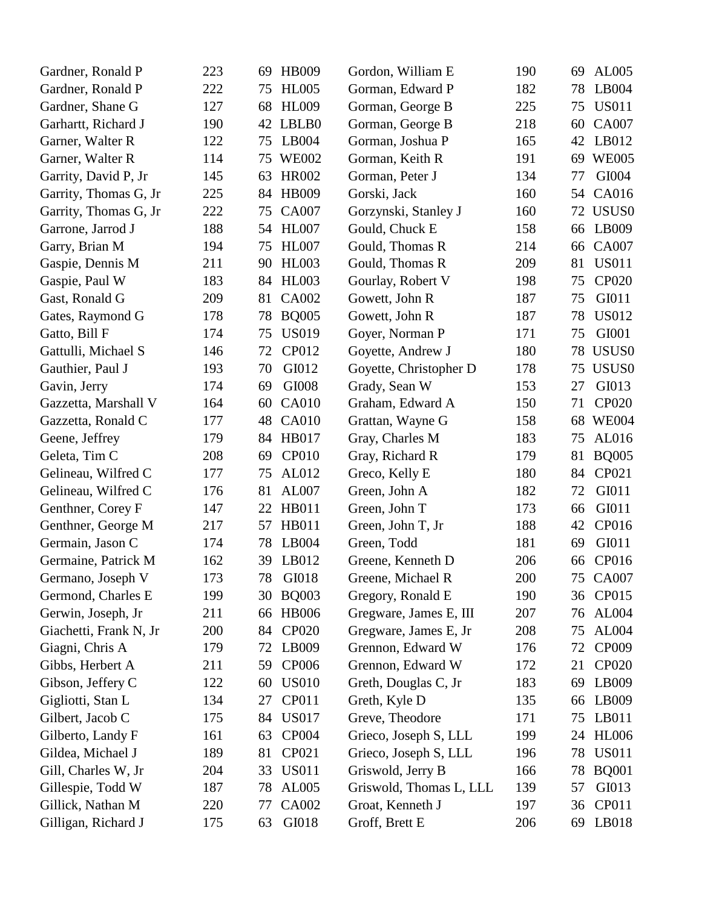| Name | | | |
|---|---|---|---|
| Gardner, Ronald P | 223 | 69 | HB009 |
| Gardner, Ronald P | 222 | 75 | HL005 |
| Gardner, Shane G | 127 | 68 | HL009 |
| Garhartt, Richard J | 190 | 42 | LBLB0 |
| Garner, Walter R | 122 | 75 | LB004 |
| Garner, Walter R | 114 | 75 | WE002 |
| Garrity, David P, Jr | 145 | 63 | HR002 |
| Garrity, Thomas G, Jr | 225 | 84 | HB009 |
| Garrity, Thomas G, Jr | 222 | 75 | CA007 |
| Garrone, Jarrod J | 188 | 54 | HL007 |
| Garry, Brian M | 194 | 75 | HL007 |
| Gaspie, Dennis M | 211 | 90 | HL003 |
| Gaspie, Paul W | 183 | 84 | HL003 |
| Gast, Ronald G | 209 | 81 | CA002 |
| Gates, Raymond G | 178 | 78 | BQ005 |
| Gatto, Bill F | 174 | 75 | US019 |
| Gattulli, Michael S | 146 | 72 | CP012 |
| Gauthier, Paul J | 193 | 70 | GI012 |
| Gavin, Jerry | 174 | 69 | GI008 |
| Gazzetta, Marshall V | 164 | 60 | CA010 |
| Gazzetta, Ronald C | 177 | 48 | CA010 |
| Geene, Jeffrey | 179 | 84 | HB017 |
| Geleta, Tim C | 208 | 69 | CP010 |
| Gelineau, Wilfred C | 177 | 75 | AL012 |
| Gelineau, Wilfred C | 176 | 81 | AL007 |
| Genthner, Corey F | 147 | 22 | HB011 |
| Genthner, George M | 217 | 57 | HB011 |
| Germain, Jason C | 174 | 78 | LB004 |
| Germaine, Patrick M | 162 | 39 | LB012 |
| Germano, Joseph V | 173 | 78 | GI018 |
| Germond, Charles E | 199 | 30 | BQ003 |
| Gerwin, Joseph, Jr | 211 | 66 | HB006 |
| Giachetti, Frank N, Jr | 200 | 84 | CP020 |
| Giagni, Chris A | 179 | 72 | LB009 |
| Gibbs, Herbert A | 211 | 59 | CP006 |
| Gibson, Jeffery C | 122 | 60 | US010 |
| Gigliotti, Stan L | 134 | 27 | CP011 |
| Gilbert, Jacob C | 175 | 84 | US017 |
| Gilberto, Landy F | 161 | 63 | CP004 |
| Gildea, Michael J | 189 | 81 | CP021 |
| Gill, Charles W, Jr | 204 | 33 | US011 |
| Gillespie, Todd W | 187 | 78 | AL005 |
| Gillick, Nathan M | 220 | 77 | CA002 |
| Gilligan, Richard J | 175 | 63 | GI018 |
| Gordon, William E | 190 | 69 | AL005 |
| Gorman, Edward P | 182 | 78 | LB004 |
| Gorman, George B | 225 | 75 | US011 |
| Gorman, George B | 218 | 60 | CA007 |
| Gorman, Joshua P | 165 | 42 | LB012 |
| Gorman, Keith R | 191 | 69 | WE005 |
| Gorman, Peter J | 134 | 77 | GI004 |
| Gorski, Jack | 160 | 54 | CA016 |
| Gorzynski, Stanley J | 160 | 72 | USUS0 |
| Gould, Chuck E | 158 | 66 | LB009 |
| Gould, Thomas R | 214 | 66 | CA007 |
| Gould, Thomas R | 209 | 81 | US011 |
| Gourlay, Robert V | 198 | 75 | CP020 |
| Gowett, John R | 187 | 75 | GI011 |
| Gowett, John R | 187 | 78 | US012 |
| Goyer, Norman P | 171 | 75 | GI001 |
| Goyette, Andrew J | 180 | 78 | USUS0 |
| Goyette, Christopher D | 178 | 75 | USUS0 |
| Grady, Sean W | 153 | 27 | GI013 |
| Graham, Edward A | 150 | 71 | CP020 |
| Grattan, Wayne G | 158 | 68 | WE004 |
| Gray, Charles M | 183 | 75 | AL016 |
| Gray, Richard R | 179 | 81 | BQ005 |
| Greco, Kelly E | 180 | 84 | CP021 |
| Green, John A | 182 | 72 | GI011 |
| Green, John T | 173 | 66 | GI011 |
| Green, John T, Jr | 188 | 42 | CP016 |
| Green, Todd | 181 | 69 | GI011 |
| Greene, Kenneth D | 206 | 66 | CP016 |
| Greene, Michael R | 200 | 75 | CA007 |
| Gregory, Ronald E | 190 | 36 | CP015 |
| Gregware, James E, III | 207 | 76 | AL004 |
| Gregware, James E, Jr | 208 | 75 | AL004 |
| Grennon, Edward W | 176 | 72 | CP009 |
| Grennon, Edward W | 172 | 21 | CP020 |
| Greth, Douglas C, Jr | 183 | 69 | LB009 |
| Greth, Kyle D | 135 | 66 | LB009 |
| Greve, Theodore | 171 | 75 | LB011 |
| Grieco, Joseph S, LLL | 199 | 24 | HL006 |
| Grieco, Joseph S, LLL | 196 | 78 | US011 |
| Griswold, Jerry B | 166 | 78 | BQ001 |
| Griswold, Thomas L, LLL | 139 | 57 | GI013 |
| Groat, Kenneth J | 197 | 36 | CP011 |
| Groff, Brett E | 206 | 69 | LB018 |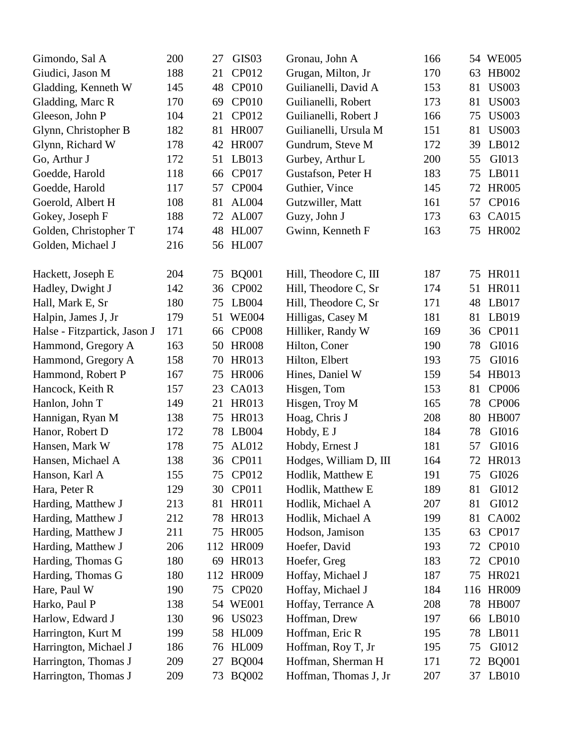| Name | | | |
|---|---|---|---|
| Gimondo, Sal A | 200 | 27 | GIS03 |
| Giudici, Jason M | 188 | 21 | CP012 |
| Gladding, Kenneth W | 145 | 48 | CP010 |
| Gladding, Marc R | 170 | 69 | CP010 |
| Gleeson, John P | 104 | 21 | CP012 |
| Glynn, Christopher B | 182 | 81 | HR007 |
| Glynn, Richard W | 178 | 42 | HR007 |
| Go, Arthur J | 172 | 51 | LB013 |
| Goedde, Harold | 118 | 66 | CP017 |
| Goedde, Harold | 117 | 57 | CP004 |
| Goerold, Albert H | 108 | 81 | AL004 |
| Gokey, Joseph F | 188 | 72 | AL007 |
| Golden, Christopher T | 174 | 48 | HL007 |
| Golden, Michael J | 216 | 56 | HL007 |
| Gronau, John A | 166 | 54 | WE005 |
| Grugan, Milton, Jr | 170 | 63 | HB002 |
| Guilianelli, David A | 153 | 81 | US003 |
| Guilianelli, Robert | 173 | 81 | US003 |
| Guilianelli, Robert J | 166 | 75 | US003 |
| Guilianelli, Ursula M | 151 | 81 | US003 |
| Gundrum, Steve M | 172 | 39 | LB012 |
| Gurbey, Arthur L | 200 | 55 | GI013 |
| Gustafson, Peter H | 183 | 75 | LB011 |
| Guthier, Vince | 145 | 72 | HR005 |
| Gutzwiller, Matt | 161 | 57 | CP016 |
| Guzy, John J | 173 | 63 | CA015 |
| Gwinn, Kenneth F | 163 | 75 | HR002 |

| Name | | | |
|---|---|---|---|
| Hackett, Joseph E | 204 | 75 | BQ001 |
| Hadley, Dwight J | 142 | 36 | CP002 |
| Hall, Mark E, Sr | 180 | 75 | LB004 |
| Halpin, James J, Jr | 179 | 51 | WE004 |
| Halse - Fitzpartick, Jason J | 171 | 66 | CP008 |
| Hammond, Gregory A | 163 | 50 | HR008 |
| Hammond, Gregory A | 158 | 70 | HR013 |
| Hammond, Robert P | 167 | 75 | HR006 |
| Hancock, Keith R | 157 | 23 | CA013 |
| Hanlon, John T | 149 | 21 | HR013 |
| Hannigan, Ryan M | 138 | 75 | HR013 |
| Hanor, Robert D | 172 | 78 | LB004 |
| Hansen, Mark W | 178 | 75 | AL012 |
| Hansen, Michael A | 138 | 36 | CP011 |
| Hanson, Karl A | 155 | 75 | CP012 |
| Hara, Peter R | 129 | 30 | CP011 |
| Harding, Matthew J | 213 | 81 | HR011 |
| Harding, Matthew J | 212 | 78 | HR013 |
| Harding, Matthew J | 211 | 75 | HR005 |
| Harding, Matthew J | 206 | 112 | HR009 |
| Harding, Thomas G | 180 | 69 | HR013 |
| Harding, Thomas G | 180 | 112 | HR009 |
| Hare, Paul W | 190 | 75 | CP020 |
| Harko, Paul P | 138 | 54 | WE001 |
| Harlow, Edward J | 130 | 96 | US023 |
| Harrington, Kurt M | 199 | 58 | HL009 |
| Harrington, Michael J | 186 | 76 | HL009 |
| Harrington, Thomas J | 209 | 27 | BQ004 |
| Harrington, Thomas J | 209 | 73 | BQ002 |
| Hill, Theodore C, III | 187 | 75 | HR011 |
| Hill, Theodore C, Sr | 174 | 51 | HR011 |
| Hill, Theodore C, Sr | 171 | 48 | LB017 |
| Hilligas, Casey M | 181 | 81 | LB019 |
| Hilliker, Randy W | 169 | 36 | CP011 |
| Hilton, Coner | 190 | 78 | GI016 |
| Hilton, Elbert | 193 | 75 | GI016 |
| Hines, Daniel W | 159 | 54 | HB013 |
| Hisgen, Tom | 153 | 81 | CP006 |
| Hisgen, Troy M | 165 | 78 | CP006 |
| Hoag, Chris J | 208 | 80 | HB007 |
| Hobdy, E J | 184 | 78 | GI016 |
| Hobdy, Ernest J | 181 | 57 | GI016 |
| Hodges, William D, III | 164 | 72 | HR013 |
| Hodlik, Matthew E | 191 | 75 | GI026 |
| Hodlik, Matthew E | 189 | 81 | GI012 |
| Hodlik, Michael A | 207 | 81 | GI012 |
| Hodlik, Michael A | 199 | 81 | CA002 |
| Hodson, Jamison | 135 | 63 | CP017 |
| Hoefer, David | 193 | 72 | CP010 |
| Hoefer, Greg | 183 | 72 | CP010 |
| Hoffay, Michael J | 187 | 75 | HR021 |
| Hoffay, Michael J | 184 | 116 | HR009 |
| Hoffay, Terrance A | 208 | 78 | HB007 |
| Hoffman, Drew | 197 | 66 | LB010 |
| Hoffman, Eric R | 195 | 78 | LB011 |
| Hoffman, Roy T, Jr | 195 | 75 | GI012 |
| Hoffman, Sherman H | 171 | 72 | BQ001 |
| Hoffman, Thomas J, Jr | 207 | 37 | LB010 |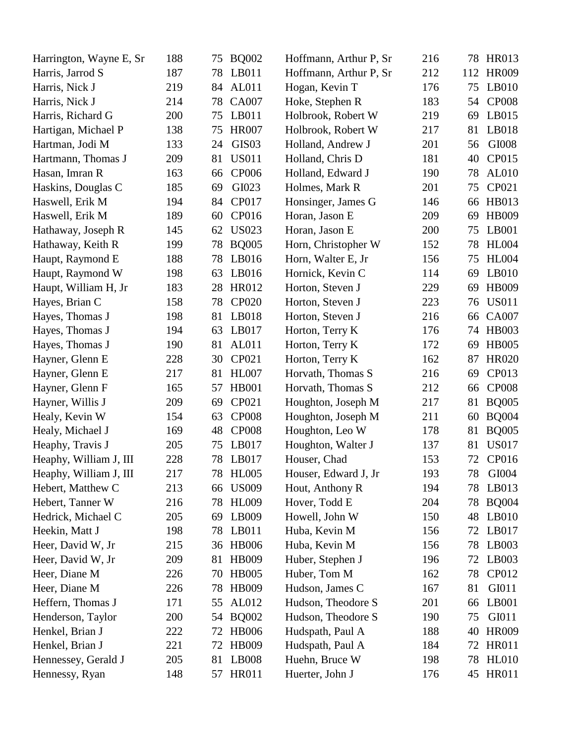| | | | |
|---|---|---|---|
| Harrington, Wayne E, Sr | 188 | 75 | BQ002 |
| Harris, Jarrod S | 187 | 78 | LB011 |
| Harris, Nick J | 219 | 84 | AL011 |
| Harris, Nick J | 214 | 78 | CA007 |
| Harris, Richard G | 200 | 75 | LB011 |
| Hartigan, Michael P | 138 | 75 | HR007 |
| Hartman, Jodi M | 133 | 24 | GIS03 |
| Hartmann, Thomas J | 209 | 81 | US011 |
| Hasan, Imran R | 163 | 66 | CP006 |
| Haskins, Douglas C | 185 | 69 | GI023 |
| Haswell, Erik M | 194 | 84 | CP017 |
| Haswell, Erik M | 189 | 60 | CP016 |
| Hathaway, Joseph R | 145 | 62 | US023 |
| Hathaway, Keith R | 199 | 78 | BQ005 |
| Haupt, Raymond E | 188 | 78 | LB016 |
| Haupt, Raymond W | 198 | 63 | LB016 |
| Haupt, William H, Jr | 183 | 28 | HR012 |
| Hayes, Brian C | 158 | 78 | CP020 |
| Hayes, Thomas J | 198 | 81 | LB018 |
| Hayes, Thomas J | 194 | 63 | LB017 |
| Hayes, Thomas J | 190 | 81 | AL011 |
| Hayner, Glenn E | 228 | 30 | CP021 |
| Hayner, Glenn E | 217 | 81 | HL007 |
| Hayner, Glenn F | 165 | 57 | HB001 |
| Hayner, Willis J | 209 | 69 | CP021 |
| Healy, Kevin W | 154 | 63 | CP008 |
| Healy, Michael J | 169 | 48 | CP008 |
| Heaphy, Travis J | 205 | 75 | LB017 |
| Heaphy, William J, III | 228 | 78 | LB017 |
| Heaphy, William J, III | 217 | 78 | HL005 |
| Hebert, Matthew C | 213 | 66 | US009 |
| Hebert, Tanner W | 216 | 78 | HL009 |
| Hedrick, Michael C | 205 | 69 | LB009 |
| Heekin, Matt J | 198 | 78 | LB011 |
| Heer, David W, Jr | 215 | 36 | HB006 |
| Heer, David W, Jr | 209 | 81 | HB009 |
| Heer, Diane M | 226 | 70 | HB005 |
| Heer, Diane M | 226 | 78 | HB009 |
| Heffern, Thomas J | 171 | 55 | AL012 |
| Henderson, Taylor | 200 | 54 | BQ002 |
| Henkel, Brian J | 222 | 72 | HB006 |
| Henkel, Brian J | 221 | 72 | HB009 |
| Hennessey, Gerald J | 205 | 81 | LB008 |
| Hennessy, Ryan | 148 | 57 | HR011 |
| Hoffmann, Arthur P, Sr | 216 | 78 | HR013 |
| Hoffmann, Arthur P, Sr | 212 | 112 | HR009 |
| Hogan, Kevin T | 176 | 75 | LB010 |
| Hoke, Stephen R | 183 | 54 | CP008 |
| Holbrook, Robert W | 219 | 69 | LB015 |
| Holbrook, Robert W | 217 | 81 | LB018 |
| Holland, Andrew J | 201 | 56 | GI008 |
| Holland, Chris D | 181 | 40 | CP015 |
| Holland, Edward J | 190 | 78 | AL010 |
| Holmes, Mark R | 201 | 75 | CP021 |
| Honsinger, James G | 146 | 66 | HB013 |
| Horan, Jason E | 209 | 69 | HB009 |
| Horan, Jason E | 200 | 75 | LB001 |
| Horn, Christopher W | 152 | 78 | HL004 |
| Horn, Walter E, Jr | 156 | 75 | HL004 |
| Hornick, Kevin C | 114 | 69 | LB010 |
| Horton, Steven J | 229 | 69 | HB009 |
| Horton, Steven J | 223 | 76 | US011 |
| Horton, Steven J | 216 | 66 | CA007 |
| Horton, Terry K | 176 | 74 | HB003 |
| Horton, Terry K | 172 | 69 | HB005 |
| Horton, Terry K | 162 | 87 | HR020 |
| Horvath, Thomas S | 216 | 69 | CP013 |
| Horvath, Thomas S | 212 | 66 | CP008 |
| Houghton, Joseph M | 217 | 81 | BQ005 |
| Houghton, Joseph M | 211 | 60 | BQ004 |
| Houghton, Leo W | 178 | 81 | BQ005 |
| Houghton, Walter J | 137 | 81 | US017 |
| Houser, Chad | 153 | 72 | CP016 |
| Houser, Edward J, Jr | 193 | 78 | GI004 |
| Hout, Anthony R | 194 | 78 | LB013 |
| Hover, Todd E | 204 | 78 | BQ004 |
| Howell, John W | 150 | 48 | LB010 |
| Huba, Kevin M | 156 | 72 | LB017 |
| Huba, Kevin M | 156 | 78 | LB003 |
| Huber, Stephen J | 196 | 72 | LB003 |
| Huber, Tom M | 162 | 78 | CP012 |
| Hudson, James C | 167 | 81 | GI011 |
| Hudson, Theodore S | 201 | 66 | LB001 |
| Hudson, Theodore S | 190 | 75 | GI011 |
| Hudspath, Paul A | 188 | 40 | HR009 |
| Hudspath, Paul A | 184 | 72 | HR011 |
| Huehn, Bruce W | 198 | 78 | HL010 |
| Huerter, John J | 176 | 45 | HR011 |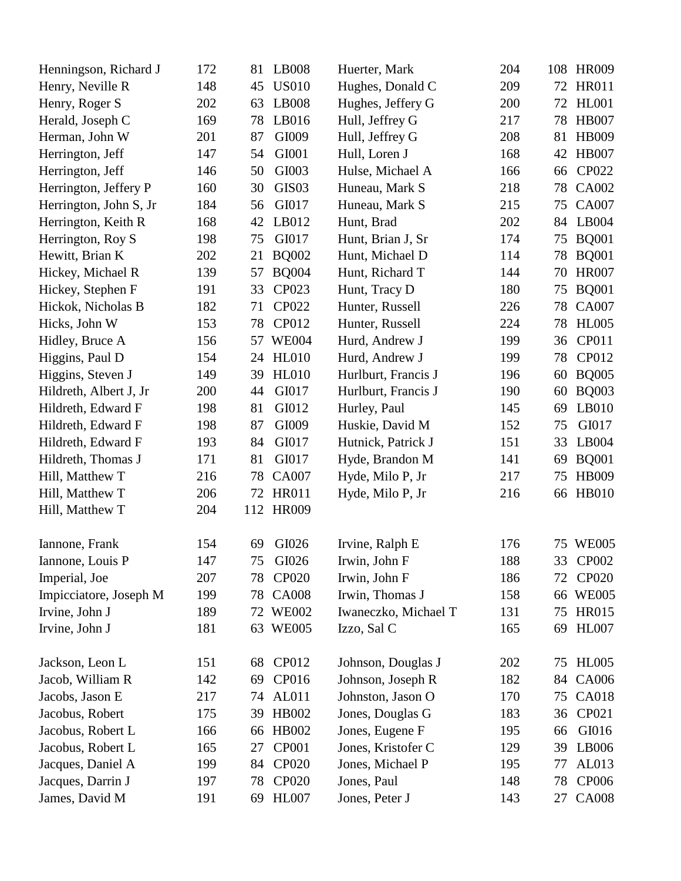| Name | | | | Name | | | |
|---|---|---|---|---|---|---|---|
| Henningson, Richard J | 172 | 81 | LB008 | Huerter, Mark | 204 | 108 | HR009 |
| Henry, Neville R | 148 | 45 | US010 | Hughes, Donald C | 209 | 72 | HR011 |
| Henry, Roger S | 202 | 63 | LB008 | Hughes, Jeffery G | 200 | 72 | HL001 |
| Herald, Joseph C | 169 | 78 | LB016 | Hull, Jeffrey G | 217 | 78 | HB007 |
| Herman, John W | 201 | 87 | GI009 | Hull, Jeffrey G | 208 | 81 | HB009 |
| Herrington, Jeff | 147 | 54 | GI001 | Hull, Loren J | 168 | 42 | HB007 |
| Herrington, Jeff | 146 | 50 | GI003 | Hulse, Michael A | 166 | 66 | CP022 |
| Herrington, Jeffery P | 160 | 30 | GIS03 | Huneau, Mark S | 218 | 78 | CA002 |
| Herrington, John S, Jr | 184 | 56 | GI017 | Huneau, Mark S | 215 | 75 | CA007 |
| Herrington, Keith R | 168 | 42 | LB012 | Hunt, Brad | 202 | 84 | LB004 |
| Herrington, Roy S | 198 | 75 | GI017 | Hunt, Brian J, Sr | 174 | 75 | BQ001 |
| Hewitt, Brian K | 202 | 21 | BQ002 | Hunt, Michael D | 114 | 78 | BQ001 |
| Hickey, Michael R | 139 | 57 | BQ004 | Hunt, Richard T | 144 | 70 | HR007 |
| Hickey, Stephen F | 191 | 33 | CP023 | Hunt, Tracy D | 180 | 75 | BQ001 |
| Hickok, Nicholas B | 182 | 71 | CP022 | Hunter, Russell | 226 | 78 | CA007 |
| Hicks, John W | 153 | 78 | CP012 | Hunter, Russell | 224 | 78 | HL005 |
| Hidley, Bruce A | 156 | 57 | WE004 | Hurd, Andrew J | 199 | 36 | CP011 |
| Higgins, Paul D | 154 | 24 | HL010 | Hurd, Andrew J | 199 | 78 | CP012 |
| Higgins, Steven J | 149 | 39 | HL010 | Hurlburt, Francis J | 196 | 60 | BQ005 |
| Hildreth, Albert J, Jr | 200 | 44 | GI017 | Hurlburt, Francis J | 190 | 60 | BQ003 |
| Hildreth, Edward F | 198 | 81 | GI012 | Hurley, Paul | 145 | 69 | LB010 |
| Hildreth, Edward F | 198 | 87 | GI009 | Huskie, David M | 152 | 75 | GI017 |
| Hildreth, Edward F | 193 | 84 | GI017 | Hutnick, Patrick J | 151 | 33 | LB004 |
| Hildreth, Thomas J | 171 | 81 | GI017 | Hyde, Brandon M | 141 | 69 | BQ001 |
| Hill, Matthew T | 216 | 78 | CA007 | Hyde, Milo P, Jr | 217 | 75 | HB009 |
| Hill, Matthew T | 206 | 72 | HR011 | Hyde, Milo P, Jr | 216 | 66 | HB010 |
| Hill, Matthew T | 204 | 112 | HR009 | | | | |
| | | | | | | | |
| Iannone, Frank | 154 | 69 | GI026 | Irvine, Ralph E | 176 | 75 | WE005 |
| Iannone, Louis P | 147 | 75 | GI026 | Irwin, John F | 188 | 33 | CP002 |
| Imperial, Joe | 207 | 78 | CP020 | Irwin, John F | 186 | 72 | CP020 |
| Impicciatore, Joseph M | 199 | 78 | CA008 | Irwin, Thomas J | 158 | 66 | WE005 |
| Irvine, John J | 189 | 72 | WE002 | Iwaneczko, Michael T | 131 | 75 | HR015 |
| Irvine, John J | 181 | 63 | WE005 | Izzo, Sal C | 165 | 69 | HL007 |
| | | | | | | | |
| Jackson, Leon L | 151 | 68 | CP012 | Johnson, Douglas J | 202 | 75 | HL005 |
| Jacob, William R | 142 | 69 | CP016 | Johnson, Joseph R | 182 | 84 | CA006 |
| Jacobs, Jason E | 217 | 74 | AL011 | Johnston, Jason O | 170 | 75 | CA018 |
| Jacobus, Robert | 175 | 39 | HB002 | Jones, Douglas G | 183 | 36 | CP021 |
| Jacobus, Robert L | 166 | 66 | HB002 | Jones, Eugene F | 195 | 66 | GI016 |
| Jacobus, Robert L | 165 | 27 | CP001 | Jones, Kristofer C | 129 | 39 | LB006 |
| Jacques, Daniel A | 199 | 84 | CP020 | Jones, Michael P | 195 | 77 | AL013 |
| Jacques, Darrin J | 197 | 78 | CP020 | Jones, Paul | 148 | 78 | CP006 |
| James, David M | 191 | 69 | HL007 | Jones, Peter J | 143 | 27 | CA008 |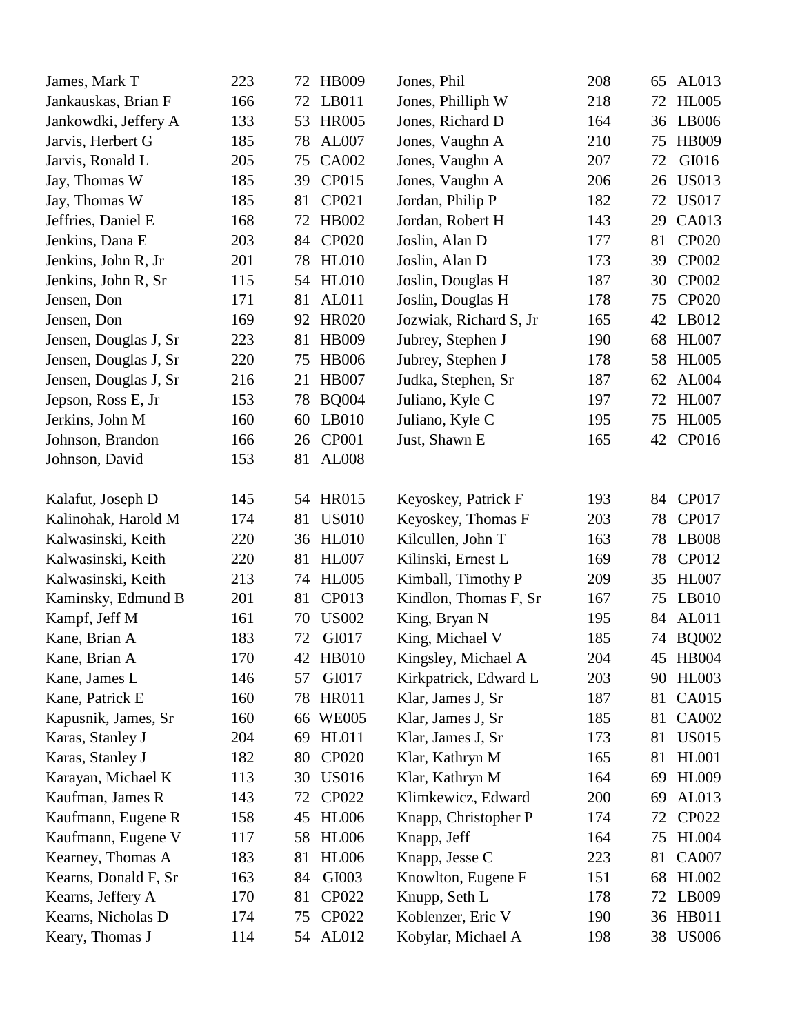| | | | | | | | |
|---|---|---|---|---|---|---|---|
| James, Mark T | 223 | 72 | HB009 | Jones, Phil | 208 | 65 | AL013 |
| Jankauskas, Brian F | 166 | 72 | LB011 | Jones, Philliph W | 218 | 72 | HL005 |
| Jankowdki, Jeffery A | 133 | 53 | HR005 | Jones, Richard D | 164 | 36 | LB006 |
| Jarvis, Herbert G | 185 | 78 | AL007 | Jones, Vaughn A | 210 | 75 | HB009 |
| Jarvis, Ronald L | 205 | 75 | CA002 | Jones, Vaughn A | 207 | 72 | GI016 |
| Jay, Thomas W | 185 | 39 | CP015 | Jones, Vaughn A | 206 | 26 | US013 |
| Jay, Thomas W | 185 | 81 | CP021 | Jordan, Philip P | 182 | 72 | US017 |
| Jeffries, Daniel E | 168 | 72 | HB002 | Jordan, Robert H | 143 | 29 | CA013 |
| Jenkins, Dana E | 203 | 84 | CP020 | Joslin, Alan D | 177 | 81 | CP020 |
| Jenkins, John R, Jr | 201 | 78 | HL010 | Joslin, Alan D | 173 | 39 | CP002 |
| Jenkins, John R, Sr | 115 | 54 | HL010 | Joslin, Douglas H | 187 | 30 | CP002 |
| Jensen, Don | 171 | 81 | AL011 | Joslin, Douglas H | 178 | 75 | CP020 |
| Jensen, Don | 169 | 92 | HR020 | Jozwiak, Richard S, Jr | 165 | 42 | LB012 |
| Jensen, Douglas J, Sr | 223 | 81 | HB009 | Jubrey, Stephen J | 190 | 68 | HL007 |
| Jensen, Douglas J, Sr | 220 | 75 | HB006 | Jubrey, Stephen J | 178 | 58 | HL005 |
| Jensen, Douglas J, Sr | 216 | 21 | HB007 | Judka, Stephen, Sr | 187 | 62 | AL004 |
| Jepson, Ross E, Jr | 153 | 78 | BQ004 | Juliano, Kyle C | 197 | 72 | HL007 |
| Jerkins, John M | 160 | 60 | LB010 | Juliano, Kyle C | 195 | 75 | HL005 |
| Johnson, Brandon | 166 | 26 | CP001 | Just, Shawn E | 165 | 42 | CP016 |
| Johnson, David | 153 | 81 | AL008 | | | | |
| | | | | | | | |
| Kalafut, Joseph D | 145 | 54 | HR015 | Keyoskey, Patrick F | 193 | 84 | CP017 |
| Kalinohak, Harold M | 174 | 81 | US010 | Keyoskey, Thomas F | 203 | 78 | CP017 |
| Kalwasinski, Keith | 220 | 36 | HL010 | Kilcullen, John T | 163 | 78 | LB008 |
| Kalwasinski, Keith | 220 | 81 | HL007 | Kilinski, Ernest L | 169 | 78 | CP012 |
| Kalwasinski, Keith | 213 | 74 | HL005 | Kimball, Timothy P | 209 | 35 | HL007 |
| Kaminsky, Edmund B | 201 | 81 | CP013 | Kindlon, Thomas F, Sr | 167 | 75 | LB010 |
| Kampf, Jeff M | 161 | 70 | US002 | King, Bryan N | 195 | 84 | AL011 |
| Kane, Brian A | 183 | 72 | GI017 | King, Michael V | 185 | 74 | BQ002 |
| Kane, Brian A | 170 | 42 | HB010 | Kingsley, Michael A | 204 | 45 | HB004 |
| Kane, James L | 146 | 57 | GI017 | Kirkpatrick, Edward L | 203 | 90 | HL003 |
| Kane, Patrick E | 160 | 78 | HR011 | Klar, James J, Sr | 187 | 81 | CA015 |
| Kapusnik, James, Sr | 160 | 66 | WE005 | Klar, James J, Sr | 185 | 81 | CA002 |
| Karas, Stanley J | 204 | 69 | HL011 | Klar, James J, Sr | 173 | 81 | US015 |
| Karas, Stanley J | 182 | 80 | CP020 | Klar, Kathryn M | 165 | 81 | HL001 |
| Karayan, Michael K | 113 | 30 | US016 | Klar, Kathryn M | 164 | 69 | HL009 |
| Kaufman, James R | 143 | 72 | CP022 | Klimkewicz, Edward | 200 | 69 | AL013 |
| Kaufmann, Eugene R | 158 | 45 | HL006 | Knapp, Christopher P | 174 | 72 | CP022 |
| Kaufmann, Eugene V | 117 | 58 | HL006 | Knapp, Jeff | 164 | 75 | HL004 |
| Kearney, Thomas A | 183 | 81 | HL006 | Knapp, Jesse C | 223 | 81 | CA007 |
| Kearns, Donald F, Sr | 163 | 84 | GI003 | Knowlton, Eugene F | 151 | 68 | HL002 |
| Kearns, Jeffery A | 170 | 81 | CP022 | Knupp, Seth L | 178 | 72 | LB009 |
| Kearns, Nicholas D | 174 | 75 | CP022 | Koblenzer, Eric V | 190 | 36 | HB011 |
| Keary, Thomas J | 114 | 54 | AL012 | Kobylar, Michael A | 198 | 38 | US006 |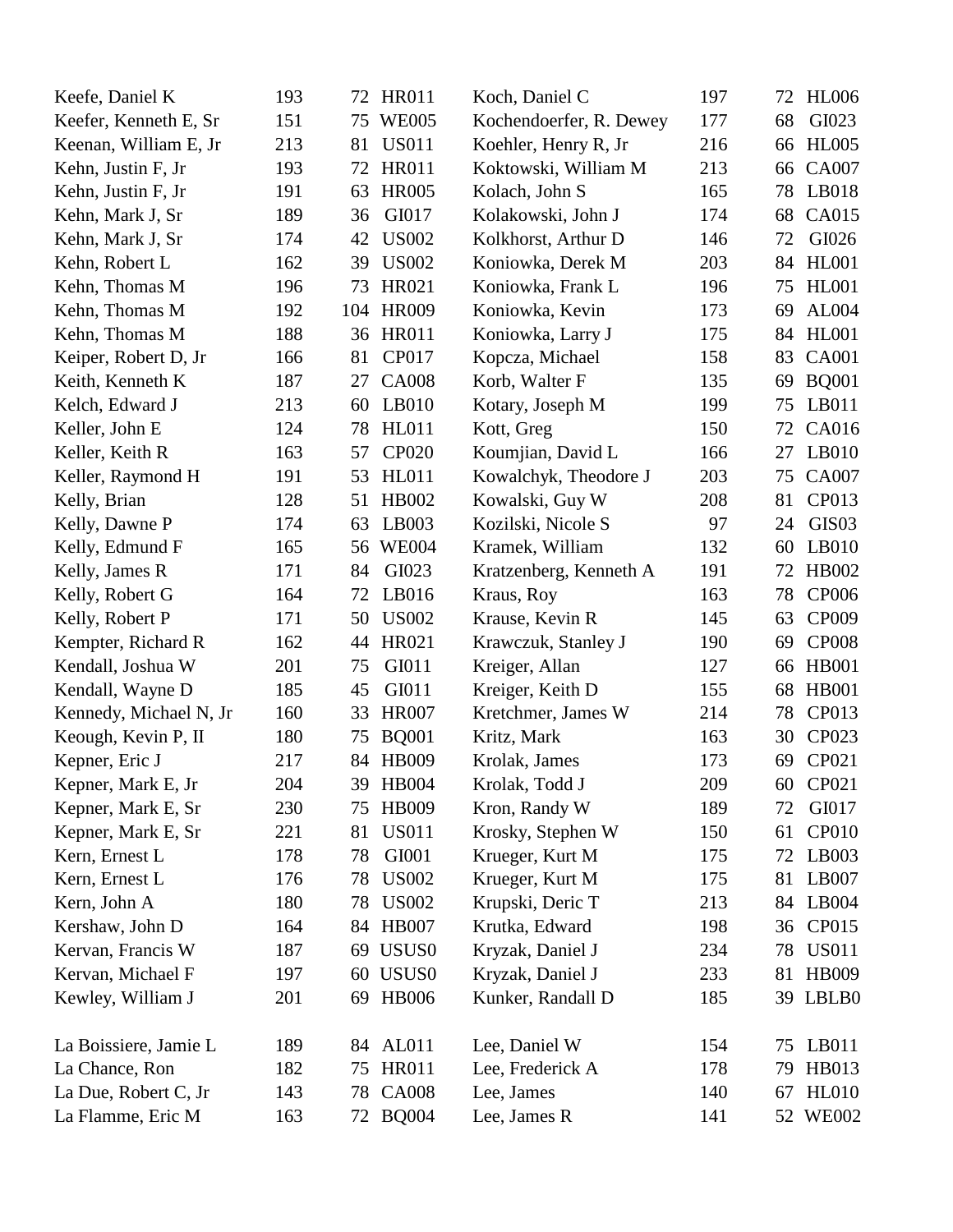| | | | | | | | |
|---|---|---|---|---|---|---|---|
| Keefe, Daniel K | 193 | 72 | HR011 | Koch, Daniel C | 197 | 72 | HL006 |
| Keefer, Kenneth E, Sr | 151 | 75 | WE005 | Kochendoerfer, R. Dewey | 177 | 68 | GI023 |
| Keenan, William E, Jr | 213 | 81 | US011 | Koehler, Henry R, Jr | 216 | 66 | HL005 |
| Kehn, Justin F, Jr | 193 | 72 | HR011 | Koktowski, William M | 213 | 66 | CA007 |
| Kehn, Justin F, Jr | 191 | 63 | HR005 | Kolach, John S | 165 | 78 | LB018 |
| Kehn, Mark J, Sr | 189 | 36 | GI017 | Kolakowski, John J | 174 | 68 | CA015 |
| Kehn, Mark J, Sr | 174 | 42 | US002 | Kolkhorst, Arthur D | 146 | 72 | GI026 |
| Kehn, Robert L | 162 | 39 | US002 | Koniowka, Derek M | 203 | 84 | HL001 |
| Kehn, Thomas M | 196 | 73 | HR021 | Koniowka, Frank L | 196 | 75 | HL001 |
| Kehn, Thomas M | 192 | 104 | HR009 | Koniowka, Kevin | 173 | 69 | AL004 |
| Kehn, Thomas M | 188 | 36 | HR011 | Koniowka, Larry J | 175 | 84 | HL001 |
| Keiper, Robert D, Jr | 166 | 81 | CP017 | Kopcza, Michael | 158 | 83 | CA001 |
| Keith, Kenneth K | 187 | 27 | CA008 | Korb, Walter F | 135 | 69 | BQ001 |
| Kelch, Edward J | 213 | 60 | LB010 | Kotary, Joseph M | 199 | 75 | LB011 |
| Keller, John E | 124 | 78 | HL011 | Kott, Greg | 150 | 72 | CA016 |
| Keller, Keith R | 163 | 57 | CP020 | Koumjian, David L | 166 | 27 | LB010 |
| Keller, Raymond H | 191 | 53 | HL011 | Kowalchyk, Theodore J | 203 | 75 | CA007 |
| Kelly, Brian | 128 | 51 | HB002 | Kowalski, Guy W | 208 | 81 | CP013 |
| Kelly, Dawne P | 174 | 63 | LB003 | Kozilski, Nicole S | 97 | 24 | GIS03 |
| Kelly, Edmund F | 165 | 56 | WE004 | Kramek, William | 132 | 60 | LB010 |
| Kelly, James R | 171 | 84 | GI023 | Kratzenberg, Kenneth A | 191 | 72 | HB002 |
| Kelly, Robert G | 164 | 72 | LB016 | Kraus, Roy | 163 | 78 | CP006 |
| Kelly, Robert P | 171 | 50 | US002 | Krause, Kevin R | 145 | 63 | CP009 |
| Kempter, Richard R | 162 | 44 | HR021 | Krawczuk, Stanley J | 190 | 69 | CP008 |
| Kendall, Joshua W | 201 | 75 | GI011 | Kreiger, Allan | 127 | 66 | HB001 |
| Kendall, Wayne D | 185 | 45 | GI011 | Kreiger, Keith D | 155 | 68 | HB001 |
| Kennedy, Michael N, Jr | 160 | 33 | HR007 | Kretchmer, James W | 214 | 78 | CP013 |
| Keough, Kevin P, II | 180 | 75 | BQ001 | Kritz, Mark | 163 | 30 | CP023 |
| Kepner, Eric J | 217 | 84 | HB009 | Krolak, James | 173 | 69 | CP021 |
| Kepner, Mark E, Jr | 204 | 39 | HB004 | Krolak, Todd J | 209 | 60 | CP021 |
| Kepner, Mark E, Sr | 230 | 75 | HB009 | Kron, Randy W | 189 | 72 | GI017 |
| Kepner, Mark E, Sr | 221 | 81 | US011 | Krosky, Stephen W | 150 | 61 | CP010 |
| Kern, Ernest L | 178 | 78 | GI001 | Krueger, Kurt M | 175 | 72 | LB003 |
| Kern, Ernest L | 176 | 78 | US002 | Krueger, Kurt M | 175 | 81 | LB007 |
| Kern, John A | 180 | 78 | US002 | Krupski, Deric T | 213 | 84 | LB004 |
| Kershaw, John D | 164 | 84 | HB007 | Krutka, Edward | 198 | 36 | CP015 |
| Kervan, Francis W | 187 | 69 | USUS0 | Kryzak, Daniel J | 234 | 78 | US011 |
| Kervan, Michael F | 197 | 60 | USUS0 | Kryzak, Daniel J | 233 | 81 | HB009 |
| Kewley, William J | 201 | 69 | HB006 | Kunker, Randall D | 185 | 39 | LBLB0 |
| | | | | | | | |
| La Boissiere, Jamie L | 189 | 84 | AL011 | Lee, Daniel W | 154 | 75 | LB011 |
| La Chance, Ron | 182 | 75 | HR011 | Lee, Frederick A | 178 | 79 | HB013 |
| La Due, Robert C, Jr | 143 | 78 | CA008 | Lee, James | 140 | 67 | HL010 |
| La Flamme, Eric M | 163 | 72 | BQ004 | Lee, James R | 141 | 52 | WE002 |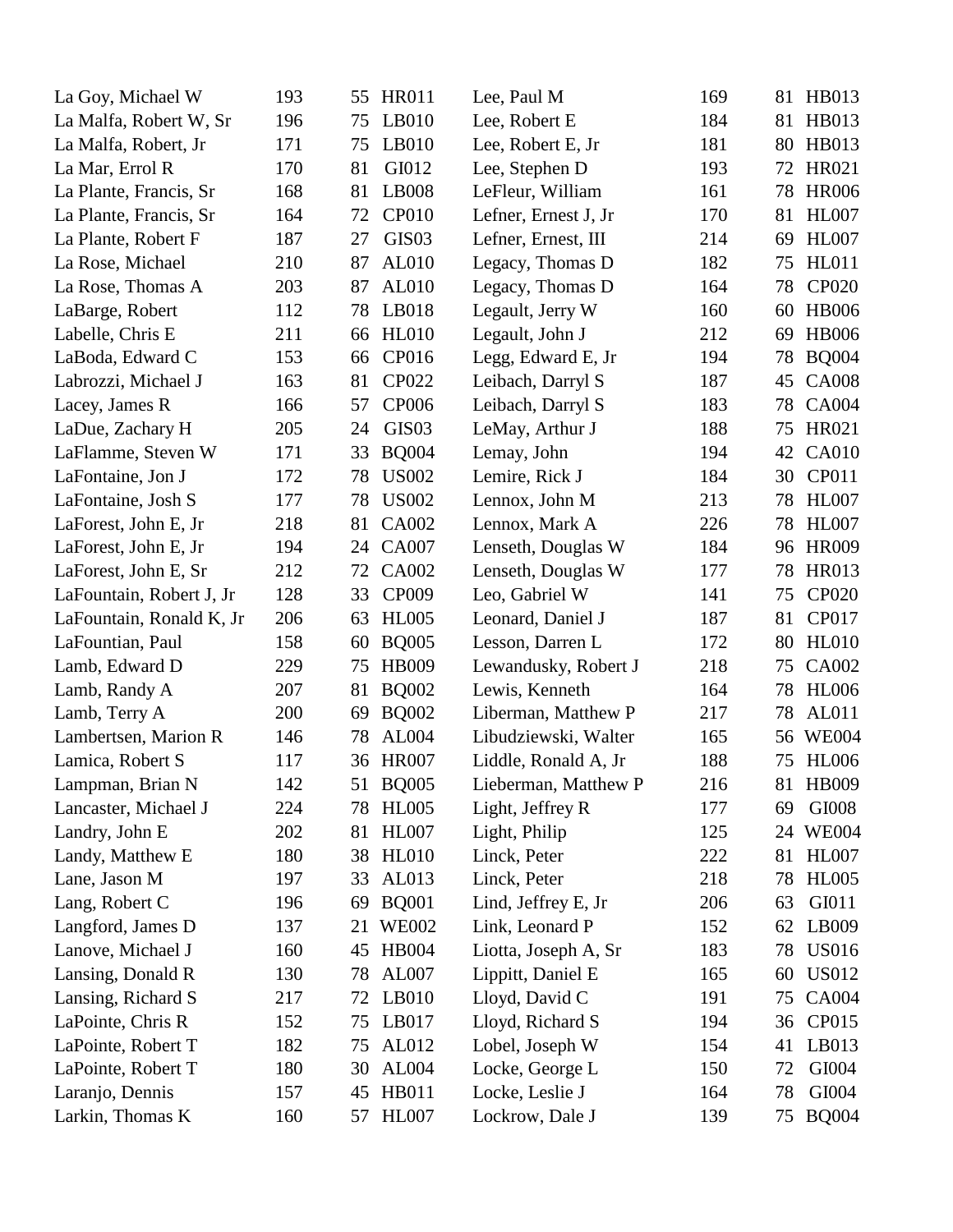| | | | | | | | |
|---|---|---|---|---|---|---|---|
| La Goy, Michael W | 193 | 55 | HR011 | Lee, Paul M | 169 | 81 | HB013 |
| La Malfa, Robert W, Sr | 196 | 75 | LB010 | Lee, Robert E | 184 | 81 | HB013 |
| La Malfa, Robert, Jr | 171 | 75 | LB010 | Lee, Robert E, Jr | 181 | 80 | HB013 |
| La Mar, Errol R | 170 | 81 | GI012 | Lee, Stephen D | 193 | 72 | HR021 |
| La Plante, Francis, Sr | 168 | 81 | LB008 | LeFleur, William | 161 | 78 | HR006 |
| La Plante, Francis, Sr | 164 | 72 | CP010 | Lefner, Ernest J, Jr | 170 | 81 | HL007 |
| La Plante, Robert F | 187 | 27 | GIS03 | Lefner, Ernest, III | 214 | 69 | HL007 |
| La Rose, Michael | 210 | 87 | AL010 | Legacy, Thomas D | 182 | 75 | HL011 |
| La Rose, Thomas A | 203 | 87 | AL010 | Legacy, Thomas D | 164 | 78 | CP020 |
| LaBarge, Robert | 112 | 78 | LB018 | Legault, Jerry W | 160 | 60 | HB006 |
| Labelle, Chris E | 211 | 66 | HL010 | Legault, John J | 212 | 69 | HB006 |
| LaBoda, Edward C | 153 | 66 | CP016 | Legg, Edward E, Jr | 194 | 78 | BQ004 |
| Labrozzi, Michael J | 163 | 81 | CP022 | Leibach, Darryl S | 187 | 45 | CA008 |
| Lacey, James R | 166 | 57 | CP006 | Leibach, Darryl S | 183 | 78 | CA004 |
| LaDue, Zachary H | 205 | 24 | GIS03 | LeMay, Arthur J | 188 | 75 | HR021 |
| LaFlamme, Steven W | 171 | 33 | BQ004 | Lemay, John | 194 | 42 | CA010 |
| LaFontaine, Jon J | 172 | 78 | US002 | Lemire, Rick J | 184 | 30 | CP011 |
| LaFontaine, Josh S | 177 | 78 | US002 | Lennox, John M | 213 | 78 | HL007 |
| LaForest, John E, Jr | 218 | 81 | CA002 | Lennox, Mark A | 226 | 78 | HL007 |
| LaForest, John E, Jr | 194 | 24 | CA007 | Lenseth, Douglas W | 184 | 96 | HR009 |
| LaForest, John E, Sr | 212 | 72 | CA002 | Lenseth, Douglas W | 177 | 78 | HR013 |
| LaFountain, Robert J, Jr | 128 | 33 | CP009 | Leo, Gabriel W | 141 | 75 | CP020 |
| LaFountain, Ronald K, Jr | 206 | 63 | HL005 | Leonard, Daniel J | 187 | 81 | CP017 |
| LaFountian, Paul | 158 | 60 | BQ005 | Lesson, Darren L | 172 | 80 | HL010 |
| Lamb, Edward D | 229 | 75 | HB009 | Lewandusky, Robert J | 218 | 75 | CA002 |
| Lamb, Randy A | 207 | 81 | BQ002 | Lewis, Kenneth | 164 | 78 | HL006 |
| Lamb, Terry A | 200 | 69 | BQ002 | Liberman, Matthew P | 217 | 78 | AL011 |
| Lambertsen, Marion R | 146 | 78 | AL004 | Libudziewski, Walter | 165 | 56 | WE004 |
| Lamica, Robert S | 117 | 36 | HR007 | Liddle, Ronald A, Jr | 188 | 75 | HL006 |
| Lampman, Brian N | 142 | 51 | BQ005 | Lieberman, Matthew P | 216 | 81 | HB009 |
| Lancaster, Michael J | 224 | 78 | HL005 | Light, Jeffrey R | 177 | 69 | GI008 |
| Landry, John E | 202 | 81 | HL007 | Light, Philip | 125 | 24 | WE004 |
| Landy, Matthew E | 180 | 38 | HL010 | Linck, Peter | 222 | 81 | HL007 |
| Lane, Jason M | 197 | 33 | AL013 | Linck, Peter | 218 | 78 | HL005 |
| Lang, Robert C | 196 | 69 | BQ001 | Lind, Jeffrey E, Jr | 206 | 63 | GI011 |
| Langford, James D | 137 | 21 | WE002 | Link, Leonard P | 152 | 62 | LB009 |
| Lanove, Michael J | 160 | 45 | HB004 | Liotta, Joseph A, Sr | 183 | 78 | US016 |
| Lansing, Donald R | 130 | 78 | AL007 | Lippitt, Daniel E | 165 | 60 | US012 |
| Lansing, Richard S | 217 | 72 | LB010 | Lloyd, David C | 191 | 75 | CA004 |
| LaPointe, Chris R | 152 | 75 | LB017 | Lloyd, Richard S | 194 | 36 | CP015 |
| LaPointe, Robert T | 182 | 75 | AL012 | Lobel, Joseph W | 154 | 41 | LB013 |
| LaPointe, Robert T | 180 | 30 | AL004 | Locke, George L | 150 | 72 | GI004 |
| Laranjo, Dennis | 157 | 45 | HB011 | Locke, Leslie J | 164 | 78 | GI004 |
| Larkin, Thomas K | 160 | 57 | HL007 | Lockrow, Dale J | 139 | 75 | BQ004 |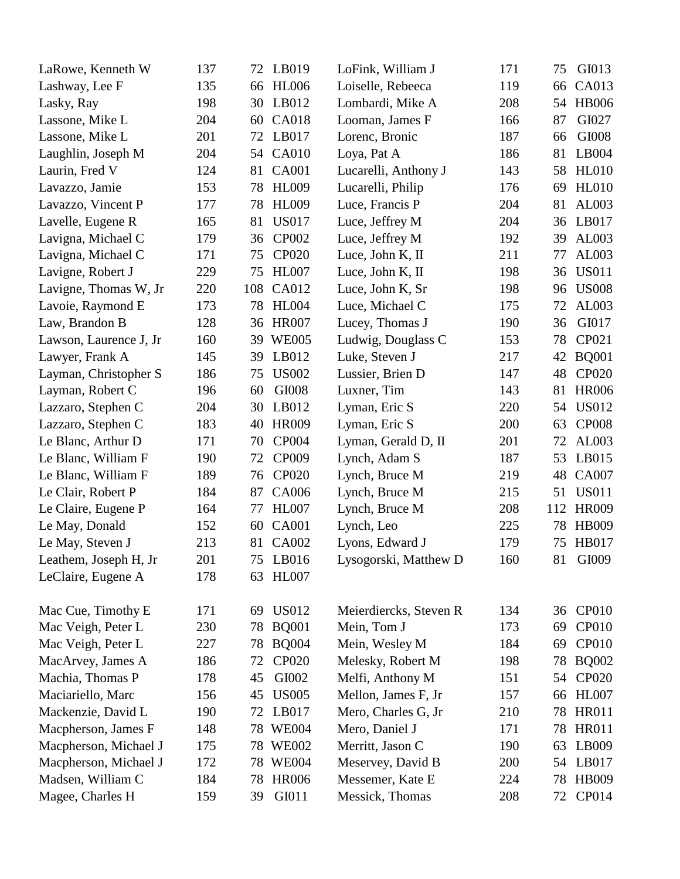| | | | |
|---|---|---|---|
| LaRowe, Kenneth W | 137 | 72 | LB019 |
| Lashway, Lee F | 135 | 66 | HL006 |
| Lasky, Ray | 198 | 30 | LB012 |
| Lassone, Mike L | 204 | 60 | CA018 |
| Lassone, Mike L | 201 | 72 | LB017 |
| Laughlin, Joseph M | 204 | 54 | CA010 |
| Laurin, Fred V | 124 | 81 | CA001 |
| Lavazzo, Jamie | 153 | 78 | HL009 |
| Lavazzo, Vincent P | 177 | 78 | HL009 |
| Lavelle, Eugene R | 165 | 81 | US017 |
| Lavigna, Michael C | 179 | 36 | CP002 |
| Lavigna, Michael C | 171 | 75 | CP020 |
| Lavigne, Robert J | 229 | 75 | HL007 |
| Lavigne, Thomas W, Jr | 220 | 108 | CA012 |
| Lavoie, Raymond E | 173 | 78 | HL004 |
| Law, Brandon B | 128 | 36 | HR007 |
| Lawson, Laurence J, Jr | 160 | 39 | WE005 |
| Lawyer, Frank A | 145 | 39 | LB012 |
| Layman, Christopher S | 186 | 75 | US002 |
| Layman, Robert C | 196 | 60 | GI008 |
| Lazzaro, Stephen C | 204 | 30 | LB012 |
| Lazzaro, Stephen C | 183 | 40 | HR009 |
| Le Blanc, Arthur D | 171 | 70 | CP004 |
| Le Blanc, William F | 190 | 72 | CP009 |
| Le Blanc, William F | 189 | 76 | CP020 |
| Le Clair, Robert P | 184 | 87 | CA006 |
| Le Claire, Eugene P | 164 | 77 | HL007 |
| Le May, Donald | 152 | 60 | CA001 |
| Le May, Steven J | 213 | 81 | CA002 |
| Leathem, Joseph H, Jr | 201 | 75 | LB016 |
| LeClaire, Eugene A | 178 | 63 | HL007 |
| LoFink, William J | 171 | 75 | GI013 |
| Loiselle, Rebeeca | 119 | 66 | CA013 |
| Lombardi, Mike A | 208 | 54 | HB006 |
| Looman, James F | 166 | 87 | GI027 |
| Lorenc, Bronic | 187 | 66 | GI008 |
| Loya, Pat A | 186 | 81 | LB004 |
| Lucarelli, Anthony J | 143 | 58 | HL010 |
| Lucarelli, Philip | 176 | 69 | HL010 |
| Luce, Francis P | 204 | 81 | AL003 |
| Luce, Jeffrey M | 204 | 36 | LB017 |
| Luce, Jeffrey M | 192 | 39 | AL003 |
| Luce, John K, II | 211 | 77 | AL003 |
| Luce, John K, II | 198 | 36 | US011 |
| Luce, John K, Sr | 198 | 96 | US008 |
| Luce, Michael C | 175 | 72 | AL003 |
| Lucey, Thomas J | 190 | 36 | GI017 |
| Ludwig, Douglass C | 153 | 78 | CP021 |
| Luke, Steven J | 217 | 42 | BQ001 |
| Lussier, Brien D | 147 | 48 | CP020 |
| Luxner, Tim | 143 | 81 | HR006 |
| Lyman, Eric S | 220 | 54 | US012 |
| Lyman, Eric S | 200 | 63 | CP008 |
| Lyman, Gerald D, II | 201 | 72 | AL003 |
| Lynch, Adam S | 187 | 53 | LB015 |
| Lynch, Bruce M | 219 | 48 | CA007 |
| Lynch, Bruce M | 215 | 51 | US011 |
| Lynch, Bruce M | 208 | 112 | HR009 |
| Lynch, Leo | 225 | 78 | HB009 |
| Lyons, Edward J | 179 | 75 | HB017 |
| Lysogorski, Matthew D | 160 | 81 | GI009 |

| | | | |
|---|---|---|---|
| Mac Cue, Timothy E | 171 | 69 | US012 |
| Mac Veigh, Peter L | 230 | 78 | BQ001 |
| Mac Veigh, Peter L | 227 | 78 | BQ004 |
| MacArvey, James A | 186 | 72 | CP020 |
| Machia, Thomas P | 178 | 45 | GI002 |
| Maciariello, Marc | 156 | 45 | US005 |
| Mackenzie, David L | 190 | 72 | LB017 |
| Macpherson, James F | 148 | 78 | WE004 |
| Macpherson, Michael J | 175 | 78 | WE002 |
| Macpherson, Michael J | 172 | 78 | WE004 |
| Madsen, William C | 184 | 78 | HR006 |
| Magee, Charles H | 159 | 39 | GI011 |
| Meierdiercks, Steven R | 134 | 36 | CP010 |
| Mein, Tom J | 173 | 69 | CP010 |
| Mein, Wesley M | 184 | 69 | CP010 |
| Melesky, Robert M | 198 | 78 | BQ002 |
| Melfi, Anthony M | 151 | 54 | CP020 |
| Mellon, James F, Jr | 157 | 66 | HL007 |
| Mero, Charles G, Jr | 210 | 78 | HR011 |
| Mero, Daniel J | 171 | 78 | HR011 |
| Merritt, Jason C | 190 | 63 | LB009 |
| Meservey, David B | 200 | 54 | LB017 |
| Messemer, Kate E | 224 | 78 | HB009 |
| Messick, Thomas | 208 | 72 | CP014 |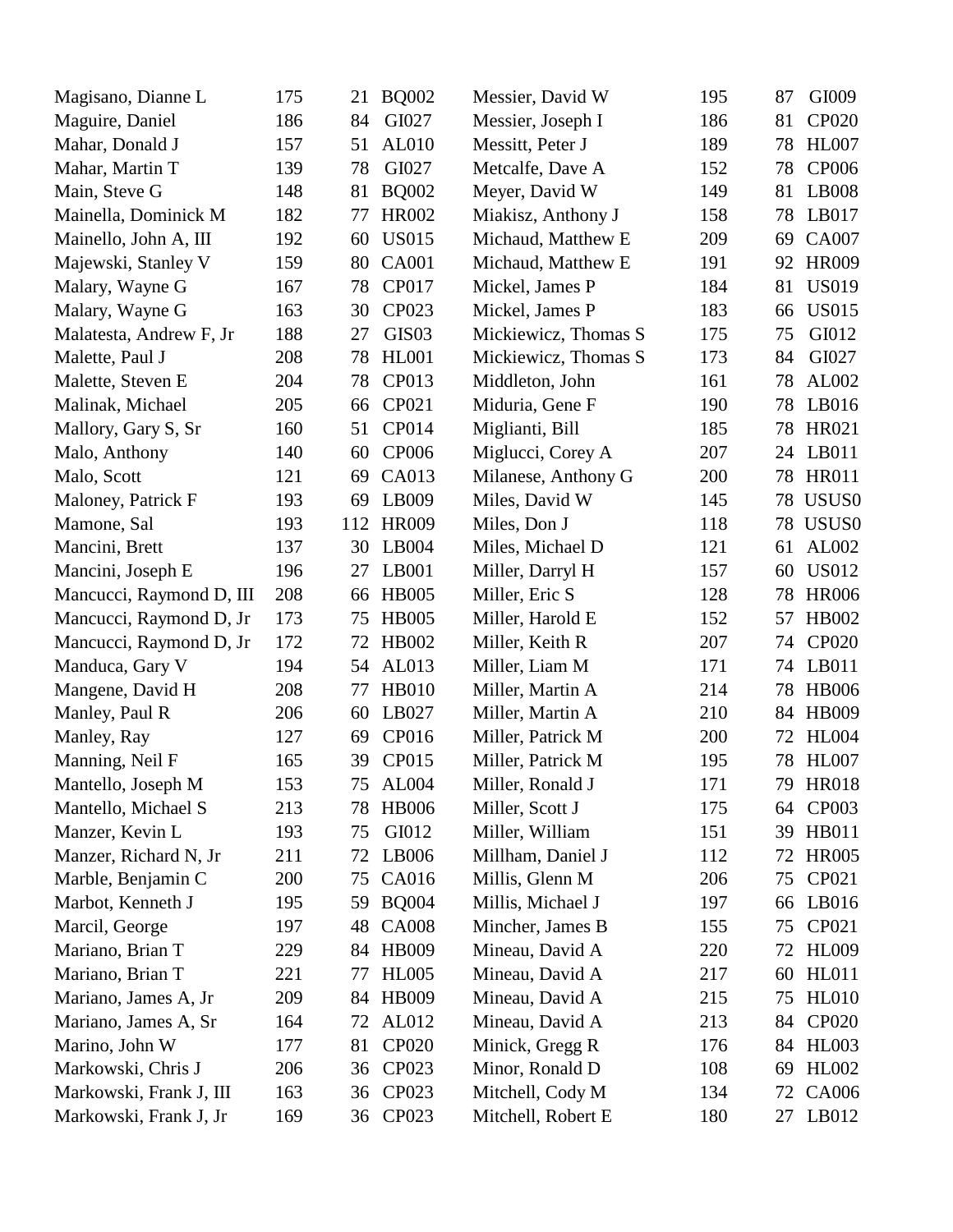| Name | Col1 | Col2 | Code |
|---|---|---|---|
| Magisano, Dianne L | 175 | 21 | BQ002 |
| Maguire, Daniel | 186 | 84 | GI027 |
| Mahar, Donald J | 157 | 51 | AL010 |
| Mahar, Martin T | 139 | 78 | GI027 |
| Main, Steve G | 148 | 81 | BQ002 |
| Mainella, Dominick M | 182 | 77 | HR002 |
| Mainello, John A, III | 192 | 60 | US015 |
| Majewski, Stanley V | 159 | 80 | CA001 |
| Malary, Wayne G | 167 | 78 | CP017 |
| Malary, Wayne G | 163 | 30 | CP023 |
| Malatesta, Andrew F, Jr | 188 | 27 | GIS03 |
| Malette, Paul J | 208 | 78 | HL001 |
| Malette, Steven E | 204 | 78 | CP013 |
| Malinak, Michael | 205 | 66 | CP021 |
| Mallory, Gary S, Sr | 160 | 51 | CP014 |
| Malo, Anthony | 140 | 60 | CP006 |
| Malo, Scott | 121 | 69 | CA013 |
| Maloney, Patrick F | 193 | 69 | LB009 |
| Mamone, Sal | 193 | 112 | HR009 |
| Mancini, Brett | 137 | 30 | LB004 |
| Mancini, Joseph E | 196 | 27 | LB001 |
| Mancucci, Raymond D, III | 208 | 66 | HB005 |
| Mancucci, Raymond D, Jr | 173 | 75 | HB005 |
| Mancucci, Raymond D, Jr | 172 | 72 | HB002 |
| Manduca, Gary V | 194 | 54 | AL013 |
| Mangene, David H | 208 | 77 | HB010 |
| Manley, Paul R | 206 | 60 | LB027 |
| Manley, Ray | 127 | 69 | CP016 |
| Manning, Neil F | 165 | 39 | CP015 |
| Mantello, Joseph M | 153 | 75 | AL004 |
| Mantello, Michael S | 213 | 78 | HB006 |
| Manzer, Kevin L | 193 | 75 | GI012 |
| Manzer, Richard N, Jr | 211 | 72 | LB006 |
| Marble, Benjamin C | 200 | 75 | CA016 |
| Marbot, Kenneth J | 195 | 59 | BQ004 |
| Marcil, George | 197 | 48 | CA008 |
| Mariano, Brian T | 229 | 84 | HB009 |
| Mariano, Brian T | 221 | 77 | HL005 |
| Mariano, James A, Jr | 209 | 84 | HB009 |
| Mariano, James A, Sr | 164 | 72 | AL012 |
| Marino, John W | 177 | 81 | CP020 |
| Markowski, Chris J | 206 | 36 | CP023 |
| Markowski, Frank J, III | 163 | 36 | CP023 |
| Markowski, Frank J, Jr | 169 | 36 | CP023 |
| Messier, David W | 195 | 87 | GI009 |
| Messier, Joseph I | 186 | 81 | CP020 |
| Messitt, Peter J | 189 | 78 | HL007 |
| Metcalfe, Dave A | 152 | 78 | CP006 |
| Meyer, David W | 149 | 81 | LB008 |
| Miakisz, Anthony J | 158 | 78 | LB017 |
| Michaud, Matthew E | 209 | 69 | CA007 |
| Michaud, Matthew E | 191 | 92 | HR009 |
| Mickel, James P | 184 | 81 | US019 |
| Mickel, James P | 183 | 66 | US015 |
| Mickiewicz, Thomas S | 175 | 75 | GI012 |
| Mickiewicz, Thomas S | 173 | 84 | GI027 |
| Middleton, John | 161 | 78 | AL002 |
| Miduria, Gene F | 190 | 78 | LB016 |
| Miglianti, Bill | 185 | 78 | HR021 |
| Miglucci, Corey A | 207 | 24 | LB011 |
| Milanese, Anthony G | 200 | 78 | HR011 |
| Miles, David W | 145 | 78 | USUS0 |
| Miles, Don J | 118 | 78 | USUS0 |
| Miles, Michael D | 121 | 61 | AL002 |
| Miller, Darryl H | 157 | 60 | US012 |
| Miller, Eric S | 128 | 78 | HR006 |
| Miller, Harold E | 152 | 57 | HB002 |
| Miller, Keith R | 207 | 74 | CP020 |
| Miller, Liam M | 171 | 74 | LB011 |
| Miller, Martin A | 214 | 78 | HB006 |
| Miller, Martin A | 210 | 84 | HB009 |
| Miller, Patrick M | 200 | 72 | HL004 |
| Miller, Patrick M | 195 | 78 | HL007 |
| Miller, Ronald J | 171 | 79 | HR018 |
| Miller, Scott J | 175 | 64 | CP003 |
| Miller, William | 151 | 39 | HB011 |
| Millham, Daniel J | 112 | 72 | HR005 |
| Millis, Glenn M | 206 | 75 | CP021 |
| Millis, Michael J | 197 | 66 | LB016 |
| Mincher, James B | 155 | 75 | CP021 |
| Mineau, David A | 220 | 72 | HL009 |
| Mineau, David A | 217 | 60 | HL011 |
| Mineau, David A | 215 | 75 | HL010 |
| Mineau, David A | 213 | 84 | CP020 |
| Minick, Gregg R | 176 | 84 | HL003 |
| Minor, Ronald D | 108 | 69 | HL002 |
| Mitchell, Cody M | 134 | 72 | CA006 |
| Mitchell, Robert E | 180 | 27 | LB012 |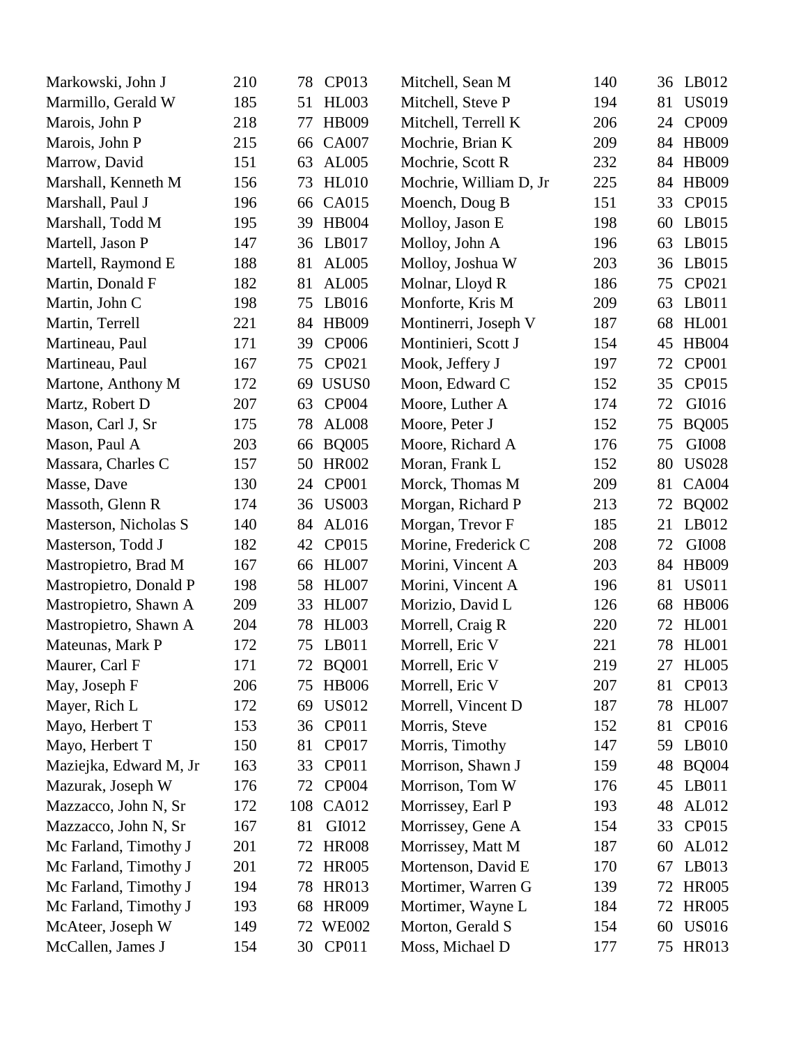| | | | | | | | |
|---|---|---|---|---|---|---|---|
| Markowski, John J | 210 | 78 | CP013 | Mitchell, Sean M | 140 | 36 | LB012 |
| Marmillo, Gerald W | 185 | 51 | HL003 | Mitchell, Steve P | 194 | 81 | US019 |
| Marois, John P | 218 | 77 | HB009 | Mitchell, Terrell K | 206 | 24 | CP009 |
| Marois, John P | 215 | 66 | CA007 | Mochrie, Brian K | 209 | 84 | HB009 |
| Marrow, David | 151 | 63 | AL005 | Mochrie, Scott R | 232 | 84 | HB009 |
| Marshall, Kenneth M | 156 | 73 | HL010 | Mochrie, William D, Jr | 225 | 84 | HB009 |
| Marshall, Paul J | 196 | 66 | CA015 | Moench, Doug B | 151 | 33 | CP015 |
| Marshall, Todd M | 195 | 39 | HB004 | Molloy, Jason E | 198 | 60 | LB015 |
| Martell, Jason P | 147 | 36 | LB017 | Molloy, John A | 196 | 63 | LB015 |
| Martell, Raymond E | 188 | 81 | AL005 | Molloy, Joshua W | 203 | 36 | LB015 |
| Martin, Donald F | 182 | 81 | AL005 | Molnar, Lloyd R | 186 | 75 | CP021 |
| Martin, John C | 198 | 75 | LB016 | Monforte, Kris M | 209 | 63 | LB011 |
| Martin, Terrell | 221 | 84 | HB009 | Montinerri, Joseph V | 187 | 68 | HL001 |
| Martineau, Paul | 171 | 39 | CP006 | Montinieri, Scott J | 154 | 45 | HB004 |
| Martineau, Paul | 167 | 75 | CP021 | Mook, Jeffery J | 197 | 72 | CP001 |
| Martone, Anthony M | 172 | 69 | USUS0 | Moon, Edward C | 152 | 35 | CP015 |
| Martz, Robert D | 207 | 63 | CP004 | Moore, Luther A | 174 | 72 | GI016 |
| Mason, Carl J, Sr | 175 | 78 | AL008 | Moore, Peter J | 152 | 75 | BQ005 |
| Mason, Paul A | 203 | 66 | BQ005 | Moore, Richard A | 176 | 75 | GI008 |
| Massara, Charles C | 157 | 50 | HR002 | Moran, Frank L | 152 | 80 | US028 |
| Masse, Dave | 130 | 24 | CP001 | Morck, Thomas M | 209 | 81 | CA004 |
| Massoth, Glenn R | 174 | 36 | US003 | Morgan, Richard P | 213 | 72 | BQ002 |
| Masterson, Nicholas S | 140 | 84 | AL016 | Morgan, Trevor F | 185 | 21 | LB012 |
| Masterson, Todd J | 182 | 42 | CP015 | Morine, Frederick C | 208 | 72 | GI008 |
| Mastropietro, Brad M | 167 | 66 | HL007 | Morini, Vincent A | 203 | 84 | HB009 |
| Mastropietro, Donald P | 198 | 58 | HL007 | Morini, Vincent A | 196 | 81 | US011 |
| Mastropietro, Shawn A | 209 | 33 | HL007 | Morizio, David L | 126 | 68 | HB006 |
| Mastropietro, Shawn A | 204 | 78 | HL003 | Morrell, Craig R | 220 | 72 | HL001 |
| Mateunas, Mark P | 172 | 75 | LB011 | Morrell, Eric V | 221 | 78 | HL001 |
| Maurer, Carl F | 171 | 72 | BQ001 | Morrell, Eric V | 219 | 27 | HL005 |
| May, Joseph F | 206 | 75 | HB006 | Morrell, Eric V | 207 | 81 | CP013 |
| Mayer, Rich L | 172 | 69 | US012 | Morrell, Vincent D | 187 | 78 | HL007 |
| Mayo, Herbert T | 153 | 36 | CP011 | Morris, Steve | 152 | 81 | CP016 |
| Mayo, Herbert T | 150 | 81 | CP017 | Morris, Timothy | 147 | 59 | LB010 |
| Maziejka, Edward M, Jr | 163 | 33 | CP011 | Morrison, Shawn J | 159 | 48 | BQ004 |
| Mazurak, Joseph W | 176 | 72 | CP004 | Morrison, Tom W | 176 | 45 | LB011 |
| Mazzacco, John N, Sr | 172 | 108 | CA012 | Morrissey, Earl P | 193 | 48 | AL012 |
| Mazzacco, John N, Sr | 167 | 81 | GI012 | Morrissey, Gene A | 154 | 33 | CP015 |
| Mc Farland, Timothy J | 201 | 72 | HR008 | Morrissey, Matt M | 187 | 60 | AL012 |
| Mc Farland, Timothy J | 201 | 72 | HR005 | Mortenson, David E | 170 | 67 | LB013 |
| Mc Farland, Timothy J | 194 | 78 | HR013 | Mortimer, Warren G | 139 | 72 | HR005 |
| Mc Farland, Timothy J | 193 | 68 | HR009 | Mortimer, Wayne L | 184 | 72 | HR005 |
| McAteer, Joseph W | 149 | 72 | WE002 | Morton, Gerald S | 154 | 60 | US016 |
| McCallen, James J | 154 | 30 | CP011 | Moss, Michael D | 177 | 75 | HR013 |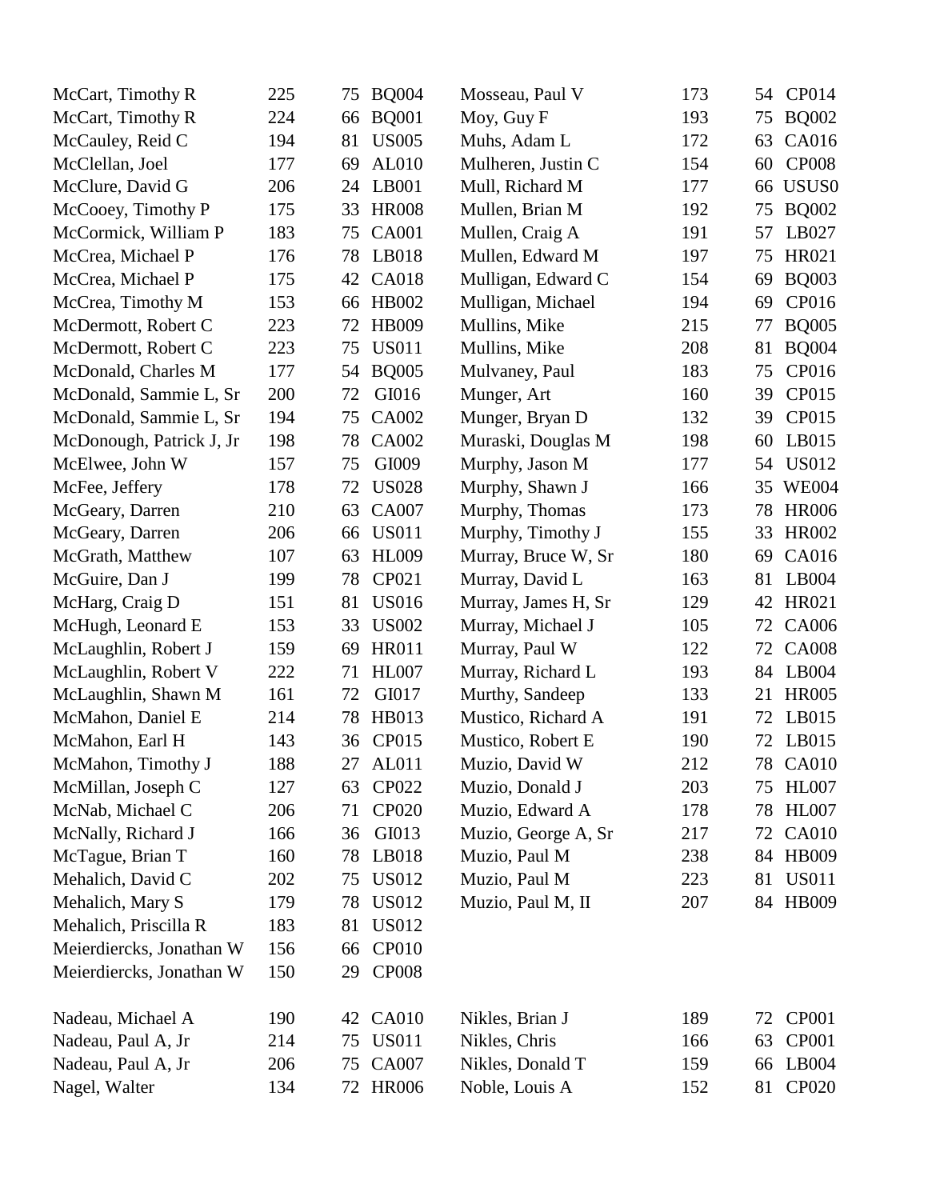| Name | | | | Name | | | |
|---|---|---|---|---|---|---|---|
| McCart, Timothy R | 225 | 75 | BQ004 | Mosseau, Paul V | 173 | 54 | CP014 |
| McCart, Timothy R | 224 | 66 | BQ001 | Moy, Guy F | 193 | 75 | BQ002 |
| McCauley, Reid C | 194 | 81 | US005 | Muhs, Adam L | 172 | 63 | CA016 |
| McClellan, Joel | 177 | 69 | AL010 | Mulheren, Justin C | 154 | 60 | CP008 |
| McClure, David G | 206 | 24 | LB001 | Mull, Richard M | 177 | 66 | USUS0 |
| McCooey, Timothy P | 175 | 33 | HR008 | Mullen, Brian M | 192 | 75 | BQ002 |
| McCormick, William P | 183 | 75 | CA001 | Mullen, Craig A | 191 | 57 | LB027 |
| McCrea, Michael P | 176 | 78 | LB018 | Mullen, Edward M | 197 | 75 | HR021 |
| McCrea, Michael P | 175 | 42 | CA018 | Mulligan, Edward C | 154 | 69 | BQ003 |
| McCrea, Timothy M | 153 | 66 | HB002 | Mulligan, Michael | 194 | 69 | CP016 |
| McDermott, Robert C | 223 | 72 | HB009 | Mullins, Mike | 215 | 77 | BQ005 |
| McDermott, Robert C | 223 | 75 | US011 | Mullins, Mike | 208 | 81 | BQ004 |
| McDonald, Charles M | 177 | 54 | BQ005 | Mulvaney, Paul | 183 | 75 | CP016 |
| McDonald, Sammie L, Sr | 200 | 72 | GI016 | Munger, Art | 160 | 39 | CP015 |
| McDonald, Sammie L, Sr | 194 | 75 | CA002 | Munger, Bryan D | 132 | 39 | CP015 |
| McDonough, Patrick J, Jr | 198 | 78 | CA002 | Muraski, Douglas M | 198 | 60 | LB015 |
| McElwee, John W | 157 | 75 | GI009 | Murphy, Jason M | 177 | 54 | US012 |
| McFee, Jeffery | 178 | 72 | US028 | Murphy, Shawn J | 166 | 35 | WE004 |
| McGeary, Darren | 210 | 63 | CA007 | Murphy, Thomas | 173 | 78 | HR006 |
| McGeary, Darren | 206 | 66 | US011 | Murphy, Timothy J | 155 | 33 | HR002 |
| McGrath, Matthew | 107 | 63 | HL009 | Murray, Bruce W, Sr | 180 | 69 | CA016 |
| McGuire, Dan J | 199 | 78 | CP021 | Murray, David L | 163 | 81 | LB004 |
| McHarg, Craig D | 151 | 81 | US016 | Murray, James H, Sr | 129 | 42 | HR021 |
| McHugh, Leonard E | 153 | 33 | US002 | Murray, Michael J | 105 | 72 | CA006 |
| McLaughlin, Robert J | 159 | 69 | HR011 | Murray, Paul W | 122 | 72 | CA008 |
| McLaughlin, Robert V | 222 | 71 | HL007 | Murray, Richard L | 193 | 84 | LB004 |
| McLaughlin, Shawn M | 161 | 72 | GI017 | Murthy, Sandeep | 133 | 21 | HR005 |
| McMahon, Daniel E | 214 | 78 | HB013 | Mustico, Richard A | 191 | 72 | LB015 |
| McMahon, Earl H | 143 | 36 | CP015 | Mustico, Robert E | 190 | 72 | LB015 |
| McMahon, Timothy J | 188 | 27 | AL011 | Muzio, David W | 212 | 78 | CA010 |
| McMillan, Joseph C | 127 | 63 | CP022 | Muzio, Donald J | 203 | 75 | HL007 |
| McNab, Michael C | 206 | 71 | CP020 | Muzio, Edward A | 178 | 78 | HL007 |
| McNally, Richard J | 166 | 36 | GI013 | Muzio, George A, Sr | 217 | 72 | CA010 |
| McTague, Brian T | 160 | 78 | LB018 | Muzio, Paul M | 238 | 84 | HB009 |
| Mehalich, David C | 202 | 75 | US012 | Muzio, Paul M | 223 | 81 | US011 |
| Mehalich, Mary S | 179 | 78 | US012 | Muzio, Paul M, II | 207 | 84 | HB009 |
| Mehalich, Priscilla R | 183 | 81 | US012 | | | | |
| Meierdiercks, Jonathan W | 156 | 66 | CP010 | | | | |
| Meierdiercks, Jonathan W | 150 | 29 | CP008 | | | | |
| | | | | | | | |
| Nadeau, Michael A | 190 | 42 | CA010 | Nikles, Brian J | 189 | 72 | CP001 |
| Nadeau, Paul A, Jr | 214 | 75 | US011 | Nikles, Chris | 166 | 63 | CP001 |
| Nadeau, Paul A, Jr | 206 | 75 | CA007 | Nikles, Donald T | 159 | 66 | LB004 |
| Nagel, Walter | 134 | 72 | HR006 | Noble, Louis A | 152 | 81 | CP020 |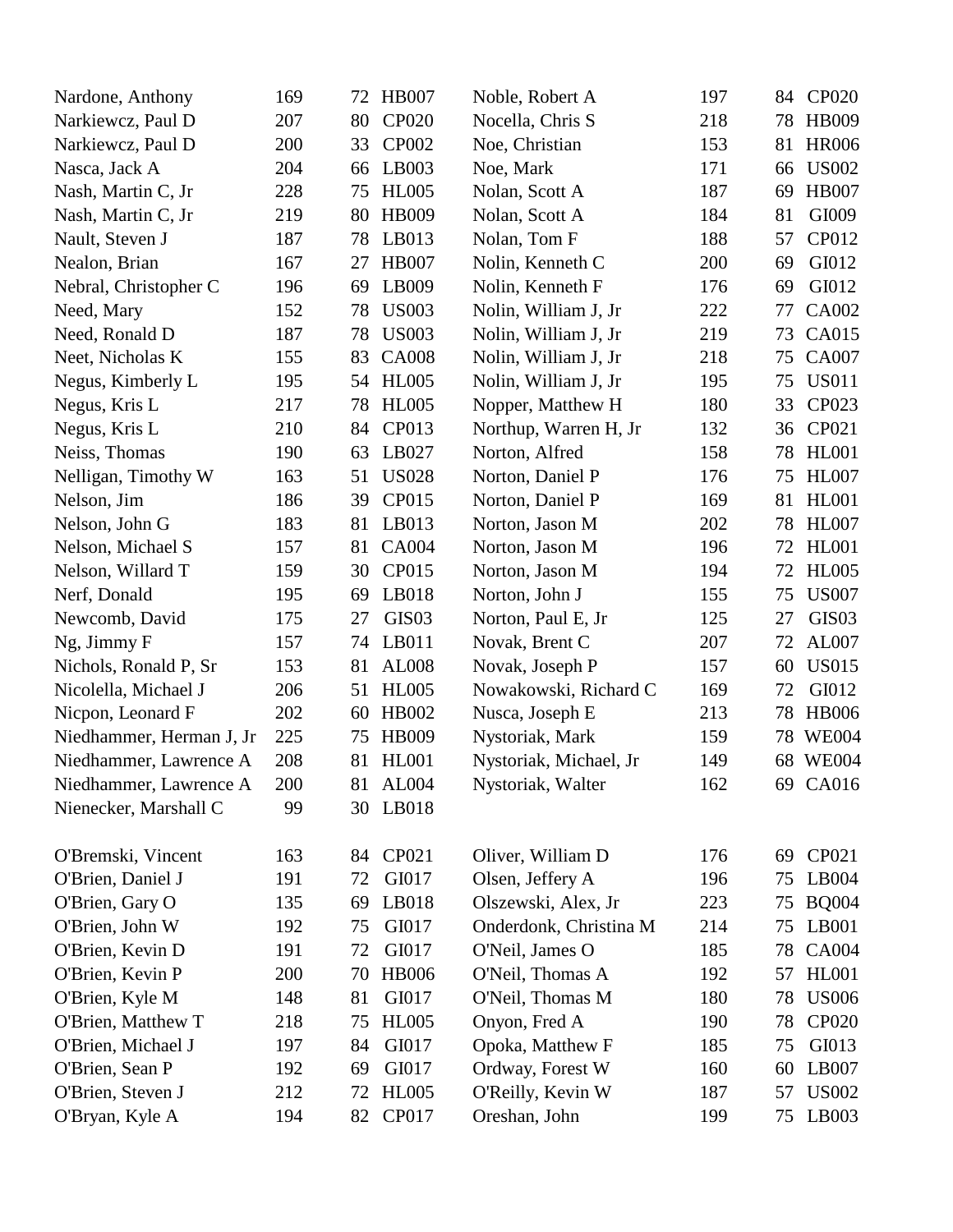| Name | Score | Value | Code |
|---|---|---|---|
| Nardone, Anthony | 169 | 72 | HB007 |
| Narkiewcz, Paul D | 207 | 80 | CP020 |
| Narkiewcz, Paul D | 200 | 33 | CP002 |
| Nasca, Jack A | 204 | 66 | LB003 |
| Nash, Martin C, Jr | 228 | 75 | HL005 |
| Nash, Martin C, Jr | 219 | 80 | HB009 |
| Nault, Steven J | 187 | 78 | LB013 |
| Nealon, Brian | 167 | 27 | HB007 |
| Nebral, Christopher C | 196 | 69 | LB009 |
| Need, Mary | 152 | 78 | US003 |
| Need, Ronald D | 187 | 78 | US003 |
| Neet, Nicholas K | 155 | 83 | CA008 |
| Negus, Kimberly L | 195 | 54 | HL005 |
| Negus, Kris L | 217 | 78 | HL005 |
| Negus, Kris L | 210 | 84 | CP013 |
| Neiss, Thomas | 190 | 63 | LB027 |
| Nelligan, Timothy W | 163 | 51 | US028 |
| Nelson, Jim | 186 | 39 | CP015 |
| Nelson, John G | 183 | 81 | LB013 |
| Nelson, Michael S | 157 | 81 | CA004 |
| Nelson, Willard T | 159 | 30 | CP015 |
| Nerf, Donald | 195 | 69 | LB018 |
| Newcomb, David | 175 | 27 | GIS03 |
| Ng, Jimmy F | 157 | 74 | LB011 |
| Nichols, Ronald P, Sr | 153 | 81 | AL008 |
| Nicolella, Michael J | 206 | 51 | HL005 |
| Nicpon, Leonard F | 202 | 60 | HB002 |
| Niedhammer, Herman J, Jr | 225 | 75 | HB009 |
| Niedhammer, Lawrence A | 208 | 81 | HL001 |
| Niedhammer, Lawrence A | 200 | 81 | AL004 |
| Nienecker, Marshall C | 99 | 30 | LB018 |
| Noble, Robert A | 197 | 84 | CP020 |
| Nocella, Chris S | 218 | 78 | HB009 |
| Noe, Christian | 153 | 81 | HR006 |
| Noe, Mark | 171 | 66 | US002 |
| Nolan, Scott A | 187 | 69 | HB007 |
| Nolan, Scott A | 184 | 81 | GI009 |
| Nolan, Tom F | 188 | 57 | CP012 |
| Nolin, Kenneth C | 200 | 69 | GI012 |
| Nolin, Kenneth F | 176 | 69 | GI012 |
| Nolin, William J, Jr | 222 | 77 | CA002 |
| Nolin, William J, Jr | 219 | 73 | CA015 |
| Nolin, William J, Jr | 218 | 75 | CA007 |
| Nolin, William J, Jr | 195 | 75 | US011 |
| Nopper, Matthew H | 180 | 33 | CP023 |
| Northup, Warren H, Jr | 132 | 36 | CP021 |
| Norton, Alfred | 158 | 78 | HL001 |
| Norton, Daniel P | 176 | 75 | HL007 |
| Norton, Daniel P | 169 | 81 | HL001 |
| Norton, Jason M | 202 | 78 | HL007 |
| Norton, Jason M | 196 | 72 | HL001 |
| Norton, Jason M | 194 | 72 | HL005 |
| Norton, John J | 155 | 75 | US007 |
| Norton, Paul E, Jr | 125 | 27 | GIS03 |
| Novak, Brent C | 207 | 72 | AL007 |
| Novak, Joseph P | 157 | 60 | US015 |
| Nowakowski, Richard C | 169 | 72 | GI012 |
| Nusca, Joseph E | 213 | 78 | HB006 |
| Nystoriak, Mark | 159 | 78 | WE004 |
| Nystoriak, Michael, Jr | 149 | 68 | WE004 |
| Nystoriak, Walter | 162 | 69 | CA016 |

| Name | Score | Value | Code |
|---|---|---|---|
| O'Bremski, Vincent | 163 | 84 | CP021 |
| O'Brien, Daniel J | 191 | 72 | GI017 |
| O'Brien, Gary O | 135 | 69 | LB018 |
| O'Brien, John W | 192 | 75 | GI017 |
| O'Brien, Kevin D | 191 | 72 | GI017 |
| O'Brien, Kevin P | 200 | 70 | HB006 |
| O'Brien, Kyle M | 148 | 81 | GI017 |
| O'Brien, Matthew T | 218 | 75 | HL005 |
| O'Brien, Michael J | 197 | 84 | GI017 |
| O'Brien, Sean P | 192 | 69 | GI017 |
| O'Brien, Steven J | 212 | 72 | HL005 |
| O'Bryan, Kyle A | 194 | 82 | CP017 |
| Oliver, William D | 176 | 69 | CP021 |
| Olsen, Jeffery A | 196 | 75 | LB004 |
| Olszewski, Alex, Jr | 223 | 75 | BQ004 |
| Onderdonk, Christina M | 214 | 75 | LB001 |
| O'Neil, James O | 185 | 78 | CA004 |
| O'Neil, Thomas A | 192 | 57 | HL001 |
| O'Neil, Thomas M | 180 | 78 | US006 |
| Onyon, Fred A | 190 | 78 | CP020 |
| Opoka, Matthew F | 185 | 75 | GI013 |
| Ordway, Forest W | 160 | 60 | LB007 |
| O'Reilly, Kevin W | 187 | 57 | US002 |
| Oreshan, John | 199 | 75 | LB003 |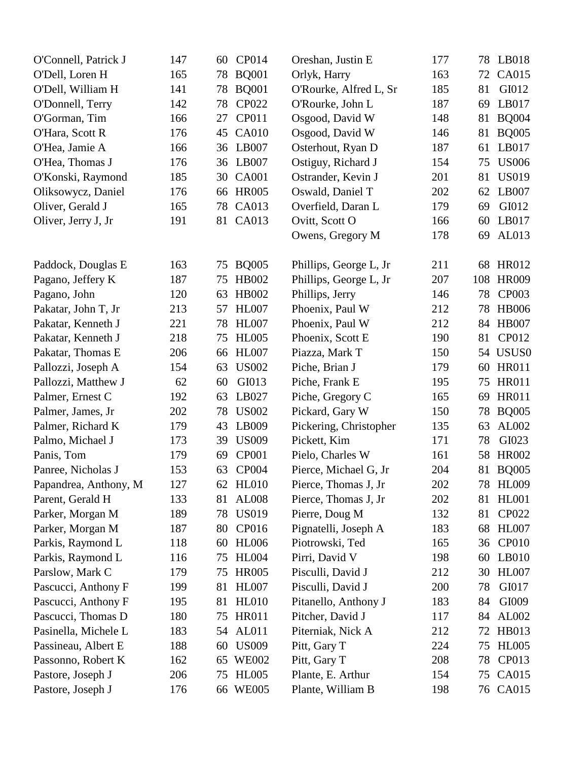| Name | | | | Name | | | |
|---|---|---|---|---|---|---|---|
| O'Connell, Patrick J | 147 | 60 | CP014 | Oreshan, Justin E | 177 | 78 | LB018 |
| O'Dell, Loren H | 165 | 78 | BQ001 | Orlyk, Harry | 163 | 72 | CA015 |
| O'Dell, William H | 141 | 78 | BQ001 | O'Rourke, Alfred L, Sr | 185 | 81 | GI012 |
| O'Donnell, Terry | 142 | 78 | CP022 | O'Rourke, John L | 187 | 69 | LB017 |
| O'Gorman, Tim | 166 | 27 | CP011 | Osgood, David W | 148 | 81 | BQ004 |
| O'Hara, Scott R | 176 | 45 | CA010 | Osgood, David W | 146 | 81 | BQ005 |
| O'Hea, Jamie A | 166 | 36 | LB007 | Osterhout, Ryan D | 187 | 61 | LB017 |
| O'Hea, Thomas J | 176 | 36 | LB007 | Ostiguy, Richard J | 154 | 75 | US006 |
| O'Konski, Raymond | 185 | 30 | CA001 | Ostrander, Kevin J | 201 | 81 | US019 |
| Oliksowycz, Daniel | 176 | 66 | HR005 | Oswald, Daniel T | 202 | 62 | LB007 |
| Oliver, Gerald J | 165 | 78 | CA013 | Overfield, Daran L | 179 | 69 | GI012 |
| Oliver, Jerry J, Jr | 191 | 81 | CA013 | Ovitt, Scott O | 166 | 60 | LB017 |
| | | | | Owens, Gregory M | 178 | 69 | AL013 |
| Paddock, Douglas E | 163 | 75 | BQ005 | Phillips, George L, Jr | 211 | 68 | HR012 |
| Pagano, Jeffery K | 187 | 75 | HB002 | Phillips, George L, Jr | 207 | 108 | HR009 |
| Pagano, John | 120 | 63 | HB002 | Phillips, Jerry | 146 | 78 | CP003 |
| Pakatar, John T, Jr | 213 | 57 | HL007 | Phoenix, Paul W | 212 | 78 | HB006 |
| Pakatar, Kenneth J | 221 | 78 | HL007 | Phoenix, Paul W | 212 | 84 | HB007 |
| Pakatar, Kenneth J | 218 | 75 | HL005 | Phoenix, Scott E | 190 | 81 | CP012 |
| Pakatar, Thomas E | 206 | 66 | HL007 | Piazza, Mark T | 150 | 54 | USUS0 |
| Pallozzi, Joseph A | 154 | 63 | US002 | Piche, Brian J | 179 | 60 | HR011 |
| Pallozzi, Matthew J | 62 | 60 | GI013 | Piche, Frank E | 195 | 75 | HR011 |
| Palmer, Ernest C | 192 | 63 | LB027 | Piche, Gregory C | 165 | 69 | HR011 |
| Palmer, James, Jr | 202 | 78 | US002 | Pickard, Gary W | 150 | 78 | BQ005 |
| Palmer, Richard K | 179 | 43 | LB009 | Pickering, Christopher | 135 | 63 | AL002 |
| Palmo, Michael J | 173 | 39 | US009 | Pickett, Kim | 171 | 78 | GI023 |
| Panis, Tom | 179 | 69 | CP001 | Pielo, Charles W | 161 | 58 | HR002 |
| Panree, Nicholas J | 153 | 63 | CP004 | Pierce, Michael G, Jr | 204 | 81 | BQ005 |
| Papandrea, Anthony, M | 127 | 62 | HL010 | Pierce, Thomas J, Jr | 202 | 78 | HL009 |
| Parent, Gerald H | 133 | 81 | AL008 | Pierce, Thomas J, Jr | 202 | 81 | HL001 |
| Parker, Morgan M | 189 | 78 | US019 | Pierre, Doug M | 132 | 81 | CP022 |
| Parker, Morgan M | 187 | 80 | CP016 | Pignatelli, Joseph A | 183 | 68 | HL007 |
| Parkis, Raymond L | 118 | 60 | HL006 | Piotrowski, Ted | 165 | 36 | CP010 |
| Parkis, Raymond L | 116 | 75 | HL004 | Pirri, David V | 198 | 60 | LB010 |
| Parslow, Mark C | 179 | 75 | HR005 | Pisculli, David J | 212 | 30 | HL007 |
| Pascucci, Anthony F | 199 | 81 | HL007 | Pisculli, David J | 200 | 78 | GI017 |
| Pascucci, Anthony F | 195 | 81 | HL010 | Pitanello, Anthony J | 183 | 84 | GI009 |
| Pascucci, Thomas D | 180 | 75 | HR011 | Pitcher, David J | 117 | 84 | AL002 |
| Pasinella, Michele L | 183 | 54 | AL011 | Piterniak, Nick A | 212 | 72 | HB013 |
| Passineau, Albert E | 188 | 60 | US009 | Pitt, Gary T | 224 | 75 | HL005 |
| Passonno, Robert K | 162 | 65 | WE002 | Pitt, Gary T | 208 | 78 | CP013 |
| Pastore, Joseph J | 206 | 75 | HL005 | Plante, E. Arthur | 154 | 75 | CA015 |
| Pastore, Joseph J | 176 | 66 | WE005 | Plante, William B | 198 | 76 | CA015 |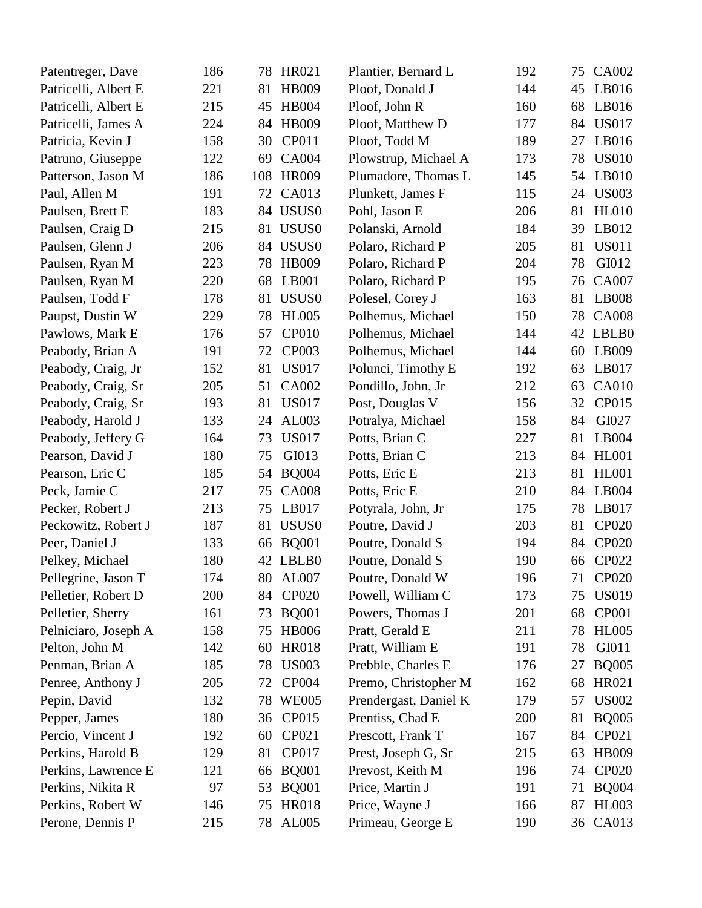| Name | | | | Name | | | |
|---|---|---|---|---|---|---|---|
| Patentreger, Dave | 186 | 78 | HR021 | Plantier, Bernard L | 192 | 75 | CA002 |
| Patricelli, Albert E | 221 | 81 | HB009 | Ploof, Donald J | 144 | 45 | LB016 |
| Patricelli, Albert E | 215 | 45 | HB004 | Ploof, John R | 160 | 68 | LB016 |
| Patricelli, James A | 224 | 84 | HB009 | Ploof, Matthew D | 177 | 84 | US017 |
| Patricia, Kevin J | 158 | 30 | CP011 | Ploof, Todd M | 189 | 27 | LB016 |
| Patruno, Giuseppe | 122 | 69 | CA004 | Plowstrup, Michael A | 173 | 78 | US010 |
| Patterson, Jason M | 186 | 108 | HR009 | Plumadore, Thomas L | 145 | 54 | LB010 |
| Paul, Allen M | 191 | 72 | CA013 | Plunkett, James F | 115 | 24 | US003 |
| Paulsen, Brett E | 183 | 84 | USUS0 | Pohl, Jason E | 206 | 81 | HL010 |
| Paulsen, Craig D | 215 | 81 | USUS0 | Polanski, Arnold | 184 | 39 | LB012 |
| Paulsen, Glenn J | 206 | 84 | USUS0 | Polaro, Richard P | 205 | 81 | US011 |
| Paulsen, Ryan M | 223 | 78 | HB009 | Polaro, Richard P | 204 | 78 | GI012 |
| Paulsen, Ryan M | 220 | 68 | LB001 | Polaro, Richard P | 195 | 76 | CA007 |
| Paulsen, Todd F | 178 | 81 | USUS0 | Polesel, Corey J | 163 | 81 | LB008 |
| Paupst, Dustin W | 229 | 78 | HL005 | Polhemus, Michael | 150 | 78 | CA008 |
| Pawlows, Mark E | 176 | 57 | CP010 | Polhemus, Michael | 144 | 42 | LBLB0 |
| Peabody, Brian A | 191 | 72 | CP003 | Polhemus, Michael | 144 | 60 | LB009 |
| Peabody, Craig, Jr | 152 | 81 | US017 | Polunci, Timothy E | 192 | 63 | LB017 |
| Peabody, Craig, Sr | 205 | 51 | CA002 | Pondillo, John, Jr | 212 | 63 | CA010 |
| Peabody, Craig, Sr | 193 | 81 | US017 | Post, Douglas V | 156 | 32 | CP015 |
| Peabody, Harold J | 133 | 24 | AL003 | Potralya, Michael | 158 | 84 | GI027 |
| Peabody, Jeffery G | 164 | 73 | US017 | Potts, Brian C | 227 | 81 | LB004 |
| Pearson, David J | 180 | 75 | GI013 | Potts, Brian C | 213 | 84 | HL001 |
| Pearson, Eric C | 185 | 54 | BQ004 | Potts, Eric E | 213 | 81 | HL001 |
| Peck, Jamie C | 217 | 75 | CA008 | Potts, Eric E | 210 | 84 | LB004 |
| Pecker, Robert J | 213 | 75 | LB017 | Potyrala, John, Jr | 175 | 78 | LB017 |
| Peckowitz, Robert J | 187 | 81 | USUS0 | Poutre, David J | 203 | 81 | CP020 |
| Peer, Daniel J | 133 | 66 | BQ001 | Poutre, Donald S | 194 | 84 | CP020 |
| Pelkey, Michael | 180 | 42 | LBLB0 | Poutre, Donald S | 190 | 66 | CP022 |
| Pellegrine, Jason T | 174 | 80 | AL007 | Poutre, Donald W | 196 | 71 | CP020 |
| Pelletier, Robert D | 200 | 84 | CP020 | Powell, William C | 173 | 75 | US019 |
| Pelletier, Sherry | 161 | 73 | BQ001 | Powers, Thomas J | 201 | 68 | CP001 |
| Pelniciaro, Joseph A | 158 | 75 | HB006 | Pratt, Gerald E | 211 | 78 | HL005 |
| Pelton, John M | 142 | 60 | HR018 | Pratt, William E | 191 | 78 | GI011 |
| Penman, Brian A | 185 | 78 | US003 | Prebble, Charles E | 176 | 27 | BQ005 |
| Penree, Anthony J | 205 | 72 | CP004 | Premo, Christopher M | 162 | 68 | HR021 |
| Pepin, David | 132 | 78 | WE005 | Prendergast, Daniel K | 179 | 57 | US002 |
| Pepper, James | 180 | 36 | CP015 | Prentiss, Chad E | 200 | 81 | BQ005 |
| Percio, Vincent J | 192 | 60 | CP021 | Prescott, Frank T | 167 | 84 | CP021 |
| Perkins, Harold B | 129 | 81 | CP017 | Prest, Joseph G, Sr | 215 | 63 | HB009 |
| Perkins, Lawrence E | 121 | 66 | BQ001 | Prevost, Keith M | 196 | 74 | CP020 |
| Perkins, Nikita R | 97 | 53 | BQ001 | Price, Martin J | 191 | 71 | BQ004 |
| Perkins, Robert W | 146 | 75 | HR018 | Price, Wayne J | 166 | 87 | HL003 |
| Perone, Dennis P | 215 | 78 | AL005 | Primeau, George E | 190 | 36 | CA013 |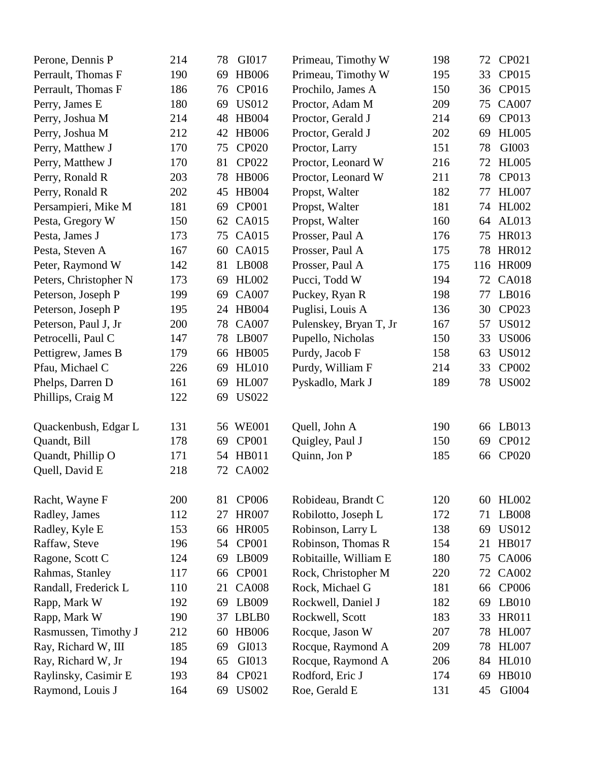| | | | |
|---|---|---|---|
| Perone, Dennis P | 214 | 78 | GI017 |
| Perrault, Thomas F | 190 | 69 | HB006 |
| Perrault, Thomas F | 186 | 76 | CP016 |
| Perry, James E | 180 | 69 | US012 |
| Perry, Joshua M | 214 | 48 | HB004 |
| Perry, Joshua M | 212 | 42 | HB006 |
| Perry, Matthew J | 170 | 75 | CP020 |
| Perry, Matthew J | 170 | 81 | CP022 |
| Perry, Ronald R | 203 | 78 | HB006 |
| Perry, Ronald R | 202 | 45 | HB004 |
| Persampieri, Mike M | 181 | 69 | CP001 |
| Pesta, Gregory W | 150 | 62 | CA015 |
| Pesta, James J | 173 | 75 | CA015 |
| Pesta, Steven A | 167 | 60 | CA015 |
| Peter, Raymond W | 142 | 81 | LB008 |
| Peters, Christopher N | 173 | 69 | HL002 |
| Peterson, Joseph P | 199 | 69 | CA007 |
| Peterson, Joseph P | 195 | 24 | HB004 |
| Peterson, Paul J, Jr | 200 | 78 | CA007 |
| Petrocelli, Paul C | 147 | 78 | LB007 |
| Pettigrew, James B | 179 | 66 | HB005 |
| Pfau, Michael C | 226 | 69 | HL010 |
| Phelps, Darren D | 161 | 69 | HL007 |
| Phillips, Craig M | 122 | 69 | US022 |
| Primeau, Timothy W | 198 | 72 | CP021 |
| Primeau, Timothy W | 195 | 33 | CP015 |
| Prochilo, James A | 150 | 36 | CP015 |
| Proctor, Adam M | 209 | 75 | CA007 |
| Proctor, Gerald J | 214 | 69 | CP013 |
| Proctor, Gerald J | 202 | 69 | HL005 |
| Proctor, Larry | 151 | 78 | GI003 |
| Proctor, Leonard W | 216 | 72 | HL005 |
| Proctor, Leonard W | 211 | 78 | CP013 |
| Propst, Walter | 182 | 77 | HL007 |
| Propst, Walter | 181 | 74 | HL002 |
| Propst, Walter | 160 | 64 | AL013 |
| Prosser, Paul A | 176 | 75 | HR013 |
| Prosser, Paul A | 175 | 78 | HR012 |
| Prosser, Paul A | 175 | 116 | HR009 |
| Pucci, Todd W | 194 | 72 | CA018 |
| Puckey, Ryan R | 198 | 77 | LB016 |
| Puglisi, Louis A | 136 | 30 | CP023 |
| Pulenskey, Bryan T, Jr | 167 | 57 | US012 |
| Pupello, Nicholas | 150 | 33 | US006 |
| Purdy, Jacob F | 158 | 63 | US012 |
| Purdy, William F | 214 | 33 | CP002 |
| Pyskadlo, Mark J | 189 | 78 | US002 |

| | | | |
|---|---|---|---|
| Quackenbush, Edgar L | 131 | 56 | WE001 |
| Quandt, Bill | 178 | 69 | CP001 |
| Quandt, Phillip O | 171 | 54 | HB011 |
| Quell, David E | 218 | 72 | CA002 |
| Quell, John A | 190 | 66 | LB013 |
| Quigley, Paul J | 150 | 69 | CP012 |
| Quinn, Jon P | 185 | 66 | CP020 |

| | | | |
|---|---|---|---|
| Racht, Wayne F | 200 | 81 | CP006 |
| Radley, James | 112 | 27 | HR007 |
| Radley, Kyle E | 153 | 66 | HR005 |
| Raffaw, Steve | 196 | 54 | CP001 |
| Ragone, Scott C | 124 | 69 | LB009 |
| Rahmas, Stanley | 117 | 66 | CP001 |
| Randall, Frederick L | 110 | 21 | CA008 |
| Rapp, Mark W | 192 | 69 | LB009 |
| Rapp, Mark W | 190 | 37 | LBLB0 |
| Rasmussen, Timothy J | 212 | 60 | HB006 |
| Ray, Richard W, III | 185 | 69 | GI013 |
| Ray, Richard W, Jr | 194 | 65 | GI013 |
| Raylinsky, Casimir E | 193 | 84 | CP021 |
| Raymond, Louis J | 164 | 69 | US002 |
| Robideau, Brandt C | 120 | 60 | HL002 |
| Robilotto, Joseph L | 172 | 71 | LB008 |
| Robinson, Larry L | 138 | 69 | US012 |
| Robinson, Thomas R | 154 | 21 | HB017 |
| Robitaille, William E | 180 | 75 | CA006 |
| Rock, Christopher M | 220 | 72 | CA002 |
| Rock, Michael G | 181 | 66 | CP006 |
| Rockwell, Daniel J | 182 | 69 | LB010 |
| Rockwell, Scott | 183 | 33 | HR011 |
| Rocque, Jason W | 207 | 78 | HL007 |
| Rocque, Raymond A | 209 | 78 | HL007 |
| Rocque, Raymond A | 206 | 84 | HL010 |
| Rodford, Eric J | 174 | 69 | HB010 |
| Roe, Gerald E | 131 | 45 | GI004 |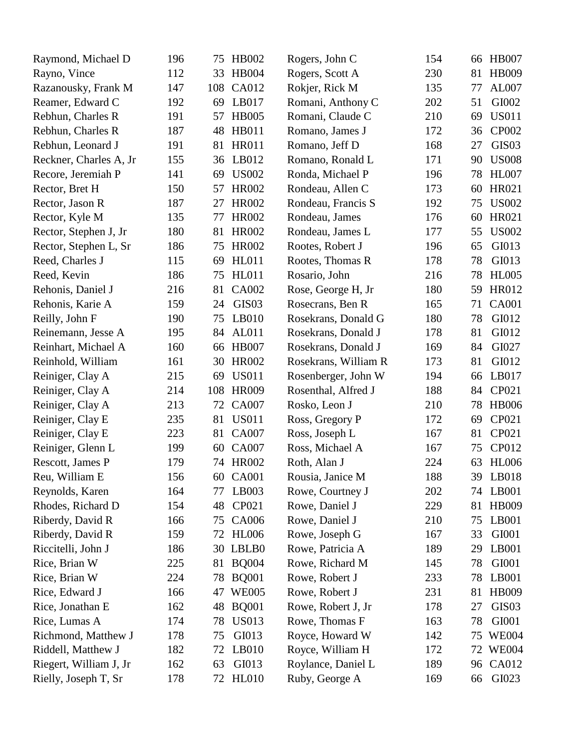| | | | |
|---|---|---|---|
| Raymond, Michael D | 196 | 75 | HB002 |
| Rayno, Vince | 112 | 33 | HB004 |
| Razanousky, Frank M | 147 | 108 | CA012 |
| Reamer, Edward C | 192 | 69 | LB017 |
| Rebhun, Charles R | 191 | 57 | HB005 |
| Rebhun, Charles R | 187 | 48 | HB011 |
| Rebhun, Leonard J | 191 | 81 | HR011 |
| Reckner, Charles A, Jr | 155 | 36 | LB012 |
| Recore, Jeremiah P | 141 | 69 | US002 |
| Rector, Bret H | 150 | 57 | HR002 |
| Rector, Jason R | 187 | 27 | HR002 |
| Rector, Kyle M | 135 | 77 | HR002 |
| Rector, Stephen J, Jr | 180 | 81 | HR002 |
| Rector, Stephen L, Sr | 186 | 75 | HR002 |
| Reed, Charles J | 115 | 69 | HL011 |
| Reed, Kevin | 186 | 75 | HL011 |
| Rehonis, Daniel J | 216 | 81 | CA002 |
| Rehonis, Karie A | 159 | 24 | GIS03 |
| Reilly, John F | 190 | 75 | LB010 |
| Reinemann, Jesse A | 195 | 84 | AL011 |
| Reinhart, Michael A | 160 | 66 | HB007 |
| Reinhold, William | 161 | 30 | HR002 |
| Reiniger, Clay A | 215 | 69 | US011 |
| Reiniger, Clay A | 214 | 108 | HR009 |
| Reiniger, Clay A | 213 | 72 | CA007 |
| Reiniger, Clay E | 235 | 81 | US011 |
| Reiniger, Clay E | 223 | 81 | CA007 |
| Reiniger, Glenn L | 199 | 60 | CA007 |
| Rescott, James P | 179 | 74 | HR002 |
| Reu, William E | 156 | 60 | CA001 |
| Reynolds, Karen | 164 | 77 | LB003 |
| Rhodes, Richard D | 154 | 48 | CP021 |
| Riberdy, David R | 166 | 75 | CA006 |
| Riberdy, David R | 159 | 72 | HL006 |
| Riccitelli, John J | 186 | 30 | LBLB0 |
| Rice, Brian W | 225 | 81 | BQ004 |
| Rice, Brian W | 224 | 78 | BQ001 |
| Rice, Edward J | 166 | 47 | WE005 |
| Rice, Jonathan E | 162 | 48 | BQ001 |
| Rice, Lumas A | 174 | 78 | US013 |
| Richmond, Matthew J | 178 | 75 | GI013 |
| Riddell, Matthew J | 182 | 72 | LB010 |
| Riegert, William J, Jr | 162 | 63 | GI013 |
| Rielly, Joseph T, Sr | 178 | 72 | HL010 |
| Rogers, John C | 154 | 66 | HB007 |
| Rogers, Scott A | 230 | 81 | HB009 |
| Rokjer, Rick M | 135 | 77 | AL007 |
| Romani, Anthony C | 202 | 51 | GI002 |
| Romani, Claude C | 210 | 69 | US011 |
| Romano, James J | 172 | 36 | CP002 |
| Romano, Jeff D | 168 | 27 | GIS03 |
| Romano, Ronald L | 171 | 90 | US008 |
| Ronda, Michael P | 196 | 78 | HL007 |
| Rondeau, Allen C | 173 | 60 | HR021 |
| Rondeau, Francis S | 192 | 75 | US002 |
| Rondeau, James | 176 | 60 | HR021 |
| Rondeau, James L | 177 | 55 | US002 |
| Rootes, Robert J | 196 | 65 | GI013 |
| Rootes, Thomas R | 178 | 78 | GI013 |
| Rosario, John | 216 | 78 | HL005 |
| Rose, George H, Jr | 180 | 59 | HR012 |
| Rosecrans, Ben R | 165 | 71 | CA001 |
| Rosekrans, Donald G | 180 | 78 | GI012 |
| Rosekrans, Donald J | 178 | 81 | GI012 |
| Rosekrans, Donald J | 169 | 84 | GI027 |
| Rosekrans, William R | 173 | 81 | GI012 |
| Rosenberger, John W | 194 | 66 | LB017 |
| Rosenthal, Alfred J | 188 | 84 | CP021 |
| Rosko, Leon J | 210 | 78 | HB006 |
| Ross, Gregory P | 172 | 69 | CP021 |
| Ross, Joseph L | 167 | 81 | CP021 |
| Ross, Michael A | 167 | 75 | CP012 |
| Roth, Alan J | 224 | 63 | HL006 |
| Rousia, Janice M | 188 | 39 | LB018 |
| Rowe, Courtney J | 202 | 74 | LB001 |
| Rowe, Daniel J | 229 | 81 | HB009 |
| Rowe, Daniel J | 210 | 75 | LB001 |
| Rowe, Joseph G | 167 | 33 | GI001 |
| Rowe, Patricia A | 189 | 29 | LB001 |
| Rowe, Richard M | 145 | 78 | GI001 |
| Rowe, Robert J | 233 | 78 | LB001 |
| Rowe, Robert J | 231 | 81 | HB009 |
| Rowe, Robert J, Jr | 178 | 27 | GIS03 |
| Rowe, Thomas F | 163 | 78 | GI001 |
| Royce, Howard W | 142 | 75 | WE004 |
| Royce, William H | 172 | 72 | WE004 |
| Roylance, Daniel L | 189 | 96 | CA012 |
| Ruby, George A | 169 | 66 | GI023 |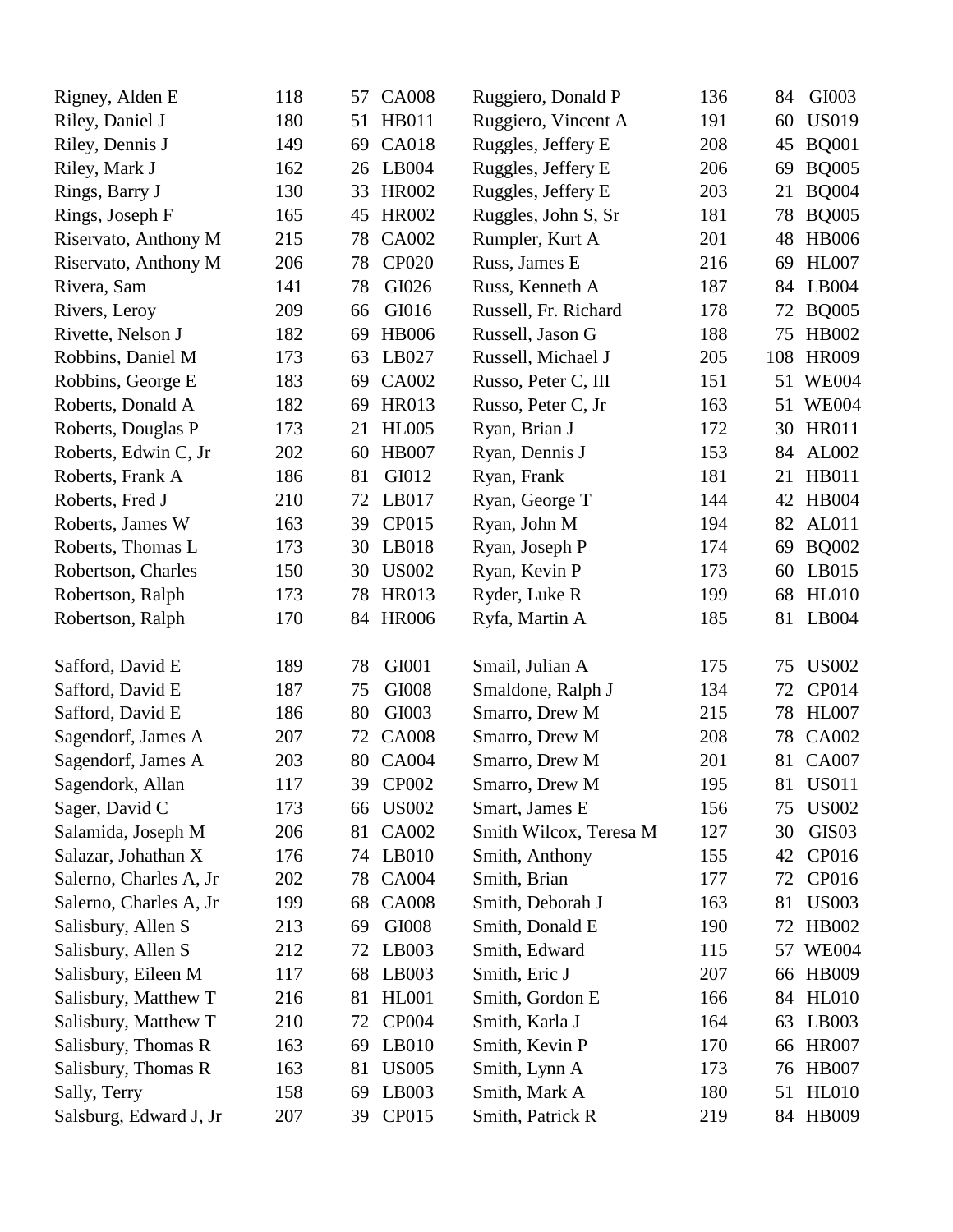| Name | | | |
|---|---|---|---|
| Rigney, Alden E | 118 | 57 | CA008 |
| Riley, Daniel J | 180 | 51 | HB011 |
| Riley, Dennis J | 149 | 69 | CA018 |
| Riley, Mark J | 162 | 26 | LB004 |
| Rings, Barry J | 130 | 33 | HR002 |
| Rings, Joseph F | 165 | 45 | HR002 |
| Riservato, Anthony M | 215 | 78 | CA002 |
| Riservato, Anthony M | 206 | 78 | CP020 |
| Rivera, Sam | 141 | 78 | GI026 |
| Rivers, Leroy | 209 | 66 | GI016 |
| Rivette, Nelson J | 182 | 69 | HB006 |
| Robbins, Daniel M | 173 | 63 | LB027 |
| Robbins, George E | 183 | 69 | CA002 |
| Roberts, Donald A | 182 | 69 | HR013 |
| Roberts, Douglas P | 173 | 21 | HL005 |
| Roberts, Edwin C, Jr | 202 | 60 | HB007 |
| Roberts, Frank A | 186 | 81 | GI012 |
| Roberts, Fred J | 210 | 72 | LB017 |
| Roberts, James W | 163 | 39 | CP015 |
| Roberts, Thomas L | 173 | 30 | LB018 |
| Robertson, Charles | 150 | 30 | US002 |
| Robertson, Ralph | 173 | 78 | HR013 |
| Robertson, Ralph | 170 | 84 | HR006 |
| Ruggiero, Donald P | 136 | 84 | GI003 |
| Ruggiero, Vincent A | 191 | 60 | US019 |
| Ruggles, Jeffery E | 208 | 45 | BQ001 |
| Ruggles, Jeffery E | 206 | 69 | BQ005 |
| Ruggles, Jeffery E | 203 | 21 | BQ004 |
| Ruggles, John S, Sr | 181 | 78 | BQ005 |
| Rumpler, Kurt A | 201 | 48 | HB006 |
| Russ, James E | 216 | 69 | HL007 |
| Russ, Kenneth A | 187 | 84 | LB004 |
| Russell, Fr. Richard | 178 | 72 | BQ005 |
| Russell, Jason G | 188 | 75 | HB002 |
| Russell, Michael J | 205 | 108 | HR009 |
| Russo, Peter C, III | 151 | 51 | WE004 |
| Russo, Peter C, Jr | 163 | 51 | WE004 |
| Ryan, Brian J | 172 | 30 | HR011 |
| Ryan, Dennis J | 153 | 84 | AL002 |
| Ryan, Frank | 181 | 21 | HB011 |
| Ryan, George T | 144 | 42 | HB004 |
| Ryan, John M | 194 | 82 | AL011 |
| Ryan, Joseph P | 174 | 69 | BQ002 |
| Ryan, Kevin P | 173 | 60 | LB015 |
| Ryder, Luke R | 199 | 68 | HL010 |
| Ryfa, Martin A | 185 | 81 | LB004 |
| Safford, David E | 189 | 78 | GI001 |
| Safford, David E | 187 | 75 | GI008 |
| Safford, David E | 186 | 80 | GI003 |
| Sagendorf, James A | 207 | 72 | CA008 |
| Sagendorf, James A | 203 | 80 | CA004 |
| Sagendork, Allan | 117 | 39 | CP002 |
| Sager, David C | 173 | 66 | US002 |
| Salamida, Joseph M | 206 | 81 | CA002 |
| Salazar, Johathan X | 176 | 74 | LB010 |
| Salerno, Charles A, Jr | 202 | 78 | CA004 |
| Salerno, Charles A, Jr | 199 | 68 | CA008 |
| Salisbury, Allen S | 213 | 69 | GI008 |
| Salisbury, Allen S | 212 | 72 | LB003 |
| Salisbury, Eileen M | 117 | 68 | LB003 |
| Salisbury, Matthew T | 216 | 81 | HL001 |
| Salisbury, Matthew T | 210 | 72 | CP004 |
| Salisbury, Thomas R | 163 | 69 | LB010 |
| Salisbury, Thomas R | 163 | 81 | US005 |
| Sally, Terry | 158 | 69 | LB003 |
| Salsburg, Edward J, Jr | 207 | 39 | CP015 |
| Smail, Julian A | 175 | 75 | US002 |
| Smaldone, Ralph J | 134 | 72 | CP014 |
| Smarro, Drew M | 215 | 78 | HL007 |
| Smarro, Drew M | 208 | 78 | CA002 |
| Smarro, Drew M | 201 | 81 | CA007 |
| Smarro, Drew M | 195 | 81 | US011 |
| Smart, James E | 156 | 75 | US002 |
| Smith Wilcox, Teresa M | 127 | 30 | GIS03 |
| Smith, Anthony | 155 | 42 | CP016 |
| Smith, Brian | 177 | 72 | CP016 |
| Smith, Deborah J | 163 | 81 | US003 |
| Smith, Donald E | 190 | 72 | HB002 |
| Smith, Edward | 115 | 57 | WE004 |
| Smith, Eric J | 207 | 66 | HB009 |
| Smith, Gordon E | 166 | 84 | HL010 |
| Smith, Karla J | 164 | 63 | LB003 |
| Smith, Kevin P | 170 | 66 | HR007 |
| Smith, Lynn A | 173 | 76 | HB007 |
| Smith, Mark A | 180 | 51 | HL010 |
| Smith, Patrick R | 219 | 84 | HB009 |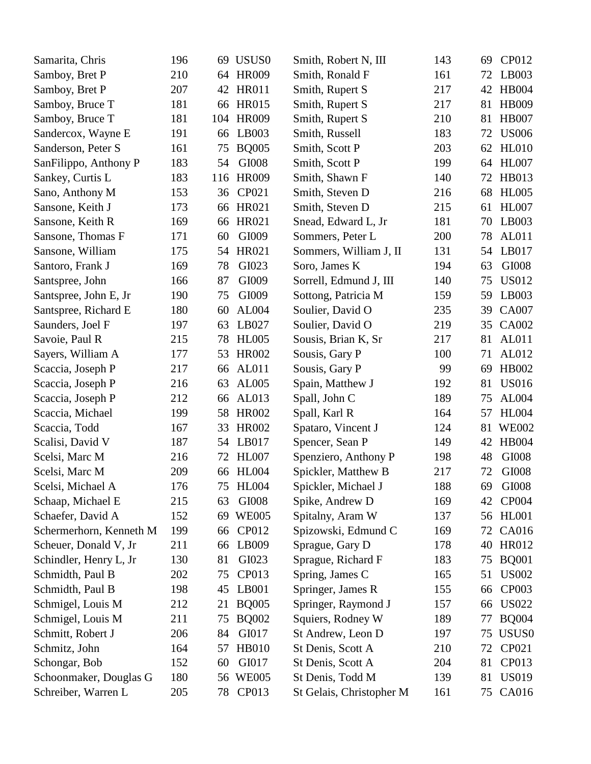| | | | | | | | |
|---|---|---|---|---|---|---|---|
| Samarita, Chris | 196 | 69 | USUS0 | Smith, Robert N, III | 143 | 69 | CP012 |
| Samboy, Bret P | 210 | 64 | HR009 | Smith, Ronald F | 161 | 72 | LB003 |
| Samboy, Bret P | 207 | 42 | HR011 | Smith, Rupert S | 217 | 42 | HB004 |
| Samboy, Bruce T | 181 | 66 | HR015 | Smith, Rupert S | 217 | 81 | HB009 |
| Samboy, Bruce T | 181 | 104 | HR009 | Smith, Rupert S | 210 | 81 | HB007 |
| Sandercox, Wayne E | 191 | 66 | LB003 | Smith, Russell | 183 | 72 | US006 |
| Sanderson, Peter S | 161 | 75 | BQ005 | Smith, Scott P | 203 | 62 | HL010 |
| SanFilippo, Anthony P | 183 | 54 | GI008 | Smith, Scott P | 199 | 64 | HL007 |
| Sankey, Curtis L | 183 | 116 | HR009 | Smith, Shawn F | 140 | 72 | HB013 |
| Sano, Anthony M | 153 | 36 | CP021 | Smith, Steven D | 216 | 68 | HL005 |
| Sansone, Keith J | 173 | 66 | HR021 | Smith, Steven D | 215 | 61 | HL007 |
| Sansone, Keith R | 169 | 66 | HR021 | Snead, Edward L, Jr | 181 | 70 | LB003 |
| Sansone, Thomas F | 171 | 60 | GI009 | Sommers, Peter L | 200 | 78 | AL011 |
| Sansone, William | 175 | 54 | HR021 | Sommers, William J, II | 131 | 54 | LB017 |
| Santoro, Frank J | 169 | 78 | GI023 | Soro, James K | 194 | 63 | GI008 |
| Santspree, John | 166 | 87 | GI009 | Sorrell, Edmund J, III | 140 | 75 | US012 |
| Santspree, John E, Jr | 190 | 75 | GI009 | Sottong, Patricia M | 159 | 59 | LB003 |
| Santspree, Richard E | 180 | 60 | AL004 | Soulier, David O | 235 | 39 | CA007 |
| Saunders, Joel F | 197 | 63 | LB027 | Soulier, David O | 219 | 35 | CA002 |
| Savoie, Paul R | 215 | 78 | HL005 | Sousis, Brian K, Sr | 217 | 81 | AL011 |
| Sayers, William A | 177 | 53 | HR002 | Sousis, Gary P | 100 | 71 | AL012 |
| Scaccia, Joseph P | 217 | 66 | AL011 | Sousis, Gary P | 99 | 69 | HB002 |
| Scaccia, Joseph P | 216 | 63 | AL005 | Spain, Matthew J | 192 | 81 | US016 |
| Scaccia, Joseph P | 212 | 66 | AL013 | Spall, John C | 189 | 75 | AL004 |
| Scaccia, Michael | 199 | 58 | HR002 | Spall, Karl R | 164 | 57 | HL004 |
| Scaccia, Todd | 167 | 33 | HR002 | Spataro, Vincent J | 124 | 81 | WE002 |
| Scalisi, David V | 187 | 54 | LB017 | Spencer, Sean P | 149 | 42 | HB004 |
| Scelsi, Marc M | 216 | 72 | HL007 | Spenziero, Anthony P | 198 | 48 | GI008 |
| Scelsi, Marc M | 209 | 66 | HL004 | Spickler, Matthew B | 217 | 72 | GI008 |
| Scelsi, Michael A | 176 | 75 | HL004 | Spickler, Michael J | 188 | 69 | GI008 |
| Schaap, Michael E | 215 | 63 | GI008 | Spike, Andrew D | 169 | 42 | CP004 |
| Schaefer, David A | 152 | 69 | WE005 | Spitalny, Aram W | 137 | 56 | HL001 |
| Schermerhorn, Kenneth M | 199 | 66 | CP012 | Spizowski, Edmund C | 169 | 72 | CA016 |
| Scheuer, Donald V, Jr | 211 | 66 | LB009 | Sprague, Gary D | 178 | 40 | HR012 |
| Schindler, Henry L, Jr | 130 | 81 | GI023 | Sprague, Richard F | 183 | 75 | BQ001 |
| Schmidth, Paul B | 202 | 75 | CP013 | Spring, James C | 165 | 51 | US002 |
| Schmidth, Paul B | 198 | 45 | LB001 | Springer, James R | 155 | 66 | CP003 |
| Schmigel, Louis M | 212 | 21 | BQ005 | Springer, Raymond J | 157 | 66 | US022 |
| Schmigel, Louis M | 211 | 75 | BQ002 | Squiers, Rodney W | 189 | 77 | BQ004 |
| Schmitt, Robert J | 206 | 84 | GI017 | St Andrew, Leon D | 197 | 75 | USUS0 |
| Schmitz, John | 164 | 57 | HB010 | St Denis, Scott A | 210 | 72 | CP021 |
| Schongar, Bob | 152 | 60 | GI017 | St Denis, Scott A | 204 | 81 | CP013 |
| Schoonmaker, Douglas G | 180 | 56 | WE005 | St Denis, Todd M | 139 | 81 | US019 |
| Schreiber, Warren L | 205 | 78 | CP013 | St Gelais, Christopher M | 161 | 75 | CA016 |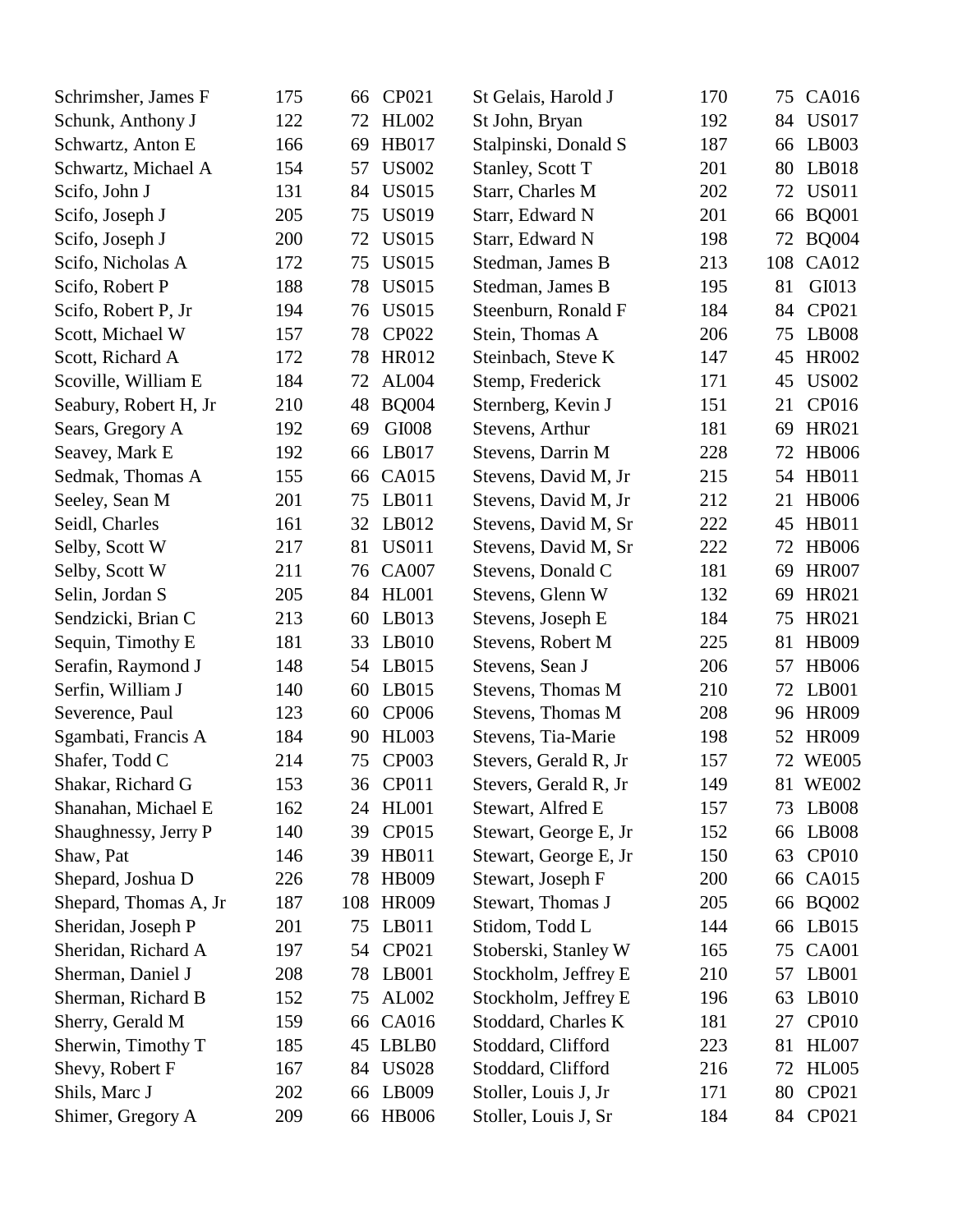| | | | |
|---|---|---|---|
| Schrimsher, James F | 175 | 66 | CP021 |
| Schunk, Anthony J | 122 | 72 | HL002 |
| Schwartz, Anton E | 166 | 69 | HB017 |
| Schwartz, Michael A | 154 | 57 | US002 |
| Scifo, John J | 131 | 84 | US015 |
| Scifo, Joseph J | 205 | 75 | US019 |
| Scifo, Joseph J | 200 | 72 | US015 |
| Scifo, Nicholas A | 172 | 75 | US015 |
| Scifo, Robert P | 188 | 78 | US015 |
| Scifo, Robert P, Jr | 194 | 76 | US015 |
| Scott, Michael W | 157 | 78 | CP022 |
| Scott, Richard A | 172 | 78 | HR012 |
| Scoville, William E | 184 | 72 | AL004 |
| Seabury, Robert H, Jr | 210 | 48 | BQ004 |
| Sears, Gregory A | 192 | 69 | GI008 |
| Seavey, Mark E | 192 | 66 | LB017 |
| Sedmak, Thomas A | 155 | 66 | CA015 |
| Seeley, Sean M | 201 | 75 | LB011 |
| Seidl, Charles | 161 | 32 | LB012 |
| Selby, Scott W | 217 | 81 | US011 |
| Selby, Scott W | 211 | 76 | CA007 |
| Selin, Jordan S | 205 | 84 | HL001 |
| Sendzicki, Brian C | 213 | 60 | LB013 |
| Sequin, Timothy E | 181 | 33 | LB010 |
| Serafin, Raymond J | 148 | 54 | LB015 |
| Serfin, William J | 140 | 60 | LB015 |
| Severence, Paul | 123 | 60 | CP006 |
| Sgambati, Francis A | 184 | 90 | HL003 |
| Shafer, Todd C | 214 | 75 | CP003 |
| Shakar, Richard G | 153 | 36 | CP011 |
| Shanahan, Michael E | 162 | 24 | HL001 |
| Shaughnessy, Jerry P | 140 | 39 | CP015 |
| Shaw, Pat | 146 | 39 | HB011 |
| Shepard, Joshua D | 226 | 78 | HB009 |
| Shepard, Thomas A, Jr | 187 | 108 | HR009 |
| Sheridan, Joseph P | 201 | 75 | LB011 |
| Sheridan, Richard A | 197 | 54 | CP021 |
| Sherman, Daniel J | 208 | 78 | LB001 |
| Sherman, Richard B | 152 | 75 | AL002 |
| Sherry, Gerald M | 159 | 66 | CA016 |
| Sherwin, Timothy T | 185 | 45 | LBLB0 |
| Shevy, Robert F | 167 | 84 | US028 |
| Shils, Marc J | 202 | 66 | LB009 |
| Shimer, Gregory A | 209 | 66 | HB006 |
| St Gelais, Harold J | 170 | 75 | CA016 |
| St John, Bryan | 192 | 84 | US017 |
| Stalpinski, Donald S | 187 | 66 | LB003 |
| Stanley, Scott T | 201 | 80 | LB018 |
| Starr, Charles M | 202 | 72 | US011 |
| Starr, Edward N | 201 | 66 | BQ001 |
| Starr, Edward N | 198 | 72 | BQ004 |
| Stedman, James B | 213 | 108 | CA012 |
| Stedman, James B | 195 | 81 | GI013 |
| Steenburn, Ronald F | 184 | 84 | CP021 |
| Stein, Thomas A | 206 | 75 | LB008 |
| Steinbach, Steve K | 147 | 45 | HR002 |
| Stemp, Frederick | 171 | 45 | US002 |
| Sternberg, Kevin J | 151 | 21 | CP016 |
| Stevens, Arthur | 181 | 69 | HR021 |
| Stevens, Darrin M | 228 | 72 | HB006 |
| Stevens, David M, Jr | 215 | 54 | HB011 |
| Stevens, David M, Jr | 212 | 21 | HB006 |
| Stevens, David M, Sr | 222 | 45 | HB011 |
| Stevens, David M, Sr | 222 | 72 | HB006 |
| Stevens, Donald C | 181 | 69 | HR007 |
| Stevens, Glenn W | 132 | 69 | HR021 |
| Stevens, Joseph E | 184 | 75 | HR021 |
| Stevens, Robert M | 225 | 81 | HB009 |
| Stevens, Sean J | 206 | 57 | HB006 |
| Stevens, Thomas M | 210 | 72 | LB001 |
| Stevens, Thomas M | 208 | 96 | HR009 |
| Stevens, Tia-Marie | 198 | 52 | HR009 |
| Stevers, Gerald R, Jr | 157 | 72 | WE005 |
| Stevers, Gerald R, Jr | 149 | 81 | WE002 |
| Stewart, Alfred E | 157 | 73 | LB008 |
| Stewart, George E, Jr | 152 | 66 | LB008 |
| Stewart, George E, Jr | 150 | 63 | CP010 |
| Stewart, Joseph F | 200 | 66 | CA015 |
| Stewart, Thomas J | 205 | 66 | BQ002 |
| Stidom, Todd L | 144 | 66 | LB015 |
| Stoberski, Stanley W | 165 | 75 | CA001 |
| Stockholm, Jeffrey E | 210 | 57 | LB001 |
| Stockholm, Jeffrey E | 196 | 63 | LB010 |
| Stoddard, Charles K | 181 | 27 | CP010 |
| Stoddard, Clifford | 223 | 81 | HL007 |
| Stoddard, Clifford | 216 | 72 | HL005 |
| Stoller, Louis J, Jr | 171 | 80 | CP021 |
| Stoller, Louis J, Sr | 184 | 84 | CP021 |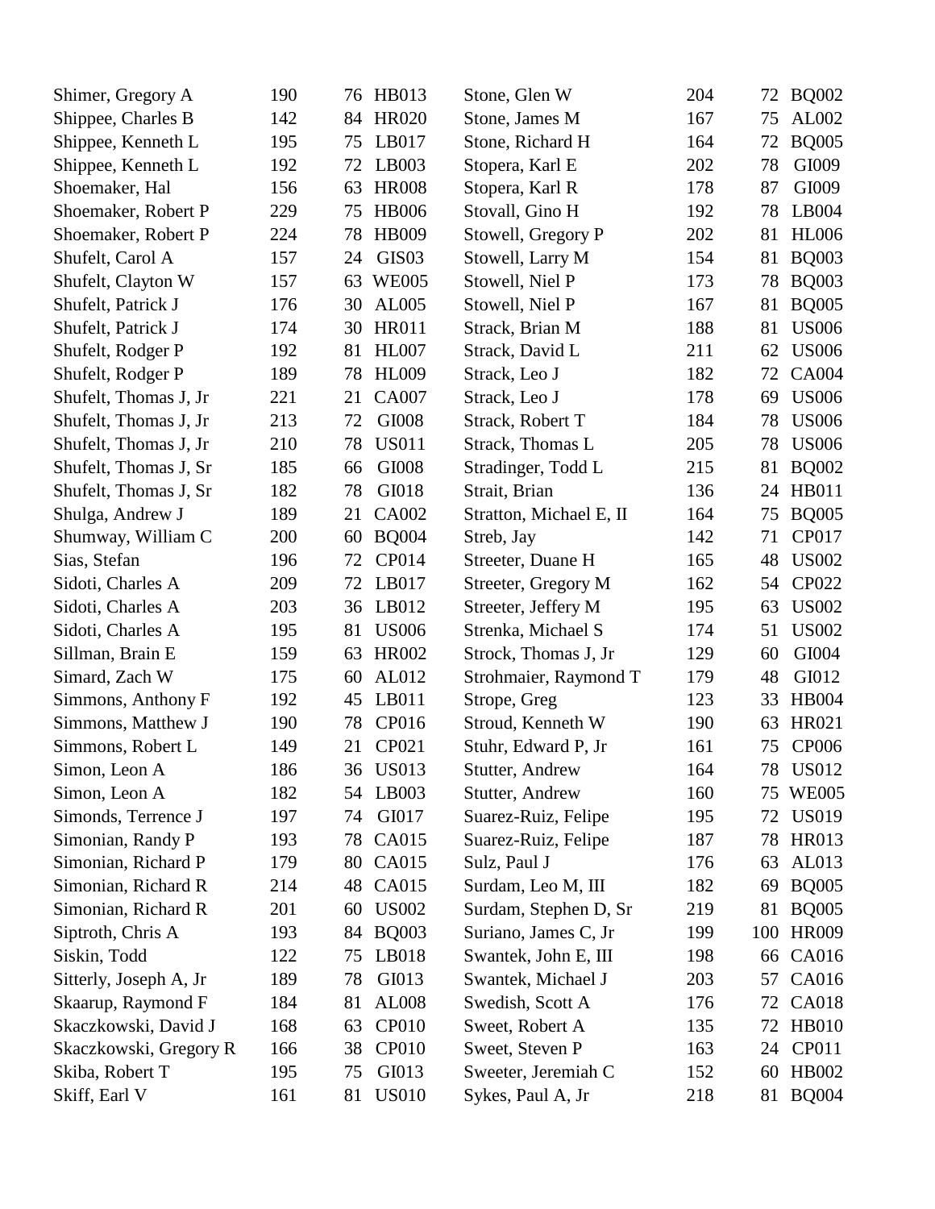| Name | | | |
|---|---|---|---|
| Shimer, Gregory A | 190 | 76 | HB013 |
| Shippee, Charles B | 142 | 84 | HR020 |
| Shippee, Kenneth L | 195 | 75 | LB017 |
| Shippee, Kenneth L | 192 | 72 | LB003 |
| Shoemaker, Hal | 156 | 63 | HR008 |
| Shoemaker, Robert P | 229 | 75 | HB006 |
| Shoemaker, Robert P | 224 | 78 | HB009 |
| Shufelt, Carol A | 157 | 24 | GIS03 |
| Shufelt, Clayton W | 157 | 63 | WE005 |
| Shufelt, Patrick J | 176 | 30 | AL005 |
| Shufelt, Patrick J | 174 | 30 | HR011 |
| Shufelt, Rodger P | 192 | 81 | HL007 |
| Shufelt, Rodger P | 189 | 78 | HL009 |
| Shufelt, Thomas J, Jr | 221 | 21 | CA007 |
| Shufelt, Thomas J, Jr | 213 | 72 | GI008 |
| Shufelt, Thomas J, Jr | 210 | 78 | US011 |
| Shufelt, Thomas J, Sr | 185 | 66 | GI008 |
| Shufelt, Thomas J, Sr | 182 | 78 | GI018 |
| Shulga, Andrew J | 189 | 21 | CA002 |
| Shumway, William C | 200 | 60 | BQ004 |
| Sias, Stefan | 196 | 72 | CP014 |
| Sidoti, Charles A | 209 | 72 | LB017 |
| Sidoti, Charles A | 203 | 36 | LB012 |
| Sidoti, Charles A | 195 | 81 | US006 |
| Sillman, Brain E | 159 | 63 | HR002 |
| Simard, Zach W | 175 | 60 | AL012 |
| Simmons, Anthony F | 192 | 45 | LB011 |
| Simmons, Matthew J | 190 | 78 | CP016 |
| Simmons, Robert L | 149 | 21 | CP021 |
| Simon, Leon A | 186 | 36 | US013 |
| Simon, Leon A | 182 | 54 | LB003 |
| Simonds, Terrence J | 197 | 74 | GI017 |
| Simonian, Randy P | 193 | 78 | CA015 |
| Simonian, Richard P | 179 | 80 | CA015 |
| Simonian, Richard R | 214 | 48 | CA015 |
| Simonian, Richard R | 201 | 60 | US002 |
| Siptroth, Chris A | 193 | 84 | BQ003 |
| Siskin, Todd | 122 | 75 | LB018 |
| Sitterly, Joseph A, Jr | 189 | 78 | GI013 |
| Skaarup, Raymond F | 184 | 81 | AL008 |
| Skaczkowski, David J | 168 | 63 | CP010 |
| Skaczkowski, Gregory R | 166 | 38 | CP010 |
| Skiba, Robert T | 195 | 75 | GI013 |
| Skiff, Earl V | 161 | 81 | US010 |
| Stone, Glen W | 204 | 72 | BQ002 |
| Stone, James M | 167 | 75 | AL002 |
| Stone, Richard H | 164 | 72 | BQ005 |
| Stopera, Karl E | 202 | 78 | GI009 |
| Stopera, Karl R | 178 | 87 | GI009 |
| Stovall, Gino H | 192 | 78 | LB004 |
| Stowell, Gregory P | 202 | 81 | HL006 |
| Stowell, Larry M | 154 | 81 | BQ003 |
| Stowell, Niel P | 173 | 78 | BQ003 |
| Stowell, Niel P | 167 | 81 | BQ005 |
| Strack, Brian M | 188 | 81 | US006 |
| Strack, David L | 211 | 62 | US006 |
| Strack, Leo J | 182 | 72 | CA004 |
| Strack, Leo J | 178 | 69 | US006 |
| Strack, Robert T | 184 | 78 | US006 |
| Strack, Thomas L | 205 | 78 | US006 |
| Stradinger, Todd L | 215 | 81 | BQ002 |
| Strait, Brian | 136 | 24 | HB011 |
| Stratton, Michael E, II | 164 | 75 | BQ005 |
| Streb, Jay | 142 | 71 | CP017 |
| Streeter, Duane H | 165 | 48 | US002 |
| Streeter, Gregory M | 162 | 54 | CP022 |
| Streeter, Jeffery M | 195 | 63 | US002 |
| Strenka, Michael S | 174 | 51 | US002 |
| Strock, Thomas J, Jr | 129 | 60 | GI004 |
| Strohmaier, Raymond T | 179 | 48 | GI012 |
| Strope, Greg | 123 | 33 | HB004 |
| Stroud, Kenneth W | 190 | 63 | HR021 |
| Stuhr, Edward P, Jr | 161 | 75 | CP006 |
| Stutter, Andrew | 164 | 78 | US012 |
| Stutter, Andrew | 160 | 75 | WE005 |
| Suarez-Ruiz, Felipe | 195 | 72 | US019 |
| Suarez-Ruiz, Felipe | 187 | 78 | HR013 |
| Sulz, Paul J | 176 | 63 | AL013 |
| Surdam, Leo M, III | 182 | 69 | BQ005 |
| Surdam, Stephen D, Sr | 219 | 81 | BQ005 |
| Suriano, James C, Jr | 199 | 100 | HR009 |
| Swantek, John E, III | 198 | 66 | CA016 |
| Swantek, Michael J | 203 | 57 | CA016 |
| Swedish, Scott A | 176 | 72 | CA018 |
| Sweet, Robert A | 135 | 72 | HB010 |
| Sweet, Steven P | 163 | 24 | CP011 |
| Sweeter, Jeremiah C | 152 | 60 | HB002 |
| Sykes, Paul A, Jr | 218 | 81 | BQ004 |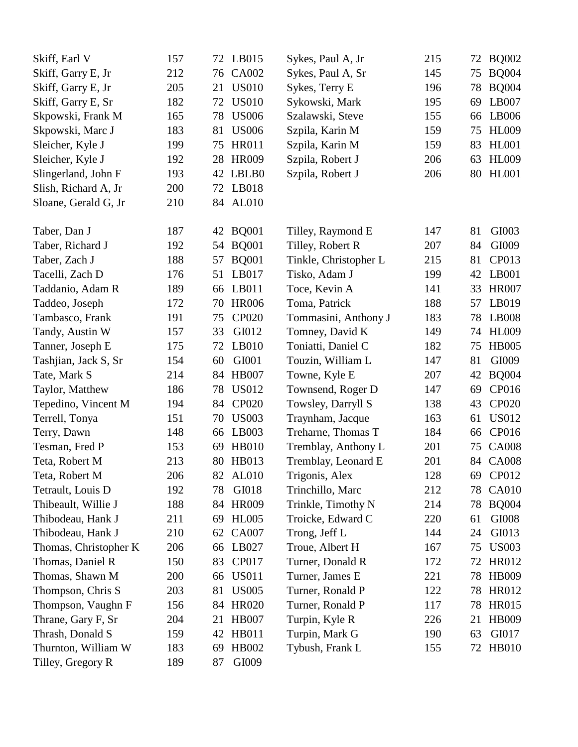| Name | | | |
|---|---|---|---|
| Skiff, Earl V | 157 | 72 | LB015 |
| Skiff, Garry E, Jr | 212 | 76 | CA002 |
| Skiff, Garry E, Jr | 205 | 21 | US010 |
| Skiff, Garry E, Sr | 182 | 72 | US010 |
| Skpowski, Frank M | 165 | 78 | US006 |
| Skpowski, Marc J | 183 | 81 | US006 |
| Sleicher, Kyle J | 199 | 75 | HR011 |
| Sleicher, Kyle J | 192 | 28 | HR009 |
| Slingerland, John F | 193 | 42 | LBLB0 |
| Slish, Richard A, Jr | 200 | 72 | LB018 |
| Sloane, Gerald G, Jr | 210 | 84 | AL010 |
| Sykes, Paul A, Jr | 215 | 72 | BQ002 |
| Sykes, Paul A, Sr | 145 | 75 | BQ004 |
| Sykes, Terry E | 196 | 78 | BQ004 |
| Sykowski, Mark | 195 | 69 | LB007 |
| Szalawski, Steve | 155 | 66 | LB006 |
| Szpila, Karin M | 159 | 75 | HL009 |
| Szpila, Karin M | 159 | 83 | HL001 |
| Szpila, Robert J | 206 | 63 | HL009 |
| Szpila, Robert J | 206 | 80 | HL001 |

| Name | | | |
|---|---|---|---|
| Taber, Dan J | 187 | 42 | BQ001 |
| Taber, Richard J | 192 | 54 | BQ001 |
| Taber, Zach J | 188 | 57 | BQ001 |
| Tacelli, Zach D | 176 | 51 | LB017 |
| Taddanio, Adam R | 189 | 66 | LB011 |
| Taddeo, Joseph | 172 | 70 | HR006 |
| Tambasco, Frank | 191 | 75 | CP020 |
| Tandy, Austin W | 157 | 33 | GI012 |
| Tanner, Joseph E | 175 | 72 | LB010 |
| Tashjian, Jack S, Sr | 154 | 60 | GI001 |
| Tate, Mark S | 214 | 84 | HB007 |
| Taylor, Matthew | 186 | 78 | US012 |
| Tepedino, Vincent M | 194 | 84 | CP020 |
| Terrell, Tonya | 151 | 70 | US003 |
| Terry, Dawn | 148 | 66 | LB003 |
| Tesman, Fred P | 153 | 69 | HB010 |
| Teta, Robert M | 213 | 80 | HB013 |
| Teta, Robert M | 206 | 82 | AL010 |
| Tetrault, Louis D | 192 | 78 | GI018 |
| Thibeault, Willie J | 188 | 84 | HR009 |
| Thibodeau, Hank J | 211 | 69 | HL005 |
| Thibodeau, Hank J | 210 | 62 | CA007 |
| Thomas, Christopher K | 206 | 66 | LB027 |
| Thomas, Daniel R | 150 | 83 | CP017 |
| Thomas, Shawn M | 200 | 66 | US011 |
| Thompson, Chris S | 203 | 81 | US005 |
| Thompson, Vaughn F | 156 | 84 | HR020 |
| Thrane, Gary F, Sr | 204 | 21 | HB007 |
| Thrash, Donald S | 159 | 42 | HB011 |
| Thurnton, William W | 183 | 69 | HB002 |
| Tilley, Gregory R | 189 | 87 | GI009 |
| Tilley, Raymond E | 147 | 81 | GI003 |
| Tilley, Robert R | 207 | 84 | GI009 |
| Tinkle, Christopher L | 215 | 81 | CP013 |
| Tisko, Adam J | 199 | 42 | LB001 |
| Toce, Kevin A | 141 | 33 | HR007 |
| Toma, Patrick | 188 | 57 | LB019 |
| Tommasini, Anthony J | 183 | 78 | LB008 |
| Tomney, David K | 149 | 74 | HL009 |
| Toniatti, Daniel C | 182 | 75 | HB005 |
| Touzin, William L | 147 | 81 | GI009 |
| Towne, Kyle E | 207 | 42 | BQ004 |
| Townsend, Roger D | 147 | 69 | CP016 |
| Towsley, Darryll S | 138 | 43 | CP020 |
| Traynham, Jacque | 163 | 61 | US012 |
| Treharne, Thomas T | 184 | 66 | CP016 |
| Tremblay, Anthony L | 201 | 75 | CA008 |
| Tremblay, Leonard E | 201 | 84 | CA008 |
| Trigonis, Alex | 128 | 69 | CP012 |
| Trinchillo, Marc | 212 | 78 | CA010 |
| Trinkle, Timothy N | 214 | 78 | BQ004 |
| Troicke, Edward C | 220 | 61 | GI008 |
| Trong, Jeff L | 144 | 24 | GI013 |
| Troue, Albert H | 167 | 75 | US003 |
| Turner, Donald R | 172 | 72 | HR012 |
| Turner, James E | 221 | 78 | HB009 |
| Turner, Ronald P | 122 | 78 | HR012 |
| Turner, Ronald P | 117 | 78 | HR015 |
| Turpin, Kyle R | 226 | 21 | HB009 |
| Turpin, Mark G | 190 | 63 | GI017 |
| Tybush, Frank L | 155 | 72 | HB010 |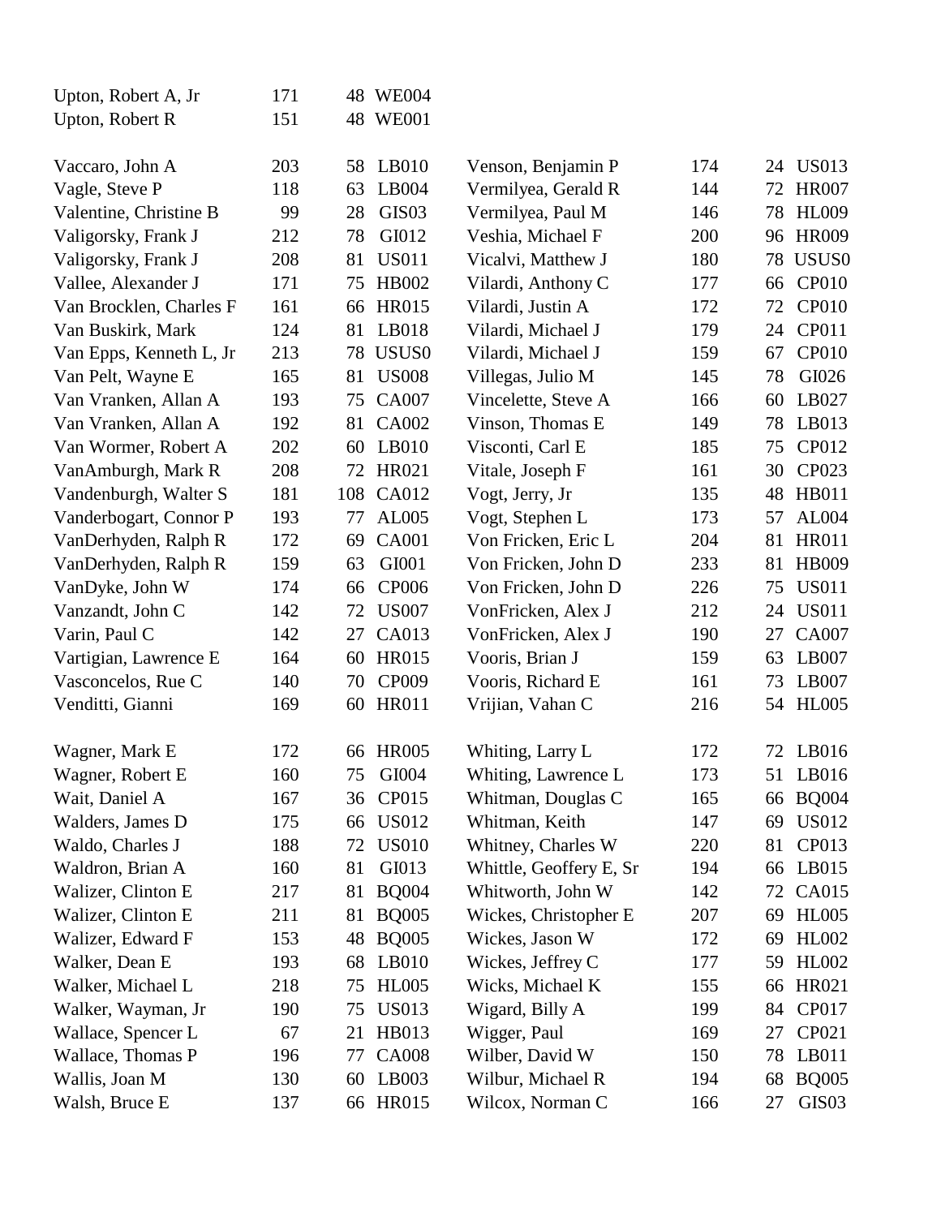| | | | |
|---|---|---|---|
| Upton, Robert A, Jr | 171 | 48 | WE004 |
| Upton, Robert R | 151 | 48 | WE001 |

| | | | | | | | |
|---|---|---|---|---|---|---|---|
| Vaccaro, John A | 203 | 58 | LB010 | Venson, Benjamin P | 174 | 24 | US013 |
| Vagle, Steve P | 118 | 63 | LB004 | Vermilyea, Gerald R | 144 | 72 | HR007 |
| Valentine, Christine B | 99 | 28 | GIS03 | Vermilyea, Paul M | 146 | 78 | HL009 |
| Valigorsky, Frank J | 212 | 78 | GI012 | Veshia, Michael F | 200 | 96 | HR009 |
| Valigorsky, Frank J | 208 | 81 | US011 | Vicalvi, Matthew J | 180 | 78 | USUS0 |
| Vallee, Alexander J | 171 | 75 | HB002 | Vilardi, Anthony C | 177 | 66 | CP010 |
| Van Brocklen, Charles F | 161 | 66 | HR015 | Vilardi, Justin A | 172 | 72 | CP010 |
| Van Buskirk, Mark | 124 | 81 | LB018 | Vilardi, Michael J | 179 | 24 | CP011 |
| Van Epps, Kenneth L, Jr | 213 | 78 | USUS0 | Vilardi, Michael J | 159 | 67 | CP010 |
| Van Pelt, Wayne E | 165 | 81 | US008 | Villegas, Julio M | 145 | 78 | GI026 |
| Van Vranken, Allan A | 193 | 75 | CA007 | Vincelette, Steve A | 166 | 60 | LB027 |
| Van Vranken, Allan A | 192 | 81 | CA002 | Vinson, Thomas E | 149 | 78 | LB013 |
| Van Wormer, Robert A | 202 | 60 | LB010 | Visconti, Carl E | 185 | 75 | CP012 |
| VanAmburgh, Mark R | 208 | 72 | HR021 | Vitale, Joseph F | 161 | 30 | CP023 |
| Vandenburgh, Walter S | 181 | 108 | CA012 | Vogt, Jerry, Jr | 135 | 48 | HB011 |
| Vanderbogart, Connor P | 193 | 77 | AL005 | Vogt, Stephen L | 173 | 57 | AL004 |
| VanDerhyden, Ralph R | 172 | 69 | CA001 | Von Fricken, Eric L | 204 | 81 | HR011 |
| VanDerhyden, Ralph R | 159 | 63 | GI001 | Von Fricken, John D | 233 | 81 | HB009 |
| VanDyke, John W | 174 | 66 | CP006 | Von Fricken, John D | 226 | 75 | US011 |
| Vanzandt, John C | 142 | 72 | US007 | VonFricken, Alex J | 212 | 24 | US011 |
| Varin, Paul C | 142 | 27 | CA013 | VonFricken, Alex J | 190 | 27 | CA007 |
| Vartigian, Lawrence E | 164 | 60 | HR015 | Vooris, Brian J | 159 | 63 | LB007 |
| Vasconcelos, Rue C | 140 | 70 | CP009 | Vooris, Richard E | 161 | 73 | LB007 |
| Venditti, Gianni | 169 | 60 | HR011 | Vrijian, Vahan C | 216 | 54 | HL005 |

| | | | | | | | |
|---|---|---|---|---|---|---|---|
| Wagner, Mark E | 172 | 66 | HR005 | Whiting, Larry L | 172 | 72 | LB016 |
| Wagner, Robert E | 160 | 75 | GI004 | Whiting, Lawrence L | 173 | 51 | LB016 |
| Wait, Daniel A | 167 | 36 | CP015 | Whitman, Douglas C | 165 | 66 | BQ004 |
| Walders, James D | 175 | 66 | US012 | Whitman, Keith | 147 | 69 | US012 |
| Waldo, Charles J | 188 | 72 | US010 | Whitney, Charles W | 220 | 81 | CP013 |
| Waldron, Brian A | 160 | 81 | GI013 | Whittle, Geoffery E, Sr | 194 | 66 | LB015 |
| Walizer, Clinton E | 217 | 81 | BQ004 | Whitworth, John W | 142 | 72 | CA015 |
| Walizer, Clinton E | 211 | 81 | BQ005 | Wickes, Christopher E | 207 | 69 | HL005 |
| Walizer, Edward F | 153 | 48 | BQ005 | Wickes, Jason W | 172 | 69 | HL002 |
| Walker, Dean E | 193 | 68 | LB010 | Wickes, Jeffrey C | 177 | 59 | HL002 |
| Walker, Michael L | 218 | 75 | HL005 | Wicks, Michael K | 155 | 66 | HR021 |
| Walker, Wayman, Jr | 190 | 75 | US013 | Wigard, Billy A | 199 | 84 | CP017 |
| Wallace, Spencer L | 67 | 21 | HB013 | Wigger, Paul | 169 | 27 | CP021 |
| Wallace, Thomas P | 196 | 77 | CA008 | Wilber, David W | 150 | 78 | LB011 |
| Wallis, Joan M | 130 | 60 | LB003 | Wilbur, Michael R | 194 | 68 | BQ005 |
| Walsh, Bruce E | 137 | 66 | HR015 | Wilcox, Norman C | 166 | 27 | GIS03 |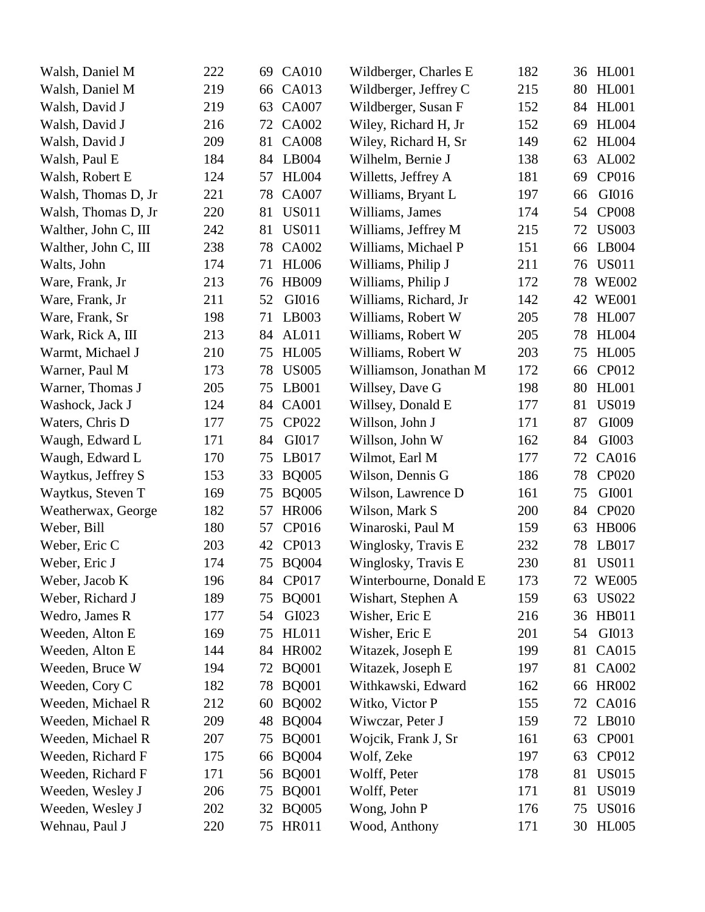| Name | Score | Value | Code |
|---|---|---|---|
| Walsh, Daniel M | 222 | 69 | CA010 |
| Walsh, Daniel M | 219 | 66 | CA013 |
| Walsh, David J | 219 | 63 | CA007 |
| Walsh, David J | 216 | 72 | CA002 |
| Walsh, David J | 209 | 81 | CA008 |
| Walsh, Paul E | 184 | 84 | LB004 |
| Walsh, Robert E | 124 | 57 | HL004 |
| Walsh, Thomas D, Jr | 221 | 78 | CA007 |
| Walsh, Thomas D, Jr | 220 | 81 | US011 |
| Walther, John C, III | 242 | 81 | US011 |
| Walther, John C, III | 238 | 78 | CA002 |
| Walts, John | 174 | 71 | HL006 |
| Ware, Frank, Jr | 213 | 76 | HB009 |
| Ware, Frank, Jr | 211 | 52 | GI016 |
| Ware, Frank, Sr | 198 | 71 | LB003 |
| Wark, Rick A, III | 213 | 84 | AL011 |
| Warmt, Michael J | 210 | 75 | HL005 |
| Warner, Paul M | 173 | 78 | US005 |
| Warner, Thomas J | 205 | 75 | LB001 |
| Washock, Jack J | 124 | 84 | CA001 |
| Waters, Chris D | 177 | 75 | CP022 |
| Waugh, Edward L | 171 | 84 | GI017 |
| Waugh, Edward L | 170 | 75 | LB017 |
| Waytkus, Jeffrey S | 153 | 33 | BQ005 |
| Waytkus, Steven T | 169 | 75 | BQ005 |
| Weatherwax, George | 182 | 57 | HR006 |
| Weber, Bill | 180 | 57 | CP016 |
| Weber, Eric C | 203 | 42 | CP013 |
| Weber, Eric J | 174 | 75 | BQ004 |
| Weber, Jacob K | 196 | 84 | CP017 |
| Weber, Richard J | 189 | 75 | BQ001 |
| Wedro, James R | 177 | 54 | GI023 |
| Weeden, Alton E | 169 | 75 | HL011 |
| Weeden, Alton E | 144 | 84 | HR002 |
| Weeden, Bruce W | 194 | 72 | BQ001 |
| Weeden, Cory C | 182 | 78 | BQ001 |
| Weeden, Michael R | 212 | 60 | BQ002 |
| Weeden, Michael R | 209 | 48 | BQ004 |
| Weeden, Michael R | 207 | 75 | BQ001 |
| Weeden, Richard F | 175 | 66 | BQ004 |
| Weeden, Richard F | 171 | 56 | BQ001 |
| Weeden, Wesley J | 206 | 75 | BQ001 |
| Weeden, Wesley J | 202 | 32 | BQ005 |
| Wehnau, Paul J | 220 | 75 | HR011 |
| Wildberger, Charles E | 182 | 36 | HL001 |
| Wildberger, Jeffrey C | 215 | 80 | HL001 |
| Wildberger, Susan F | 152 | 84 | HL001 |
| Wiley, Richard H, Jr | 152 | 69 | HL004 |
| Wiley, Richard H, Sr | 149 | 62 | HL004 |
| Wilhelm, Bernie J | 138 | 63 | AL002 |
| Willetts, Jeffrey A | 181 | 69 | CP016 |
| Williams, Bryant L | 197 | 66 | GI016 |
| Williams, James | 174 | 54 | CP008 |
| Williams, Jeffrey M | 215 | 72 | US003 |
| Williams, Michael P | 151 | 66 | LB004 |
| Williams, Philip J | 211 | 76 | US011 |
| Williams, Philip J | 172 | 78 | WE002 |
| Williams, Richard, Jr | 142 | 42 | WE001 |
| Williams, Robert W | 205 | 78 | HL007 |
| Williams, Robert W | 205 | 78 | HL004 |
| Williams, Robert W | 203 | 75 | HL005 |
| Williamson, Jonathan M | 172 | 66 | CP012 |
| Willsey, Dave G | 198 | 80 | HL001 |
| Willsey, Donald E | 177 | 81 | US019 |
| Willson, John J | 171 | 87 | GI009 |
| Willson, John W | 162 | 84 | GI003 |
| Wilmot, Earl M | 177 | 72 | CA016 |
| Wilson, Dennis G | 186 | 78 | CP020 |
| Wilson, Lawrence D | 161 | 75 | GI001 |
| Wilson, Mark S | 200 | 84 | CP020 |
| Winaroski, Paul M | 159 | 63 | HB006 |
| Winglosky, Travis E | 232 | 78 | LB017 |
| Winglosky, Travis E | 230 | 81 | US011 |
| Winterbourne, Donald E | 173 | 72 | WE005 |
| Wishart, Stephen A | 159 | 63 | US022 |
| Wisher, Eric E | 216 | 36 | HB011 |
| Wisher, Eric E | 201 | 54 | GI013 |
| Witazek, Joseph E | 199 | 81 | CA015 |
| Witazek, Joseph E | 197 | 81 | CA002 |
| Withkawski, Edward | 162 | 66 | HR002 |
| Witko, Victor P | 155 | 72 | CA016 |
| Wiwczar, Peter J | 159 | 72 | LB010 |
| Wojcik, Frank J, Sr | 161 | 63 | CP001 |
| Wolf, Zeke | 197 | 63 | CP012 |
| Wolff, Peter | 178 | 81 | US015 |
| Wolff, Peter | 171 | 81 | US019 |
| Wong, John P | 176 | 75 | US016 |
| Wood, Anthony | 171 | 30 | HL005 |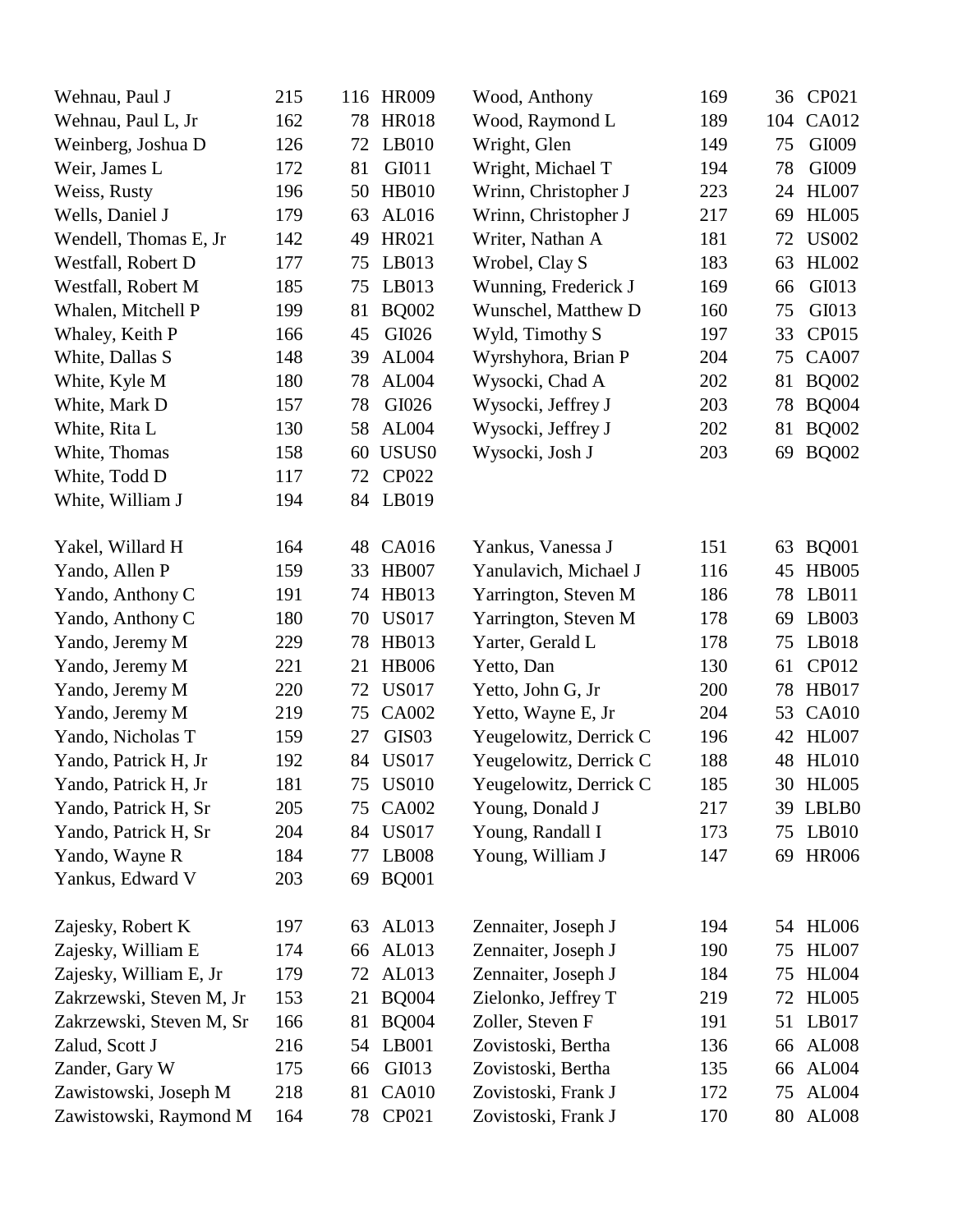| Name | | | | Name | | | |
|---|---|---|---|---|---|---|---|
| Wehnau, Paul J | 215 | 116 | HR009 | Wood, Anthony | 169 | 36 | CP021 |
| Wehnau, Paul L, Jr | 162 | 78 | HR018 | Wood, Raymond L | 189 | 104 | CA012 |
| Weinberg, Joshua D | 126 | 72 | LB010 | Wright, Glen | 149 | 75 | GI009 |
| Weir, James L | 172 | 81 | GI011 | Wright, Michael T | 194 | 78 | GI009 |
| Weiss, Rusty | 196 | 50 | HB010 | Wrinn, Christopher J | 223 | 24 | HL007 |
| Wells, Daniel J | 179 | 63 | AL016 | Wrinn, Christopher J | 217 | 69 | HL005 |
| Wendell, Thomas E, Jr | 142 | 49 | HR021 | Writer, Nathan A | 181 | 72 | US002 |
| Westfall, Robert D | 177 | 75 | LB013 | Wrobel, Clay S | 183 | 63 | HL002 |
| Westfall, Robert M | 185 | 75 | LB013 | Wunning, Frederick J | 169 | 66 | GI013 |
| Whalen, Mitchell P | 199 | 81 | BQ002 | Wunschel, Matthew D | 160 | 75 | GI013 |
| Whaley, Keith P | 166 | 45 | GI026 | Wyld, Timothy S | 197 | 33 | CP015 |
| White, Dallas S | 148 | 39 | AL004 | Wyrshyhora, Brian P | 204 | 75 | CA007 |
| White, Kyle M | 180 | 78 | AL004 | Wysocki, Chad A | 202 | 81 | BQ002 |
| White, Mark D | 157 | 78 | GI026 | Wysocki, Jeffrey J | 203 | 78 | BQ004 |
| White, Rita L | 130 | 58 | AL004 | Wysocki, Jeffrey J | 202 | 81 | BQ002 |
| White, Thomas | 158 | 60 | USUS0 | Wysocki, Josh J | 203 | 69 | BQ002 |
| White, Todd D | 117 | 72 | CP022 | | | | |
| White, William J | 194 | 84 | LB019 | | | | |
| | | | | | | | |
| Yakel, Willard H | 164 | 48 | CA016 | Yankus, Vanessa J | 151 | 63 | BQ001 |
| Yando, Allen P | 159 | 33 | HB007 | Yanulavich, Michael J | 116 | 45 | HB005 |
| Yando, Anthony C | 191 | 74 | HB013 | Yarrington, Steven M | 186 | 78 | LB011 |
| Yando, Anthony C | 180 | 70 | US017 | Yarrington, Steven M | 178 | 69 | LB003 |
| Yando, Jeremy M | 229 | 78 | HB013 | Yarter, Gerald L | 178 | 75 | LB018 |
| Yando, Jeremy M | 221 | 21 | HB006 | Yetto, Dan | 130 | 61 | CP012 |
| Yando, Jeremy M | 220 | 72 | US017 | Yetto, John G, Jr | 200 | 78 | HB017 |
| Yando, Jeremy M | 219 | 75 | CA002 | Yetto, Wayne E, Jr | 204 | 53 | CA010 |
| Yando, Nicholas T | 159 | 27 | GIS03 | Yeugelowitz, Derrick C | 196 | 42 | HL007 |
| Yando, Patrick H, Jr | 192 | 84 | US017 | Yeugelowitz, Derrick C | 188 | 48 | HL010 |
| Yando, Patrick H, Jr | 181 | 75 | US010 | Yeugelowitz, Derrick C | 185 | 30 | HL005 |
| Yando, Patrick H, Sr | 205 | 75 | CA002 | Young, Donald J | 217 | 39 | LBLB0 |
| Yando, Patrick H, Sr | 204 | 84 | US017 | Young, Randall I | 173 | 75 | LB010 |
| Yando, Wayne R | 184 | 77 | LB008 | Young, William J | 147 | 69 | HR006 |
| Yankus, Edward V | 203 | 69 | BQ001 | | | | |
| | | | | | | | |
| Zajesky, Robert K | 197 | 63 | AL013 | Zennaiter, Joseph J | 194 | 54 | HL006 |
| Zajesky, William E | 174 | 66 | AL013 | Zennaiter, Joseph J | 190 | 75 | HL007 |
| Zajesky, William E, Jr | 179 | 72 | AL013 | Zennaiter, Joseph J | 184 | 75 | HL004 |
| Zakrzewski, Steven M, Jr | 153 | 21 | BQ004 | Zielonko, Jeffrey T | 219 | 72 | HL005 |
| Zakrzewski, Steven M, Sr | 166 | 81 | BQ004 | Zoller, Steven F | 191 | 51 | LB017 |
| Zalud, Scott J | 216 | 54 | LB001 | Zovistoski, Bertha | 136 | 66 | AL008 |
| Zander, Gary W | 175 | 66 | GI013 | Zovistoski, Bertha | 135 | 66 | AL004 |
| Zawistowski, Joseph M | 218 | 81 | CA010 | Zovistoski, Frank J | 172 | 75 | AL004 |
| Zawistowski, Raymond M | 164 | 78 | CP021 | Zovistoski, Frank J | 170 | 80 | AL008 |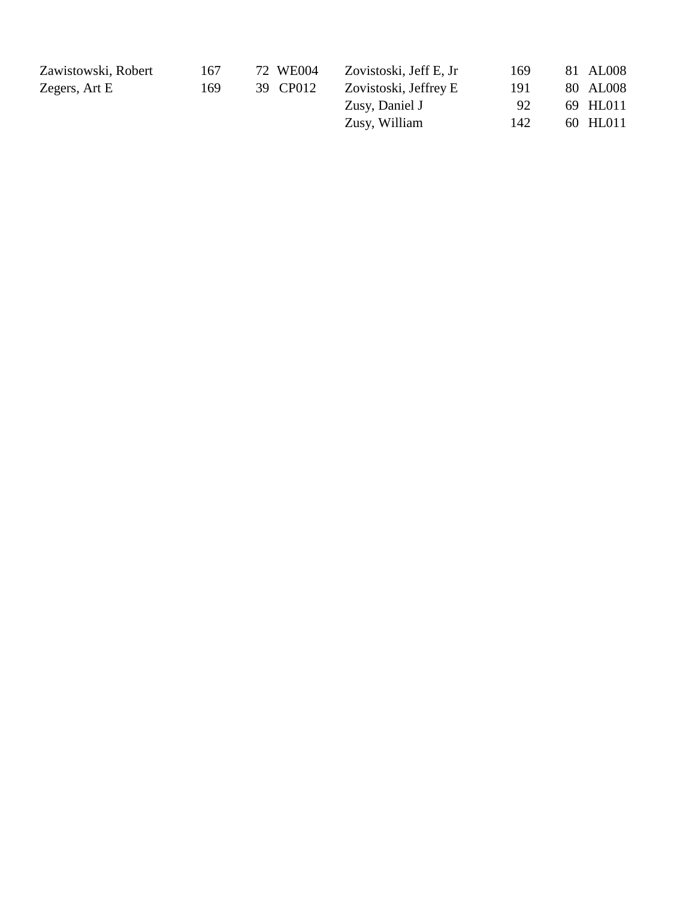| | | | |
|---|---|---|---|
| Zawistowski, Robert | 167 | 72 | WE004 |
| Zegers, Art E | 169 | 39 | CP012 |
| Zovistoski, Jeff E, Jr | 169 | 81 | AL008 |
| Zovistoski, Jeffrey E | 191 | 80 | AL008 |
| Zusy, Daniel J | 92 | 69 | HL011 |
| Zusy, William | 142 | 60 | HL011 |